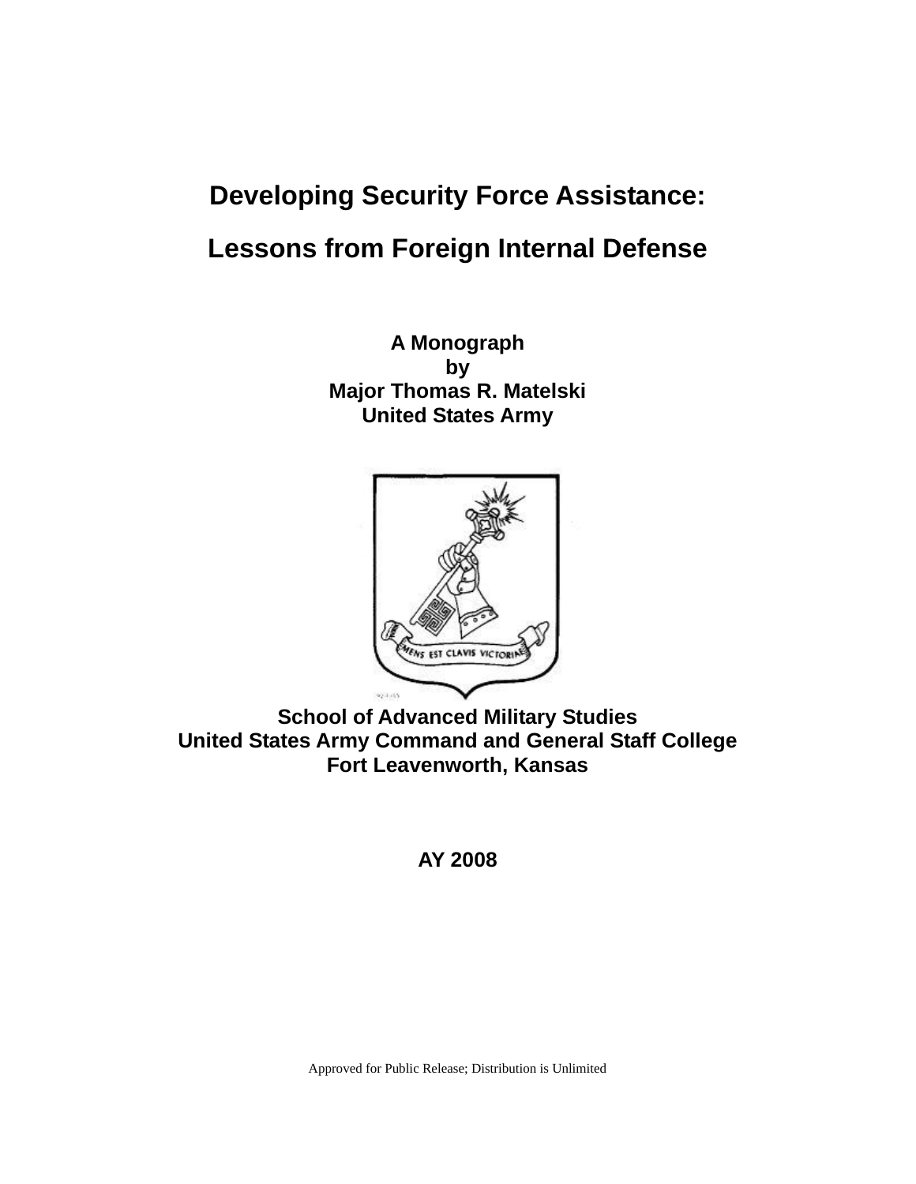# Developing Security Force Assistance:

# Lessons from Foreign Internal Defense

**A Monograph**
**by**
**Major Thomas R. Matelski**
**United States Army**

**School of Advanced Military Studies**
**United States Army Command and General Staff College**
**Fort Leavenworth, Kansas**

**AY 2008**

Approved for Public Release; Distribution is Unlimited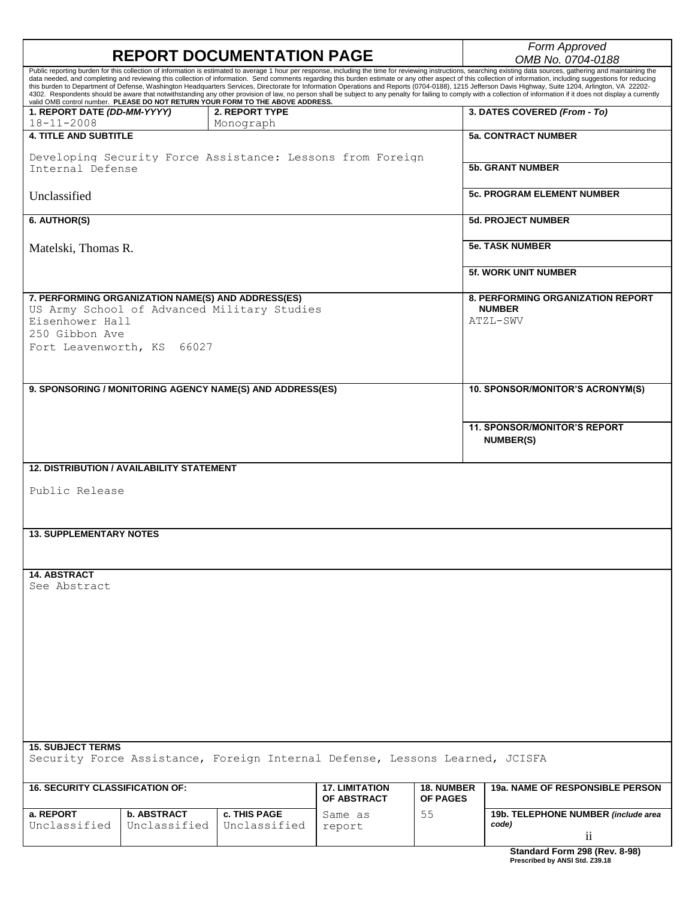# REPORT DOCUMENTATION PAGE

*Form Approved*
*OMB No. 0704-0188*

Public reporting burden for this collection of information is estimated to average 1 hour per response, including the time for reviewing instructions, searching existing data sources, gathering and maintaining the data needed, and completing and reviewing this collection of information. Send comments regarding this burden estimate or any other aspect of this collection of information, including suggestions for reducing this burden to Department of Defense, Washington Headquarters Services, Directorate for Information Operations and Reports (0704-0188), 1215 Jefferson Davis Highway, Suite 1204, Arlington, VA 22202-4302. Respondents should be aware that notwithstanding any other provision of law, no person shall be subject to any penalty for failing to comply with a collection of information if it does not display a currently valid OMB control number. **PLEASE DO NOT RETURN YOUR FORM TO THE ABOVE ADDRESS.**

| 1. REPORT DATE *(DD-MM-YYYY)* | 2. REPORT TYPE | 3. DATES COVERED *(From - To)* |
|---|---|---|
| 18-11-2008 | Monograph | |

**4. TITLE AND SUBTITLE**

Developing Security Force Assistance: Lessons from Foreign Internal Defense

Unclassified

**5a. CONTRACT NUMBER**

**5b. GRANT NUMBER**

**5c. PROGRAM ELEMENT NUMBER**

**6. AUTHOR(S)**

Matelski, Thomas R.

**5d. PROJECT NUMBER**

**5e. TASK NUMBER**

**5f. WORK UNIT NUMBER**

**7. PERFORMING ORGANIZATION NAME(S) AND ADDRESS(ES)**

US Army School of Advanced Military Studies
Eisenhower Hall
250 Gibbon Ave
Fort Leavenworth, KS 66027

**8. PERFORMING ORGANIZATION REPORT NUMBER**

ATZL-SWV

**9. SPONSORING / MONITORING AGENCY NAME(S) AND ADDRESS(ES)**

**10. SPONSOR/MONITOR'S ACRONYM(S)**

**11. SPONSOR/MONITOR'S REPORT NUMBER(S)**

**12. DISTRIBUTION / AVAILABILITY STATEMENT**

Public Release

**13. SUPPLEMENTARY NOTES**

**14. ABSTRACT**

See Abstract

**15. SUBJECT TERMS**

Security Force Assistance, Foreign Internal Defense, Lessons Learned, JCISFA

| 16. SECURITY CLASSIFICATION OF: | | | 17. LIMITATION OF ABSTRACT | 18. NUMBER OF PAGES | 19a. NAME OF RESPONSIBLE PERSON |
|---|---|---|---|---|---|
| a. REPORT | b. ABSTRACT | c. THIS PAGE | | | 19b. TELEPHONE NUMBER *(include area code)* |
| Unclassified | Unclassified | Unclassified | Same as report | 55 | |

**Standard Form 298 (Rev. 8-98)**
**Prescribed by ANSI Std. Z39.18**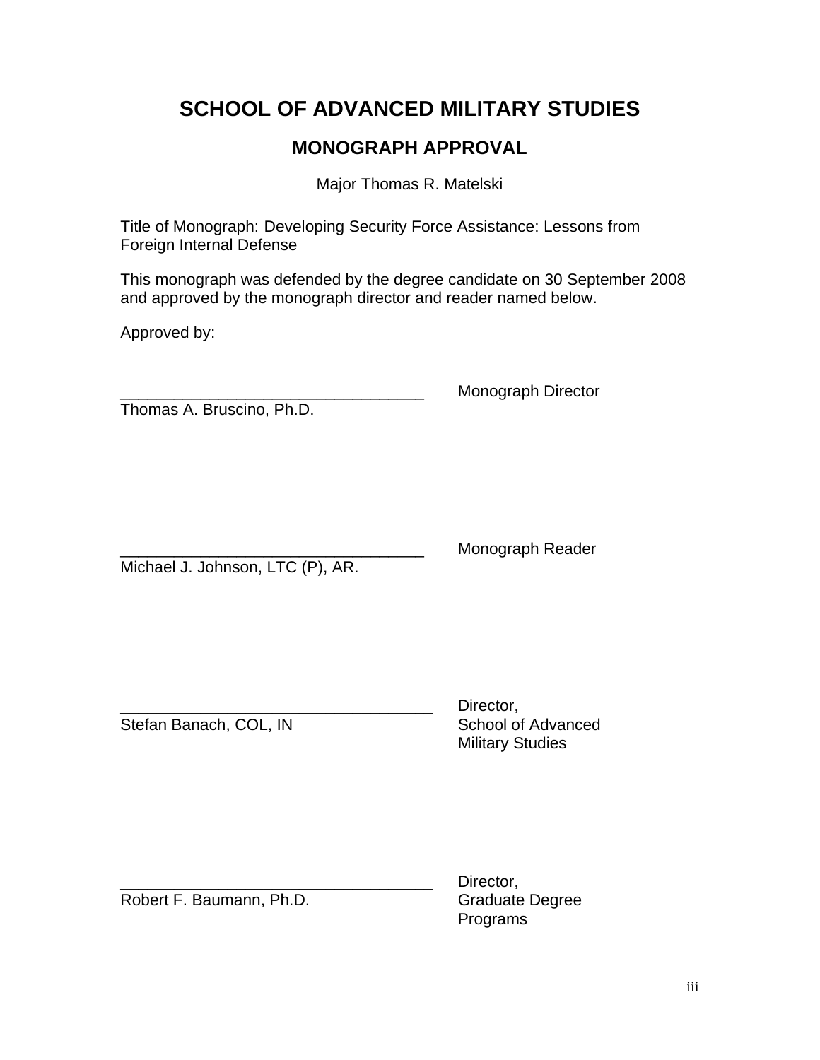# SCHOOL OF ADVANCED MILITARY STUDIES

## MONOGRAPH APPROVAL

Major Thomas R. Matelski

Title of Monograph: Developing Security Force Assistance: Lessons from Foreign Internal Defense

This monograph was defended by the degree candidate on 30 September 2008 and approved by the monograph director and reader named below.

Approved by:

__________________________________ Monograph Director
Thomas A. Bruscino, Ph.D.

__________________________________ Monograph Reader
Michael J. Johnson, LTC (P), AR.

__________________________________ Director, School of Advanced Military Studies
Stefan Banach, COL, IN

__________________________________ Director, Graduate Degree Programs
Robert F. Baumann, Ph.D.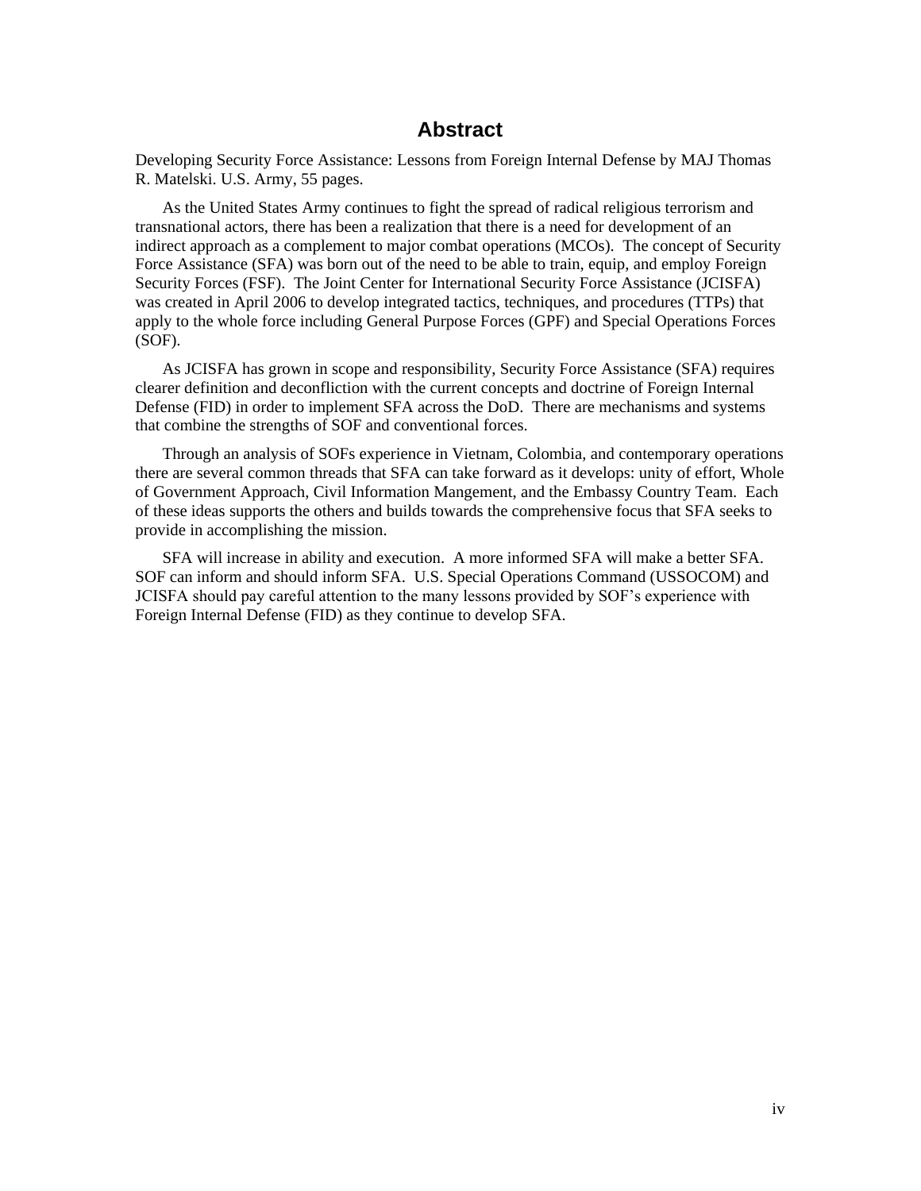# Abstract

Developing Security Force Assistance: Lessons from Foreign Internal Defense by MAJ Thomas R. Matelski. U.S. Army, 55 pages.

As the United States Army continues to fight the spread of radical religious terrorism and transnational actors, there has been a realization that there is a need for development of an indirect approach as a complement to major combat operations (MCOs). The concept of Security Force Assistance (SFA) was born out of the need to be able to train, equip, and employ Foreign Security Forces (FSF). The Joint Center for International Security Force Assistance (JCISFA) was created in April 2006 to develop integrated tactics, techniques, and procedures (TTPs) that apply to the whole force including General Purpose Forces (GPF) and Special Operations Forces (SOF).

As JCISFA has grown in scope and responsibility, Security Force Assistance (SFA) requires clearer definition and deconfliction with the current concepts and doctrine of Foreign Internal Defense (FID) in order to implement SFA across the DoD. There are mechanisms and systems that combine the strengths of SOF and conventional forces.

Through an analysis of SOFs experience in Vietnam, Colombia, and contemporary operations there are several common threads that SFA can take forward as it develops: unity of effort, Whole of Government Approach, Civil Information Mangement, and the Embassy Country Team. Each of these ideas supports the others and builds towards the comprehensive focus that SFA seeks to provide in accomplishing the mission.

SFA will increase in ability and execution. A more informed SFA will make a better SFA. SOF can inform and should inform SFA. U.S. Special Operations Command (USSOCOM) and JCISFA should pay careful attention to the many lessons provided by SOF's experience with Foreign Internal Defense (FID) as they continue to develop SFA.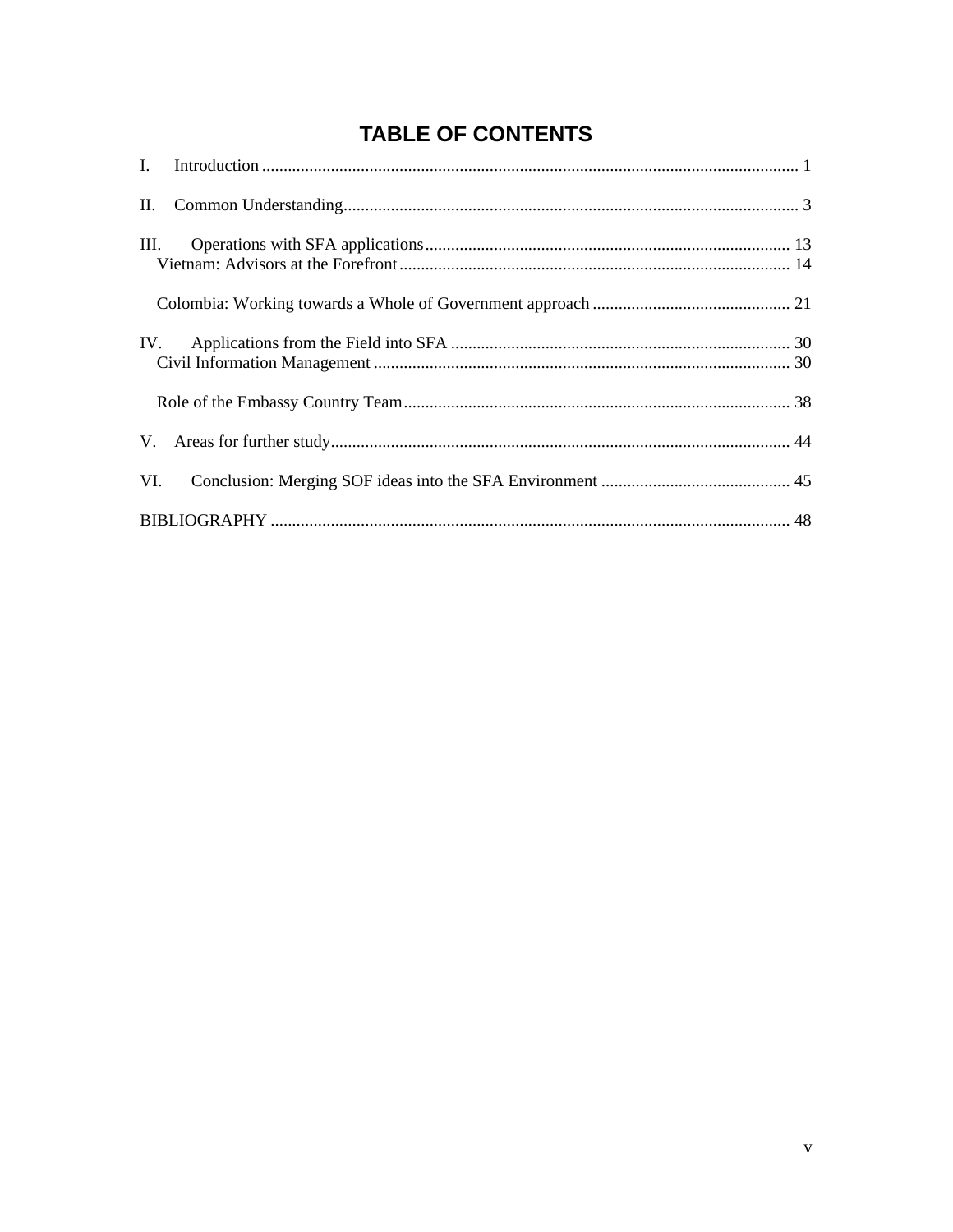# TABLE OF CONTENTS

I. Introduction ............................................................................................................................ 1

II. Common Understanding......................................................................................................... 3

III. Operations with SFA applications.................................................................................... 13
   Vietnam: Advisors at the Forefront.......................................................................................... 14

   Colombia: Working towards a Whole of Government approach .............................................. 21

IV. Applications from the Field into SFA .............................................................................. 30
   Civil Information Management ................................................................................................. 30

   Role of the Embassy Country Team......................................................................................... 38

V. Areas for further study.......................................................................................................... 44

VI. Conclusion: Merging SOF ideas into the SFA Environment ............................................ 45

BIBLIOGRAPHY ........................................................................................................................ 48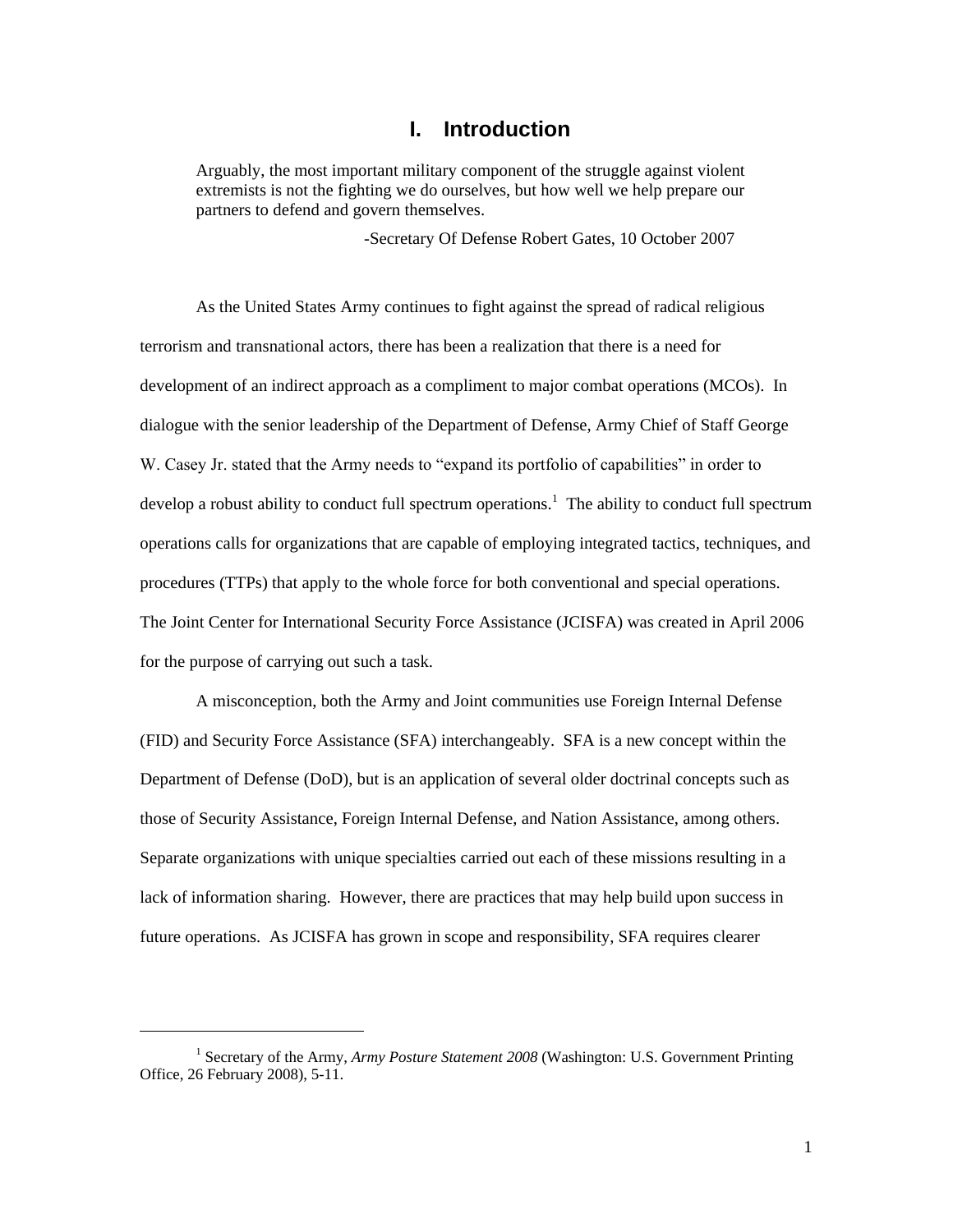# I. Introduction

> Arguably, the most important military component of the struggle against violent extremists is not the fighting we do ourselves, but how well we help prepare our partners to defend and govern themselves.
>
> -Secretary Of Defense Robert Gates, 10 October 2007

As the United States Army continues to fight against the spread of radical religious terrorism and transnational actors, there has been a realization that there is a need for development of an indirect approach as a compliment to major combat operations (MCOs). In dialogue with the senior leadership of the Department of Defense, Army Chief of Staff George W. Casey Jr. stated that the Army needs to "expand its portfolio of capabilities" in order to develop a robust ability to conduct full spectrum operations.[1] The ability to conduct full spectrum operations calls for organizations that are capable of employing integrated tactics, techniques, and procedures (TTPs) that apply to the whole force for both conventional and special operations. The Joint Center for International Security Force Assistance (JCISFA) was created in April 2006 for the purpose of carrying out such a task.

A misconception, both the Army and Joint communities use Foreign Internal Defense (FID) and Security Force Assistance (SFA) interchangeably. SFA is a new concept within the Department of Defense (DoD), but is an application of several older doctrinal concepts such as those of Security Assistance, Foreign Internal Defense, and Nation Assistance, among others. Separate organizations with unique specialties carried out each of these missions resulting in a lack of information sharing. However, there are practices that may help build upon success in future operations. As JCISFA has grown in scope and responsibility, SFA requires clearer

---

[1] Secretary of the Army, *Army Posture Statement 2008* (Washington: U.S. Government Printing Office, 26 February 2008), 5-11.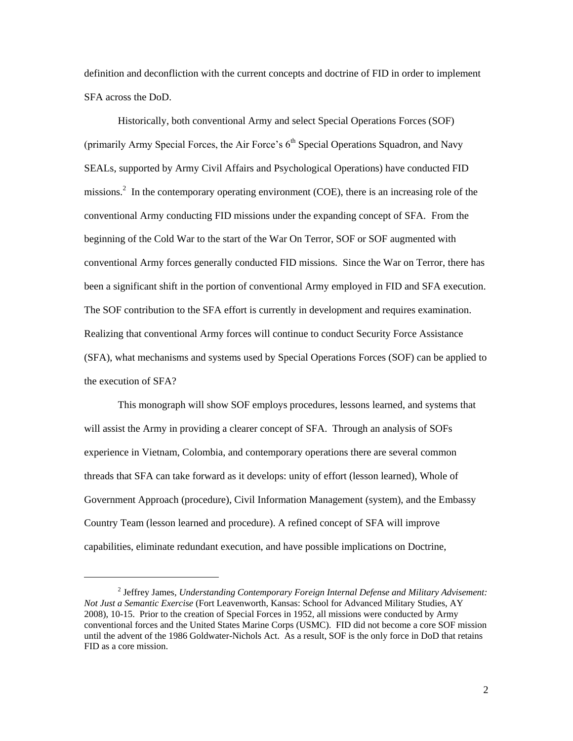definition and deconfliction with the current concepts and doctrine of FID in order to implement SFA across the DoD.

Historically, both conventional Army and select Special Operations Forces (SOF) (primarily Army Special Forces, the Air Force's 6th Special Operations Squadron, and Navy SEALs, supported by Army Civil Affairs and Psychological Operations) have conducted FID missions.[2] In the contemporary operating environment (COE), there is an increasing role of the conventional Army conducting FID missions under the expanding concept of SFA. From the beginning of the Cold War to the start of the War On Terror, SOF or SOF augmented with conventional Army forces generally conducted FID missions. Since the War on Terror, there has been a significant shift in the portion of conventional Army employed in FID and SFA execution. The SOF contribution to the SFA effort is currently in development and requires examination. Realizing that conventional Army forces will continue to conduct Security Force Assistance (SFA), what mechanisms and systems used by Special Operations Forces (SOF) can be applied to the execution of SFA?

This monograph will show SOF employs procedures, lessons learned, and systems that will assist the Army in providing a clearer concept of SFA. Through an analysis of SOFs experience in Vietnam, Colombia, and contemporary operations there are several common threads that SFA can take forward as it develops: unity of effort (lesson learned), Whole of Government Approach (procedure), Civil Information Management (system), and the Embassy Country Team (lesson learned and procedure). A refined concept of SFA will improve capabilities, eliminate redundant execution, and have possible implications on Doctrine,

---

[2] Jeffrey James, *Understanding Contemporary Foreign Internal Defense and Military Advisement: Not Just a Semantic Exercise* (Fort Leavenworth, Kansas: School for Advanced Military Studies, AY 2008), 10-15. Prior to the creation of Special Forces in 1952, all missions were conducted by Army conventional forces and the United States Marine Corps (USMC). FID did not become a core SOF mission until the advent of the 1986 Goldwater-Nichols Act. As a result, SOF is the only force in DoD that retains FID as a core mission.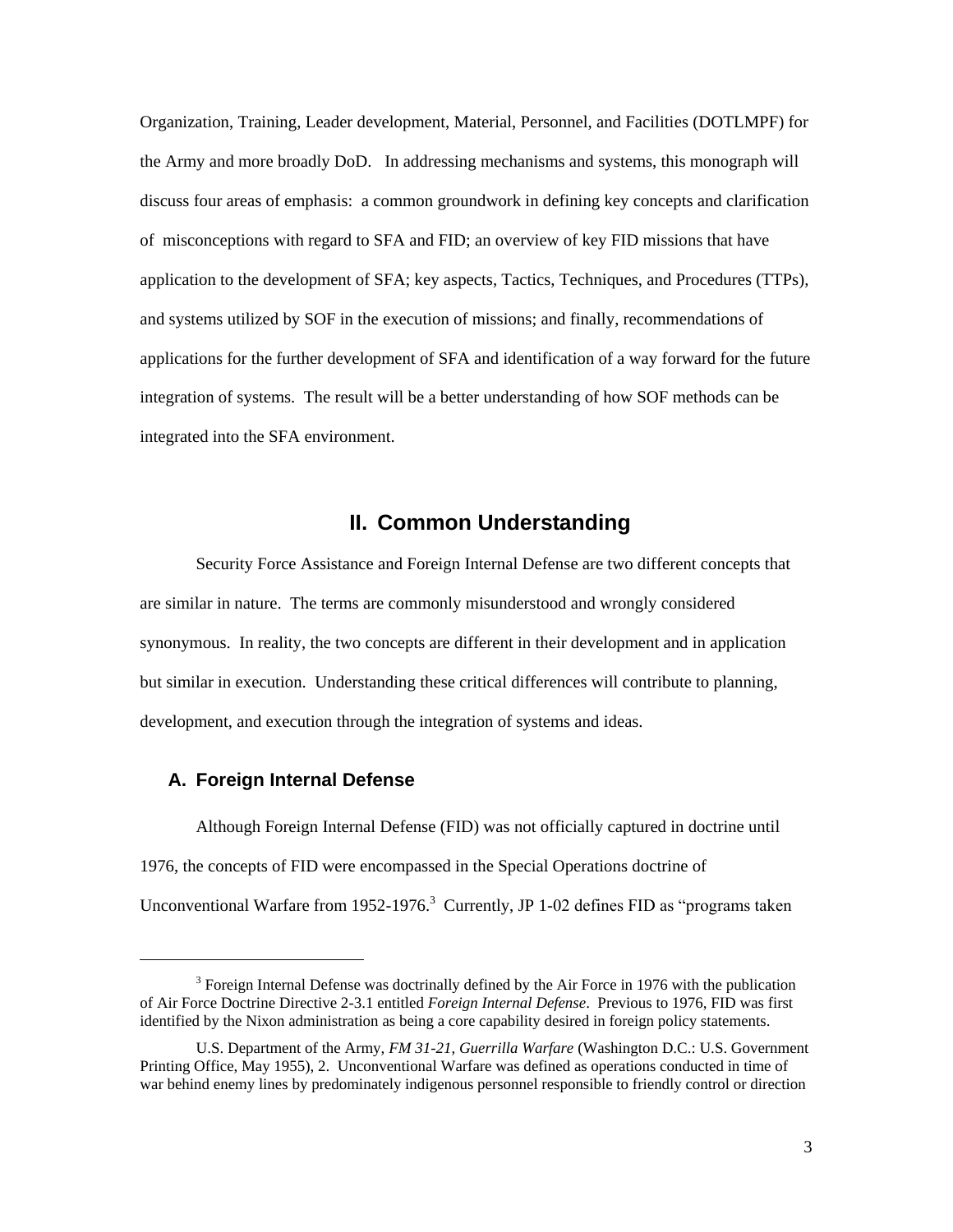Organization, Training, Leader development, Material, Personnel, and Facilities (DOTLMPF) for the Army and more broadly DoD. In addressing mechanisms and systems, this monograph will discuss four areas of emphasis: a common groundwork in defining key concepts and clarification of misconceptions with regard to SFA and FID; an overview of key FID missions that have application to the development of SFA; key aspects, Tactics, Techniques, and Procedures (TTPs), and systems utilized by SOF in the execution of missions; and finally, recommendations of applications for the further development of SFA and identification of a way forward for the future integration of systems. The result will be a better understanding of how SOF methods can be integrated into the SFA environment.

## II. Common Understanding

Security Force Assistance and Foreign Internal Defense are two different concepts that are similar in nature. The terms are commonly misunderstood and wrongly considered synonymous. In reality, the two concepts are different in their development and in application but similar in execution. Understanding these critical differences will contribute to planning, development, and execution through the integration of systems and ideas.

### A. Foreign Internal Defense

Although Foreign Internal Defense (FID) was not officially captured in doctrine until 1976, the concepts of FID were encompassed in the Special Operations doctrine of Unconventional Warfare from 1952-1976.[3] Currently, JP 1-02 defines FID as "programs taken

---

[3] Foreign Internal Defense was doctrinally defined by the Air Force in 1976 with the publication of Air Force Doctrine Directive 2-3.1 entitled *Foreign Internal Defense*. Previous to 1976, FID was first identified by the Nixon administration as being a core capability desired in foreign policy statements.

U.S. Department of the Army, *FM 31-21*, *Guerrilla Warfare* (Washington D.C.: U.S. Government Printing Office, May 1955), 2. Unconventional Warfare was defined as operations conducted in time of war behind enemy lines by predominately indigenous personnel responsible to friendly control or direction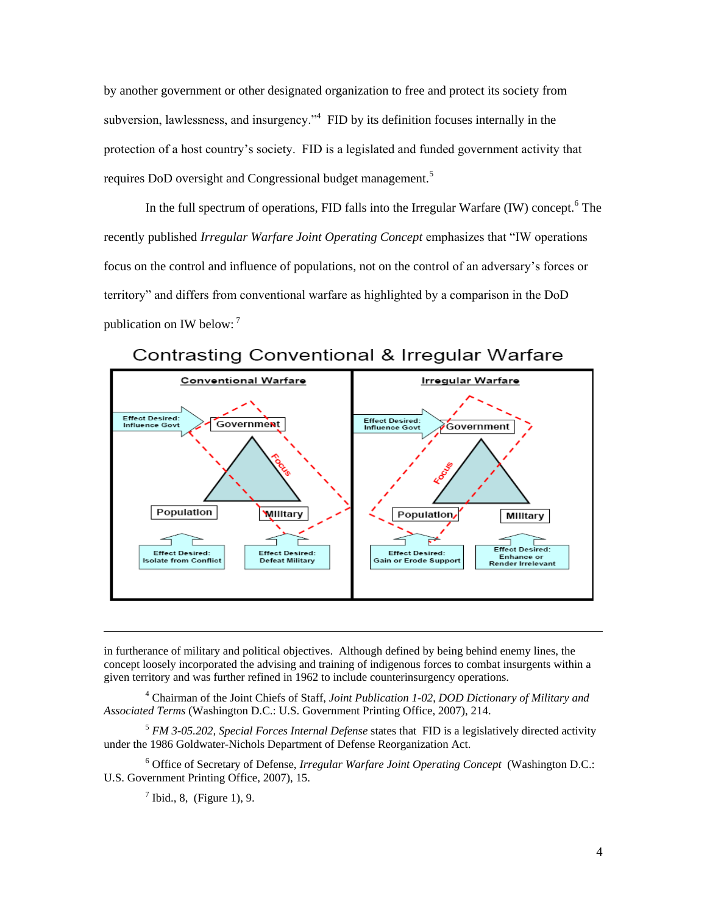by another government or other designated organization to free and protect its society from subversion, lawlessness, and insurgency."[4] FID by its definition focuses internally in the protection of a host country's society. FID is a legislated and funded government activity that requires DoD oversight and Congressional budget management.[5]

In the full spectrum of operations, FID falls into the Irregular Warfare (IW) concept.[6] The recently published *Irregular Warfare Joint Operating Concept* emphasizes that "IW operations focus on the control and influence of populations, not on the control of an adversary's forces or territory" and differs from conventional warfare as highlighted by a comparison in the DoD publication on IW below: [7]

Contrasting Conventional & Irregular Warfare

Conventional Warfare

Effect Desired: Influence Govt — Government — Focus — Population — Military — Effect Desired: Isolate from Conflict — Effect Desired: Defeat Military

Irregular Warfare

Effect Desired: Influence Govt — Government — Focus — Population — Military — Effect Desired: Gain or Erode Support — Effect Desired: Enhance or Render Irrelevant

---

in furtherance of military and political objectives. Although defined by being behind enemy lines, the concept loosely incorporated the advising and training of indigenous forces to combat insurgents within a given territory and was further refined in 1962 to include counterinsurgency operations.

[4] Chairman of the Joint Chiefs of Staff, *Joint Publication 1-02, DOD Dictionary of Military and Associated Terms* (Washington D.C.: U.S. Government Printing Office, 2007), 214.

[5] *FM 3-05.202, Special Forces Internal Defense* states that FID is a legislatively directed activity under the 1986 Goldwater-Nichols Department of Defense Reorganization Act.

[6] Office of Secretary of Defense, *Irregular Warfare Joint Operating Concept* (Washington D.C.: U.S. Government Printing Office, 2007), 15.

[7] Ibid., 8, (Figure 1), 9.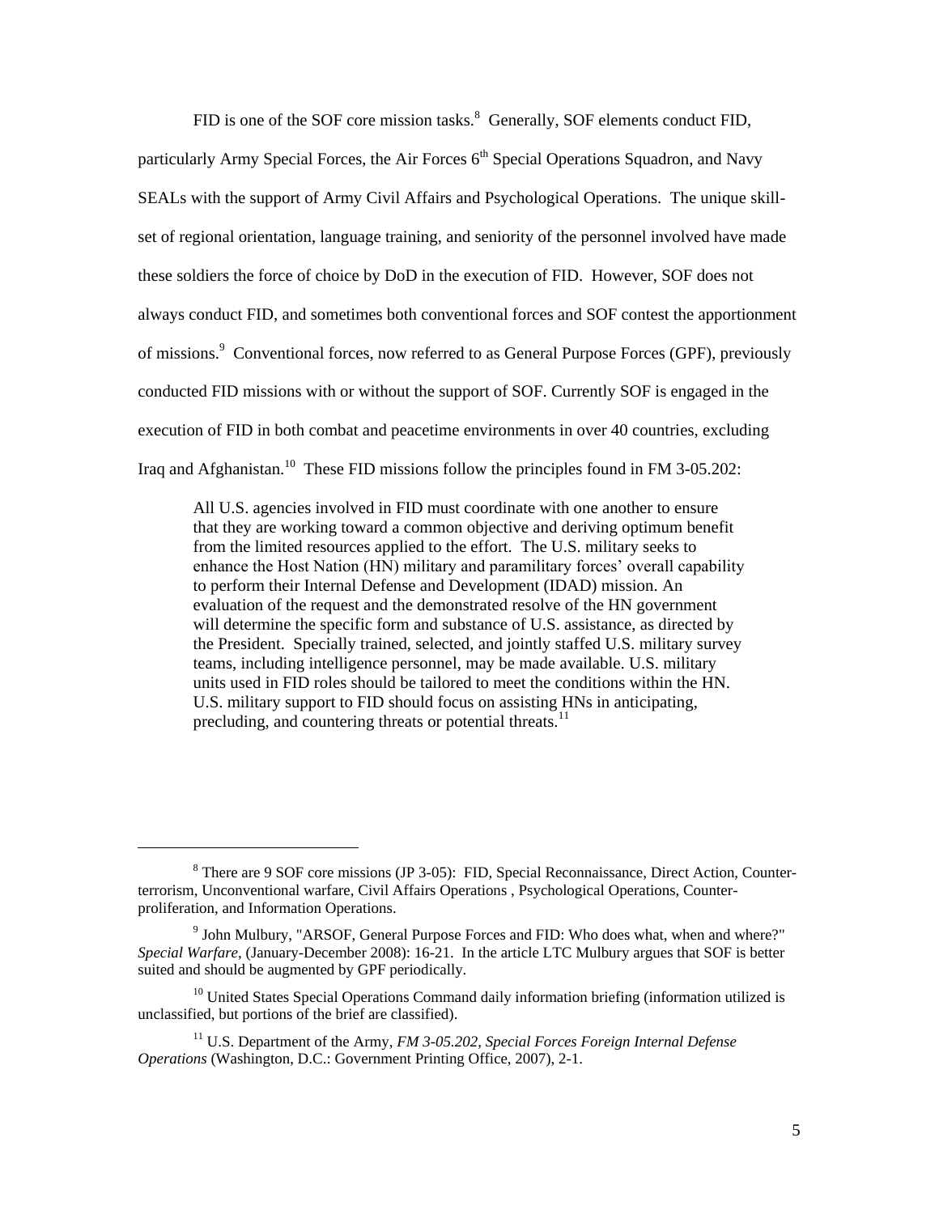FID is one of the SOF core mission tasks.[8] Generally, SOF elements conduct FID, particularly Army Special Forces, the Air Forces 6th Special Operations Squadron, and Navy SEALs with the support of Army Civil Affairs and Psychological Operations. The unique skill-set of regional orientation, language training, and seniority of the personnel involved have made these soldiers the force of choice by DoD in the execution of FID. However, SOF does not always conduct FID, and sometimes both conventional forces and SOF contest the apportionment of missions.[9] Conventional forces, now referred to as General Purpose Forces (GPF), previously conducted FID missions with or without the support of SOF. Currently SOF is engaged in the execution of FID in both combat and peacetime environments in over 40 countries, excluding Iraq and Afghanistan.[10] These FID missions follow the principles found in FM 3-05.202:

> All U.S. agencies involved in FID must coordinate with one another to ensure that they are working toward a common objective and deriving optimum benefit from the limited resources applied to the effort. The U.S. military seeks to enhance the Host Nation (HN) military and paramilitary forces' overall capability to perform their Internal Defense and Development (IDAD) mission. An evaluation of the request and the demonstrated resolve of the HN government will determine the specific form and substance of U.S. assistance, as directed by the President. Specially trained, selected, and jointly staffed U.S. military survey teams, including intelligence personnel, may be made available. U.S. military units used in FID roles should be tailored to meet the conditions within the HN. U.S. military support to FID should focus on assisting HNs in anticipating, precluding, and countering threats or potential threats.[11]

---

[8] There are 9 SOF core missions (JP 3-05): FID, Special Reconnaissance, Direct Action, Counter-terrorism, Unconventional warfare, Civil Affairs Operations , Psychological Operations, Counter-proliferation, and Information Operations.

[9] John Mulbury, "ARSOF, General Purpose Forces and FID: Who does what, when and where?" *Special Warfare*, (January-December 2008): 16-21. In the article LTC Mulbury argues that SOF is better suited and should be augmented by GPF periodically.

[10] United States Special Operations Command daily information briefing (information utilized is unclassified, but portions of the brief are classified).

[11] U.S. Department of the Army, *FM 3-05.202, Special Forces Foreign Internal Defense Operations* (Washington, D.C.: Government Printing Office, 2007), 2-1.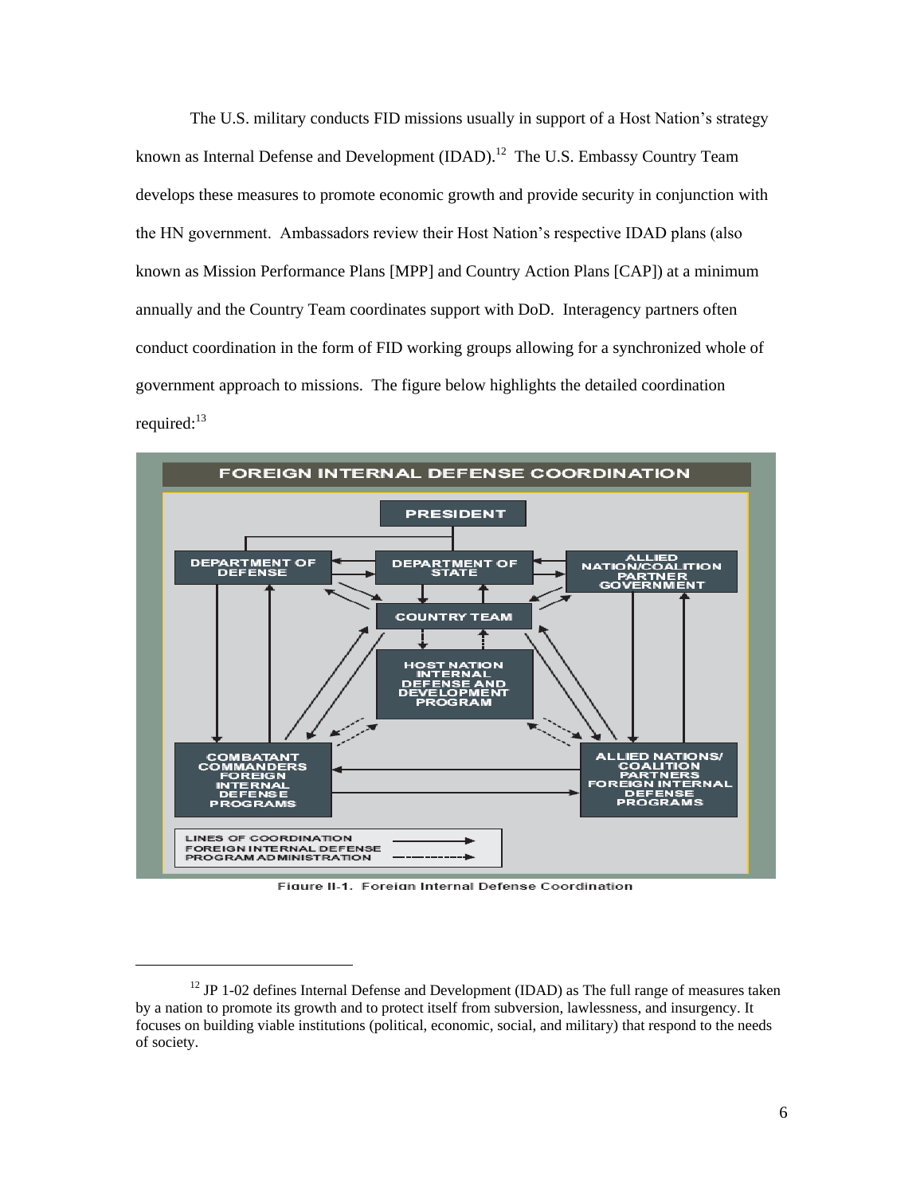The U.S. military conducts FID missions usually in support of a Host Nation's strategy known as Internal Defense and Development (IDAD).[12] The U.S. Embassy Country Team develops these measures to promote economic growth and provide security in conjunction with the HN government. Ambassadors review their Host Nation's respective IDAD plans (also known as Mission Performance Plans [MPP] and Country Action Plans [CAP]) at a minimum annually and the Country Team coordinates support with DoD. Interagency partners often conduct coordination in the form of FID working groups allowing for a synchronized whole of government approach to missions. The figure below highlights the detailed coordination required:[13]

FOREIGN INTERNAL DEFENSE COORDINATION

PRESIDENT

DEPARTMENT OF DEFENSE

DEPARTMENT OF STATE

ALLIED NATION/COALITION PARTNER GOVERNMENT

COUNTRY TEAM

HOST NATION INTERNAL DEFENSE AND DEVELOPMENT PROGRAM

COMBATANT COMMANDERS FOREIGN INTERNAL DEFENSE PROGRAMS

ALLIED NATIONS/ COALITION PARTNERS FOREIGN INTERNAL DEFENSE PROGRAMS

LINES OF COORDINATION
FOREIGN INTERNAL DEFENSE PROGRAM ADMINISTRATION

Figure II-1. Foreign Internal Defense Coordination

[12] JP 1-02 defines Internal Defense and Development (IDAD) as The full range of measures taken by a nation to promote its growth and to protect itself from subversion, lawlessness, and insurgency. It focuses on building viable institutions (political, economic, social, and military) that respond to the needs of society.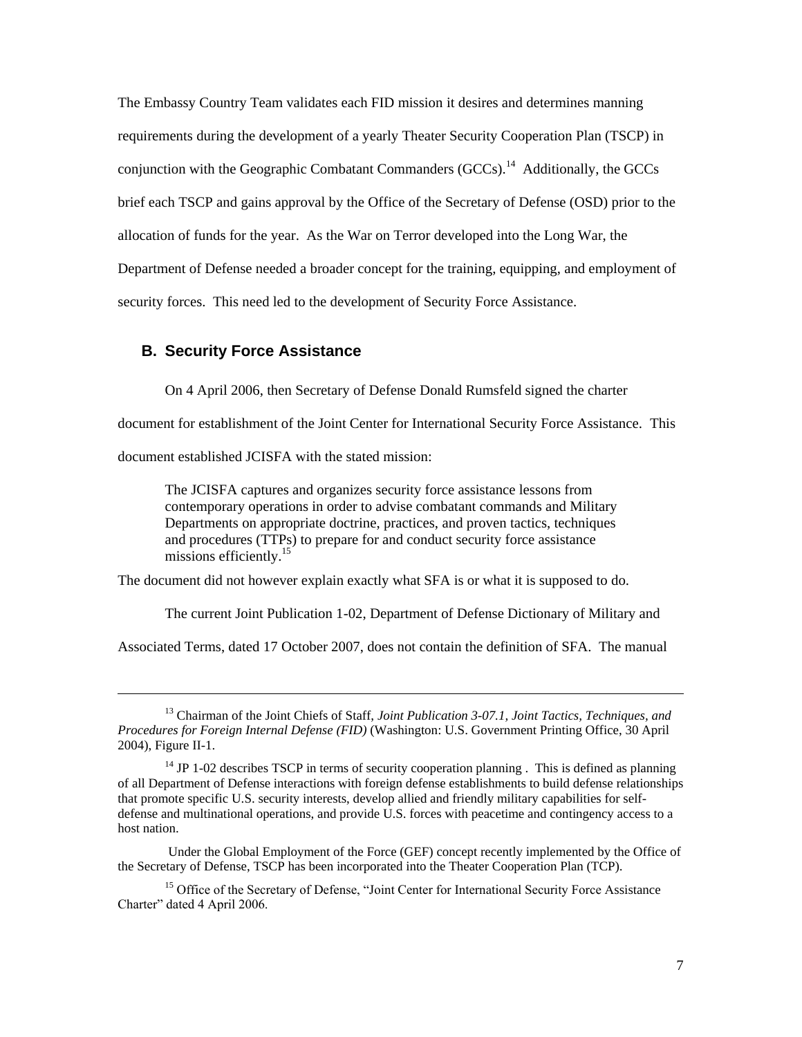The Embassy Country Team validates each FID mission it desires and determines manning requirements during the development of a yearly Theater Security Cooperation Plan (TSCP) in conjunction with the Geographic Combatant Commanders (GCCs).[14] Additionally, the GCCs brief each TSCP and gains approval by the Office of the Secretary of Defense (OSD) prior to the allocation of funds for the year. As the War on Terror developed into the Long War, the Department of Defense needed a broader concept for the training, equipping, and employment of security forces. This need led to the development of Security Force Assistance.

## B. Security Force Assistance

On 4 April 2006, then Secretary of Defense Donald Rumsfeld signed the charter document for establishment of the Joint Center for International Security Force Assistance. This document established JCISFA with the stated mission:

> The JCISFA captures and organizes security force assistance lessons from contemporary operations in order to advise combatant commands and Military Departments on appropriate doctrine, practices, and proven tactics, techniques and procedures (TTPs) to prepare for and conduct security force assistance missions efficiently.[15]

The document did not however explain exactly what SFA is or what it is supposed to do.

The current Joint Publication 1-02, Department of Defense Dictionary of Military and Associated Terms, dated 17 October 2007, does not contain the definition of SFA. The manual

---

[13] Chairman of the Joint Chiefs of Staff, *Joint Publication 3-07.1, Joint Tactics, Techniques, and Procedures for Foreign Internal Defense (FID)* (Washington: U.S. Government Printing Office, 30 April 2004), Figure II-1.

[14] JP 1-02 describes TSCP in terms of security cooperation planning . This is defined as planning of all Department of Defense interactions with foreign defense establishments to build defense relationships that promote specific U.S. security interests, develop allied and friendly military capabilities for self-defense and multinational operations, and provide U.S. forces with peacetime and contingency access to a host nation.

Under the Global Employment of the Force (GEF) concept recently implemented by the Office of the Secretary of Defense, TSCP has been incorporated into the Theater Cooperation Plan (TCP).

[15] Office of the Secretary of Defense, "Joint Center for International Security Force Assistance Charter" dated 4 April 2006.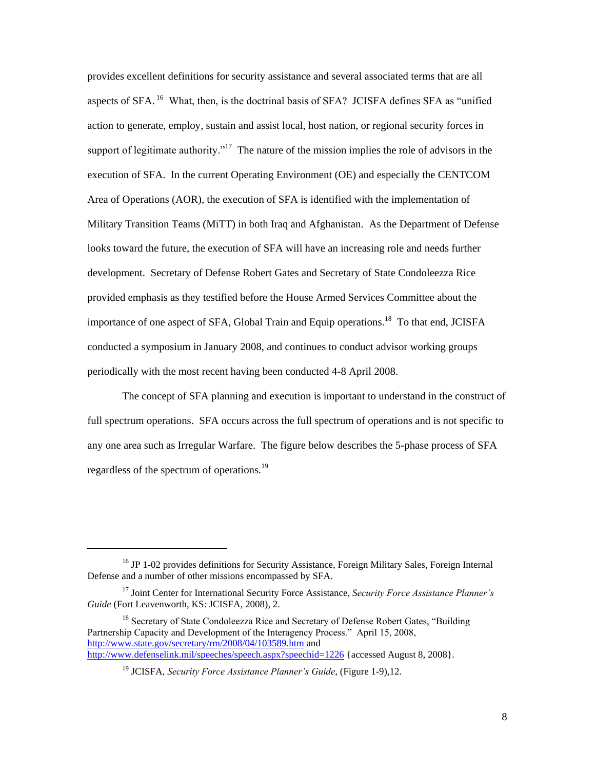provides excellent definitions for security assistance and several associated terms that are all aspects of SFA. [16] What, then, is the doctrinal basis of SFA? JCISFA defines SFA as "unified action to generate, employ, sustain and assist local, host nation, or regional security forces in support of legitimate authority."[17] The nature of the mission implies the role of advisors in the execution of SFA. In the current Operating Environment (OE) and especially the CENTCOM Area of Operations (AOR), the execution of SFA is identified with the implementation of Military Transition Teams (MiTT) in both Iraq and Afghanistan. As the Department of Defense looks toward the future, the execution of SFA will have an increasing role and needs further development. Secretary of Defense Robert Gates and Secretary of State Condoleezza Rice provided emphasis as they testified before the House Armed Services Committee about the importance of one aspect of SFA, Global Train and Equip operations.[18] To that end, JCISFA conducted a symposium in January 2008, and continues to conduct advisor working groups periodically with the most recent having been conducted 4-8 April 2008.

The concept of SFA planning and execution is important to understand in the construct of full spectrum operations. SFA occurs across the full spectrum of operations and is not specific to any one area such as Irregular Warfare. The figure below describes the 5-phase process of SFA regardless of the spectrum of operations.[19]

---

[16] JP 1-02 provides definitions for Security Assistance, Foreign Military Sales, Foreign Internal Defense and a number of other missions encompassed by SFA.

[17] Joint Center for International Security Force Assistance, *Security Force Assistance Planner's Guide* (Fort Leavenworth, KS: JCISFA, 2008), 2.

[18] Secretary of State Condoleezza Rice and Secretary of Defense Robert Gates, "Building Partnership Capacity and Development of the Interagency Process." April 15, 2008, http://www.state.gov/secretary/rm/2008/04/103589.htm and http://www.defenselink.mil/speeches/speech.aspx?speechid=1226 {accessed August 8, 2008}.

[19] JCISFA, *Security Force Assistance Planner's Guide*, (Figure 1-9),12.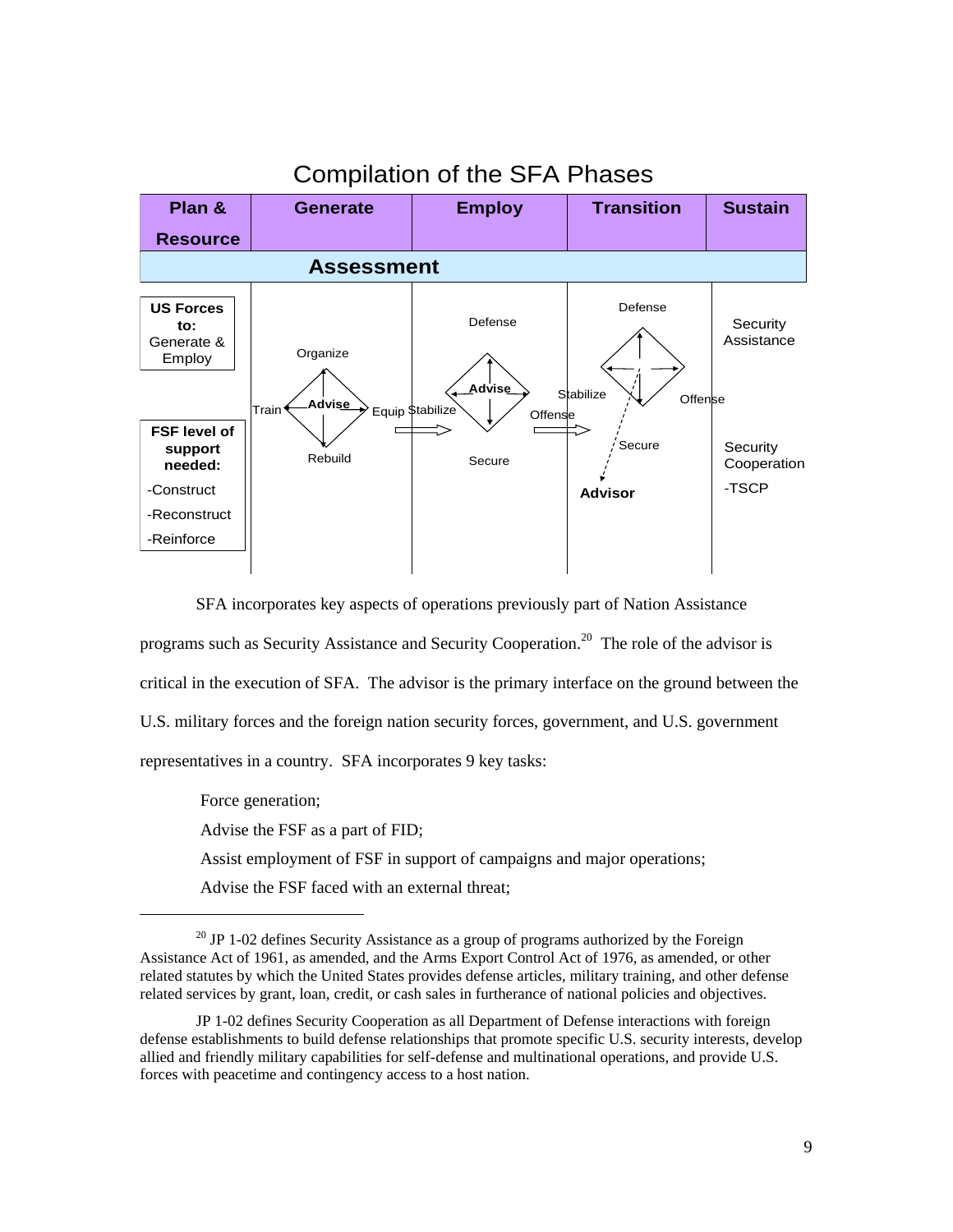## Compilation of the SFA Phases

| Plan & Resource | Generate | Employ | Transition | Sustain |
|---|---|---|---|---|
| **Assessment** | | | | |
| **US Forces to:** Generate & Employ<br><br>**FSF level of support needed:**<br>-Construct<br>-Reconstruct<br>-Reinforce | Organize<br>Train **Advise** Equip<br>Rebuild | Defense<br>Stabilize **Advise** Offense<br>Secure | Defense<br>Stabilize Offense<br>Secure<br>**Advisor** | Security Assistance<br><br>Security Cooperation<br>-TSCP |

SFA incorporates key aspects of operations previously part of Nation Assistance programs such as Security Assistance and Security Cooperation.[20] The role of the advisor is critical in the execution of SFA. The advisor is the primary interface on the ground between the U.S. military forces and the foreign nation security forces, government, and U.S. government representatives in a country. SFA incorporates 9 key tasks:

Force generation;

Advise the FSF as a part of FID;

Assist employment of FSF in support of campaigns and major operations;

Advise the FSF faced with an external threat;

---

[20] JP 1-02 defines Security Assistance as a group of programs authorized by the Foreign Assistance Act of 1961, as amended, and the Arms Export Control Act of 1976, as amended, or other related statutes by which the United States provides defense articles, military training, and other defense related services by grant, loan, credit, or cash sales in furtherance of national policies and objectives.

JP 1-02 defines Security Cooperation as all Department of Defense interactions with foreign defense establishments to build defense relationships that promote specific U.S. security interests, develop allied and friendly military capabilities for self-defense and multinational operations, and provide U.S. forces with peacetime and contingency access to a host nation.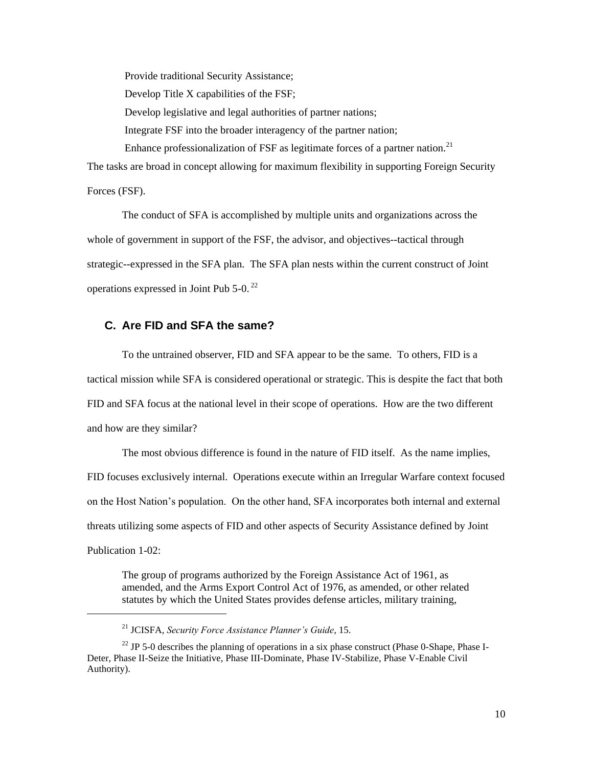- Provide traditional Security Assistance;
- Develop Title X capabilities of the FSF;
- Develop legislative and legal authorities of partner nations;
- Integrate FSF into the broader interagency of the partner nation;
- Enhance professionalization of FSF as legitimate forces of a partner nation.[21]

The tasks are broad in concept allowing for maximum flexibility in supporting Foreign Security Forces (FSF).

The conduct of SFA is accomplished by multiple units and organizations across the whole of government in support of the FSF, the advisor, and objectives--tactical through strategic--expressed in the SFA plan. The SFA plan nests within the current construct of Joint operations expressed in Joint Pub 5-0.[22]

## C. Are FID and SFA the same?

To the untrained observer, FID and SFA appear to be the same. To others, FID is a tactical mission while SFA is considered operational or strategic. This is despite the fact that both FID and SFA focus at the national level in their scope of operations. How are the two different and how are they similar?

The most obvious difference is found in the nature of FID itself. As the name implies, FID focuses exclusively internal. Operations execute within an Irregular Warfare context focused on the Host Nation's population. On the other hand, SFA incorporates both internal and external threats utilizing some aspects of FID and other aspects of Security Assistance defined by Joint Publication 1-02:

> The group of programs authorized by the Foreign Assistance Act of 1961, as amended, and the Arms Export Control Act of 1976, as amended, or other related statutes by which the United States provides defense articles, military training,

---

[21] JCISFA, *Security Force Assistance Planner's Guide*, 15.

[22] JP 5-0 describes the planning of operations in a six phase construct (Phase 0-Shape, Phase I-Deter, Phase II-Seize the Initiative, Phase III-Dominate, Phase IV-Stabilize, Phase V-Enable Civil Authority).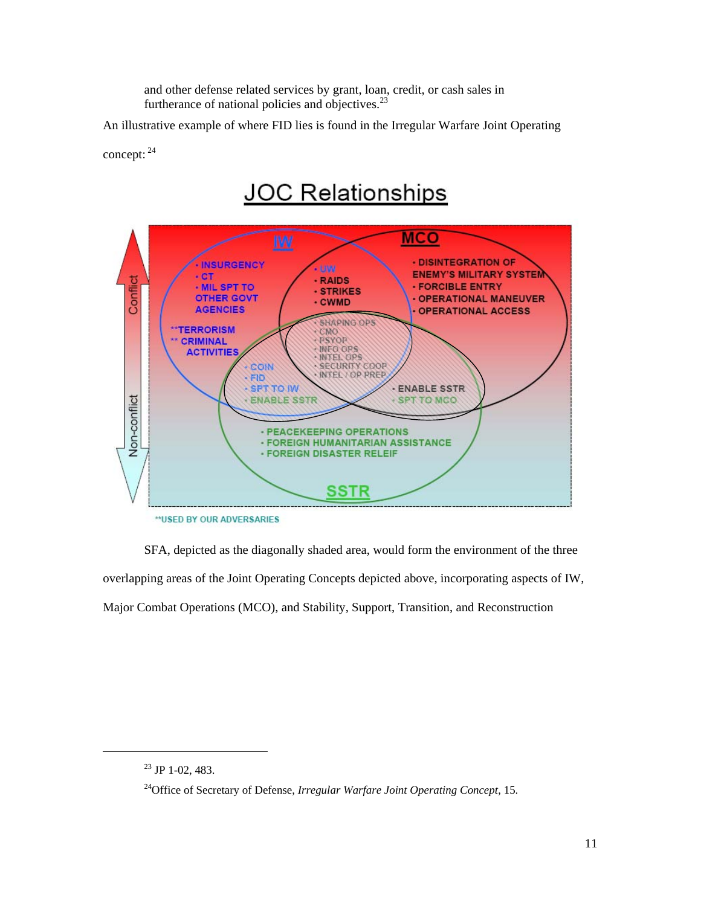and other defense related services by grant, loan, credit, or cash sales in furtherance of national policies and objectives.[23]

An illustrative example of where FID lies is found in the Irregular Warfare Joint Operating concept: [24]

**JOC Relationships**

IW

- INSURGENCY
- CT
- MIL SPT TO OTHER GOVT AGENCIES

**TERRORISM
** CRIMINAL ACTIVITIES

MCO

- UW
- RAIDS
- STRIKES
- CWMD

- DISINTEGRATION OF ENEMY'S MILITARY SYSTEM
- FORCIBLE ENTRY
- OPERATIONAL MANEUVER
- OPERATIONAL ACCESS

- SHAPING OPS
- CMO
- PSYOP
- INFO OPS
- INTEL OPS
- SECURITY COOP
- INTEL / OP PREP

- COIN
- FID
- SPT TO IW
- ENABLE SSTR

- ENABLE SSTR
- SPT TO MCO

- PEACEKEEPING OPERATIONS
- FOREIGN HUMANITARIAN ASSISTANCE
- FOREIGN DISASTER RELEIF

SSTR

Conflict / Non-conflict

**USED BY OUR ADVERSARIES

SFA, depicted as the diagonally shaded area, would form the environment of the three overlapping areas of the Joint Operating Concepts depicted above, incorporating aspects of IW, Major Combat Operations (MCO), and Stability, Support, Transition, and Reconstruction

---

[23] JP 1-02, 483.

[24] Office of Secretary of Defense, *Irregular Warfare Joint Operating Concept*, 15.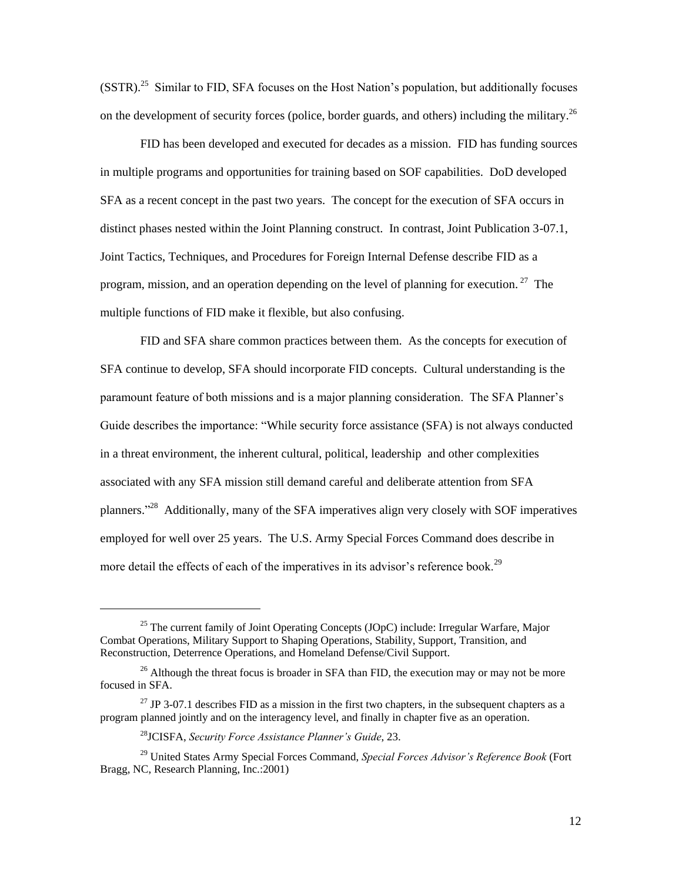(SSTR).[25] Similar to FID, SFA focuses on the Host Nation's population, but additionally focuses on the development of security forces (police, border guards, and others) including the military.[26]

FID has been developed and executed for decades as a mission. FID has funding sources in multiple programs and opportunities for training based on SOF capabilities. DoD developed SFA as a recent concept in the past two years. The concept for the execution of SFA occurs in distinct phases nested within the Joint Planning construct. In contrast, Joint Publication 3-07.1, Joint Tactics, Techniques, and Procedures for Foreign Internal Defense describe FID as a program, mission, and an operation depending on the level of planning for execution.[27] The multiple functions of FID make it flexible, but also confusing.

FID and SFA share common practices between them. As the concepts for execution of SFA continue to develop, SFA should incorporate FID concepts. Cultural understanding is the paramount feature of both missions and is a major planning consideration. The SFA Planner's Guide describes the importance: "While security force assistance (SFA) is not always conducted in a threat environment, the inherent cultural, political, leadership and other complexities associated with any SFA mission still demand careful and deliberate attention from SFA planners."[28] Additionally, many of the SFA imperatives align very closely with SOF imperatives employed for well over 25 years. The U.S. Army Special Forces Command does describe in more detail the effects of each of the imperatives in its advisor's reference book.[29]

---

[25] The current family of Joint Operating Concepts (JOpC) include: Irregular Warfare, Major Combat Operations, Military Support to Shaping Operations, Stability, Support, Transition, and Reconstruction, Deterrence Operations, and Homeland Defense/Civil Support.

[26] Although the threat focus is broader in SFA than FID, the execution may or may not be more focused in SFA.

[27] JP 3-07.1 describes FID as a mission in the first two chapters, in the subsequent chapters as a program planned jointly and on the interagency level, and finally in chapter five as an operation.

[28] JCISFA, *Security Force Assistance Planner's Guide*, 23.

[29] United States Army Special Forces Command, *Special Forces Advisor's Reference Book* (Fort Bragg, NC, Research Planning, Inc.:2001)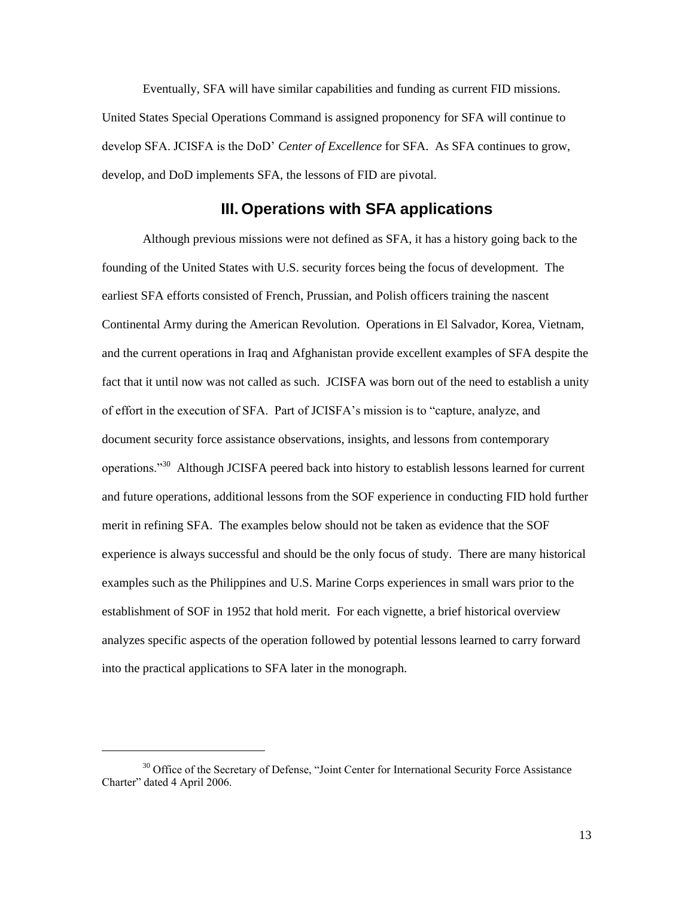Eventually, SFA will have similar capabilities and funding as current FID missions. United States Special Operations Command is assigned proponency for SFA will continue to develop SFA. JCISFA is the DoD' *Center of Excellence* for SFA. As SFA continues to grow, develop, and DoD implements SFA, the lessons of FID are pivotal.

## III. Operations with SFA applications

Although previous missions were not defined as SFA, it has a history going back to the founding of the United States with U.S. security forces being the focus of development. The earliest SFA efforts consisted of French, Prussian, and Polish officers training the nascent Continental Army during the American Revolution. Operations in El Salvador, Korea, Vietnam, and the current operations in Iraq and Afghanistan provide excellent examples of SFA despite the fact that it until now was not called as such. JCISFA was born out of the need to establish a unity of effort in the execution of SFA. Part of JCISFA's mission is to "capture, analyze, and document security force assistance observations, insights, and lessons from contemporary operations."[30] Although JCISFA peered back into history to establish lessons learned for current and future operations, additional lessons from the SOF experience in conducting FID hold further merit in refining SFA. The examples below should not be taken as evidence that the SOF experience is always successful and should be the only focus of study. There are many historical examples such as the Philippines and U.S. Marine Corps experiences in small wars prior to the establishment of SOF in 1952 that hold merit. For each vignette, a brief historical overview analyzes specific aspects of the operation followed by potential lessons learned to carry forward into the practical applications to SFA later in the monograph.

---

[30] Office of the Secretary of Defense, "Joint Center for International Security Force Assistance Charter" dated 4 April 2006.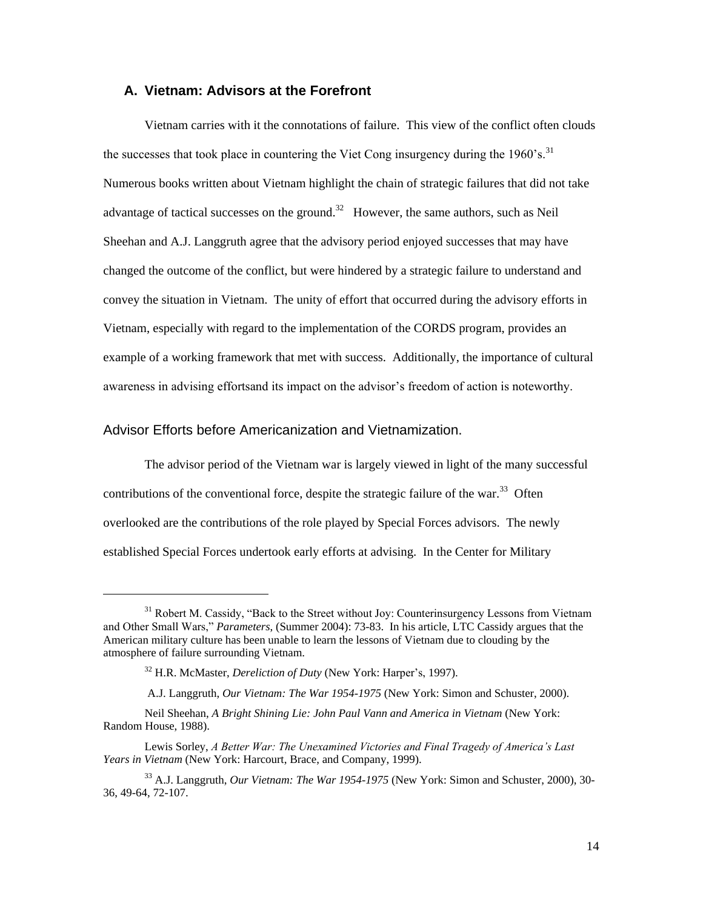## A. Vietnam: Advisors at the Forefront

Vietnam carries with it the connotations of failure. This view of the conflict often clouds the successes that took place in countering the Viet Cong insurgency during the 1960's.[31] Numerous books written about Vietnam highlight the chain of strategic failures that did not take advantage of tactical successes on the ground.[32] However, the same authors, such as Neil Sheehan and A.J. Langgruth agree that the advisory period enjoyed successes that may have changed the outcome of the conflict, but were hindered by a strategic failure to understand and convey the situation in Vietnam. The unity of effort that occurred during the advisory efforts in Vietnam, especially with regard to the implementation of the CORDS program, provides an example of a working framework that met with success. Additionally, the importance of cultural awareness in advising effortsand its impact on the advisor's freedom of action is noteworthy.

### Advisor Efforts before Americanization and Vietnamization.

The advisor period of the Vietnam war is largely viewed in light of the many successful contributions of the conventional force, despite the strategic failure of the war.[33] Often overlooked are the contributions of the role played by Special Forces advisors. The newly established Special Forces undertook early efforts at advising. In the Center for Military

---

[31] Robert M. Cassidy, "Back to the Street without Joy: Counterinsurgency Lessons from Vietnam and Other Small Wars," *Parameters,* (Summer 2004): 73-83. In his article, LTC Cassidy argues that the American military culture has been unable to learn the lessons of Vietnam due to clouding by the atmosphere of failure surrounding Vietnam.

[32] H.R. McMaster, *Dereliction of Duty* (New York: Harper's, 1997).

A.J. Langgruth, *Our Vietnam: The War 1954-1975* (New York: Simon and Schuster, 2000).

Neil Sheehan, *A Bright Shining Lie: John Paul Vann and America in Vietnam* (New York: Random House, 1988).

Lewis Sorley, *A Better War: The Unexamined Victories and Final Tragedy of America's Last Years in Vietnam* (New York: Harcourt, Brace, and Company, 1999).

[33] A.J. Langgruth, *Our Vietnam: The War 1954-1975* (New York: Simon and Schuster, 2000), 30-36, 49-64, 72-107.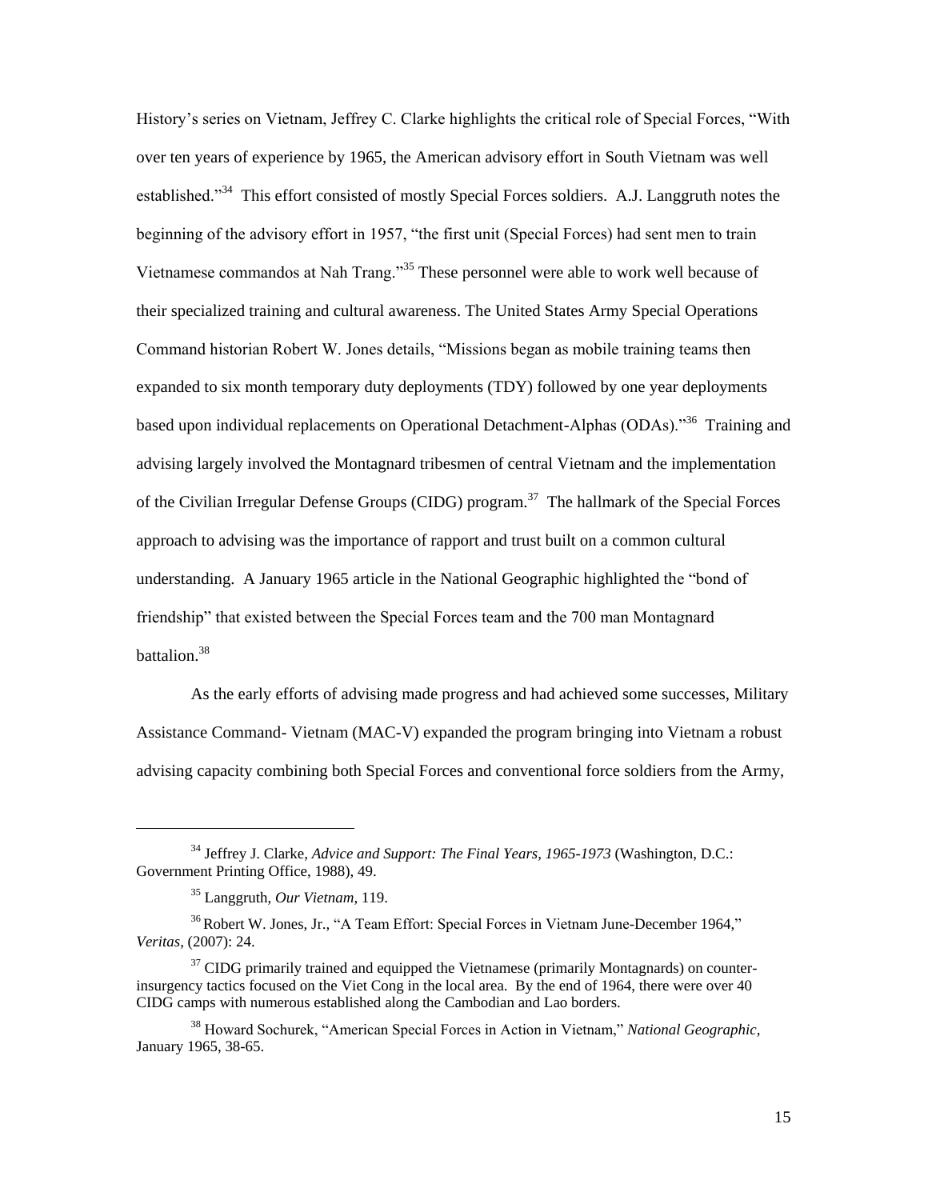History's series on Vietnam, Jeffrey C. Clarke highlights the critical role of Special Forces, "With over ten years of experience by 1965, the American advisory effort in South Vietnam was well established."[34] This effort consisted of mostly Special Forces soldiers. A.J. Langgruth notes the beginning of the advisory effort in 1957, "the first unit (Special Forces) had sent men to train Vietnamese commandos at Nah Trang."[35] These personnel were able to work well because of their specialized training and cultural awareness. The United States Army Special Operations Command historian Robert W. Jones details, "Missions began as mobile training teams then expanded to six month temporary duty deployments (TDY) followed by one year deployments based upon individual replacements on Operational Detachment-Alphas (ODAs)."[36] Training and advising largely involved the Montagnard tribesmen of central Vietnam and the implementation of the Civilian Irregular Defense Groups (CIDG) program.[37] The hallmark of the Special Forces approach to advising was the importance of rapport and trust built on a common cultural understanding. A January 1965 article in the National Geographic highlighted the "bond of friendship" that existed between the Special Forces team and the 700 man Montagnard battalion.[38]

As the early efforts of advising made progress and had achieved some successes, Military Assistance Command- Vietnam (MAC-V) expanded the program bringing into Vietnam a robust advising capacity combining both Special Forces and conventional force soldiers from the Army,

---

[34] Jeffrey J. Clarke, *Advice and Support: The Final Years, 1965-1973* (Washington, D.C.: Government Printing Office, 1988), 49.

[35] Langgruth, *Our Vietnam*, 119.

[36] Robert W. Jones, Jr., "A Team Effort: Special Forces in Vietnam June-December 1964," *Veritas*, (2007): 24.

[37] CIDG primarily trained and equipped the Vietnamese (primarily Montagnards) on counter-insurgency tactics focused on the Viet Cong in the local area. By the end of 1964, there were over 40 CIDG camps with numerous established along the Cambodian and Lao borders.

[38] Howard Sochurek, "American Special Forces in Action in Vietnam," *National Geographic*, January 1965, 38-65.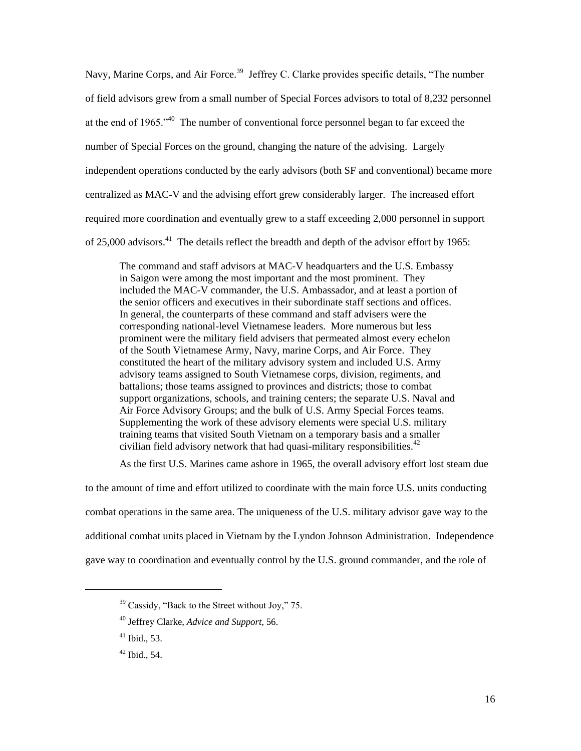Navy, Marine Corps, and Air Force.[39] Jeffrey C. Clarke provides specific details, "The number of field advisors grew from a small number of Special Forces advisors to total of 8,232 personnel at the end of 1965."[40] The number of conventional force personnel began to far exceed the number of Special Forces on the ground, changing the nature of the advising. Largely independent operations conducted by the early advisors (both SF and conventional) became more centralized as MAC-V and the advising effort grew considerably larger. The increased effort required more coordination and eventually grew to a staff exceeding 2,000 personnel in support of 25,000 advisors.[41] The details reflect the breadth and depth of the advisor effort by 1965:

> The command and staff advisors at MAC-V headquarters and the U.S. Embassy in Saigon were among the most important and the most prominent. They included the MAC-V commander, the U.S. Ambassador, and at least a portion of the senior officers and executives in their subordinate staff sections and offices. In general, the counterparts of these command and staff advisers were the corresponding national-level Vietnamese leaders. More numerous but less prominent were the military field advisers that permeated almost every echelon of the South Vietnamese Army, Navy, marine Corps, and Air Force. They constituted the heart of the military advisory system and included U.S. Army advisory teams assigned to South Vietnamese corps, division, regiments, and battalions; those teams assigned to provinces and districts; those to combat support organizations, schools, and training centers; the separate U.S. Naval and Air Force Advisory Groups; and the bulk of U.S. Army Special Forces teams. Supplementing the work of these advisory elements were special U.S. military training teams that visited South Vietnam on a temporary basis and a smaller civilian field advisory network that had quasi-military responsibilities.[42]

As the first U.S. Marines came ashore in 1965, the overall advisory effort lost steam due to the amount of time and effort utilized to coordinate with the main force U.S. units conducting combat operations in the same area. The uniqueness of the U.S. military advisor gave way to the additional combat units placed in Vietnam by the Lyndon Johnson Administration. Independence gave way to coordination and eventually control by the U.S. ground commander, and the role of

---

[39] Cassidy, "Back to the Street without Joy," 75.

[40] Jeffrey Clarke, *Advice and Support*, 56.

[41] Ibid., 53.

[42] Ibid., 54.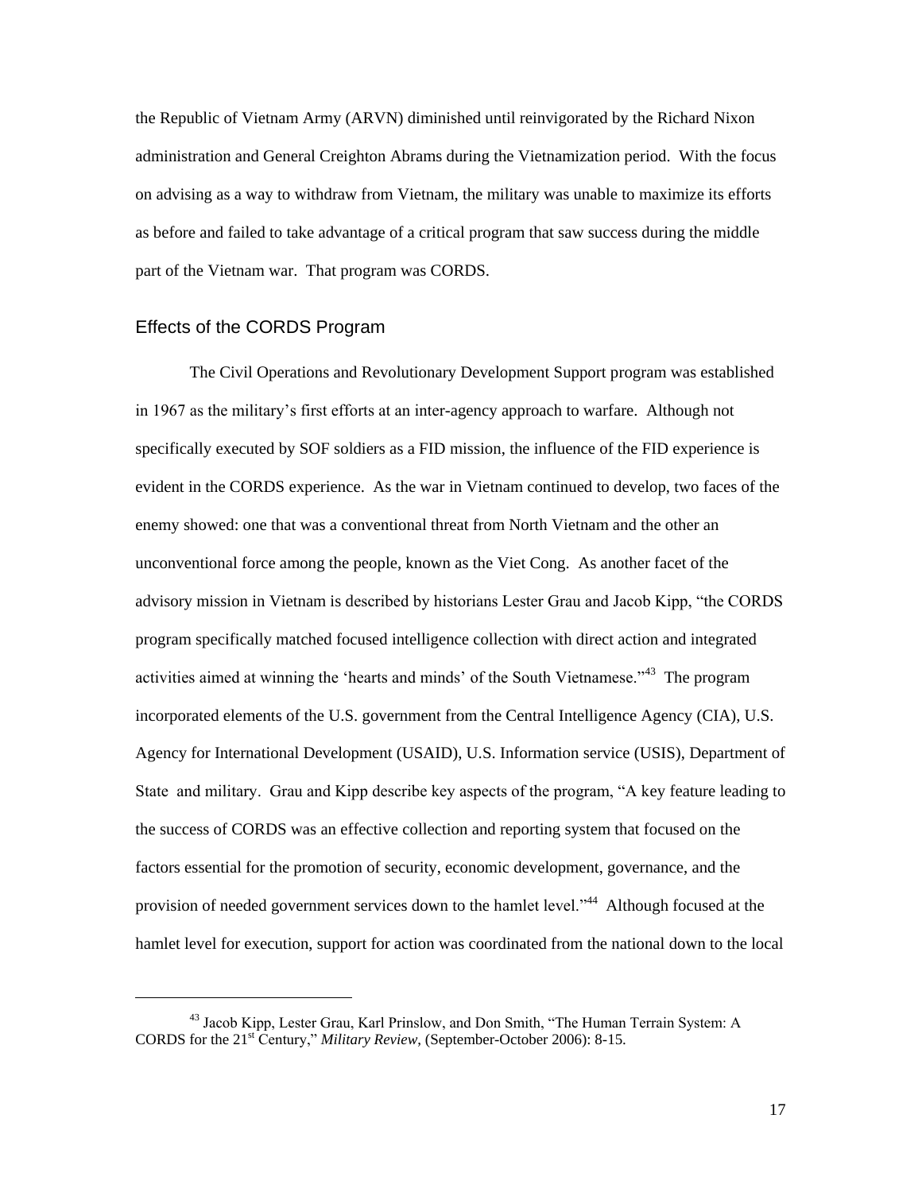the Republic of Vietnam Army (ARVN) diminished until reinvigorated by the Richard Nixon administration and General Creighton Abrams during the Vietnamization period. With the focus on advising as a way to withdraw from Vietnam, the military was unable to maximize its efforts as before and failed to take advantage of a critical program that saw success during the middle part of the Vietnam war. That program was CORDS.

## Effects of the CORDS Program

The Civil Operations and Revolutionary Development Support program was established in 1967 as the military's first efforts at an inter-agency approach to warfare. Although not specifically executed by SOF soldiers as a FID mission, the influence of the FID experience is evident in the CORDS experience. As the war in Vietnam continued to develop, two faces of the enemy showed: one that was a conventional threat from North Vietnam and the other an unconventional force among the people, known as the Viet Cong. As another facet of the advisory mission in Vietnam is described by historians Lester Grau and Jacob Kipp, "the CORDS program specifically matched focused intelligence collection with direct action and integrated activities aimed at winning the 'hearts and minds' of the South Vietnamese."[43] The program incorporated elements of the U.S. government from the Central Intelligence Agency (CIA), U.S. Agency for International Development (USAID), U.S. Information service (USIS), Department of State and military. Grau and Kipp describe key aspects of the program, "A key feature leading to the success of CORDS was an effective collection and reporting system that focused on the factors essential for the promotion of security, economic development, governance, and the provision of needed government services down to the hamlet level."[44] Although focused at the hamlet level for execution, support for action was coordinated from the national down to the local

---

[43] Jacob Kipp, Lester Grau, Karl Prinslow, and Don Smith, "The Human Terrain System: A CORDS for the 21st Century," *Military Review*, (September-October 2006): 8-15.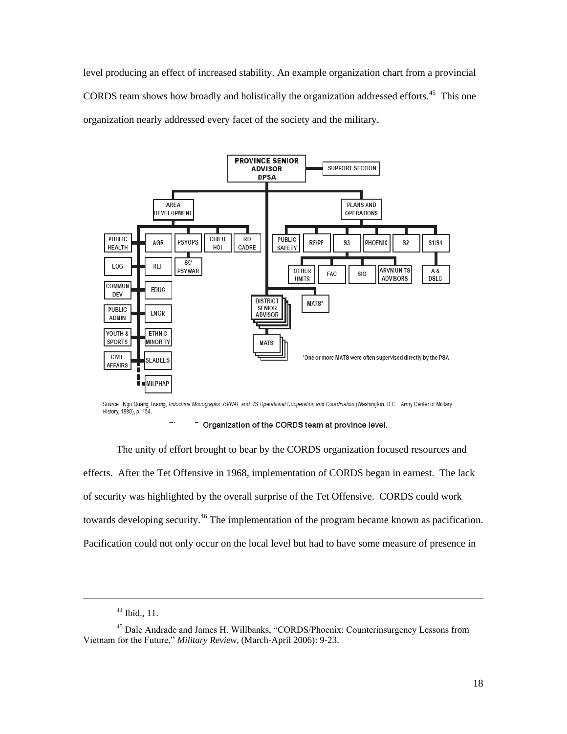level producing an effect of increased stability. An example organization chart from a provincial CORDS team shows how broadly and holistically the organization addressed efforts.[45] This one organization nearly addressed every facet of the society and the military.

Source: Ngo Quang Truong, *Indochina Monographs: RVNAF and US Operational Cooperation and Coordination* (Washington, D.C.: Army Center of Military History, 1980), p. 154.

Figure 2. Organization of the CORDS team at province level.

The unity of effort brought to bear by the CORDS organization focused resources and effects. After the Tet Offensive in 1968, implementation of CORDS began in earnest. The lack of security was highlighted by the overall surprise of the Tet Offensive. CORDS could work towards developing security.[46] The implementation of the program became known as pacification. Pacification could not only occur on the local level but had to have some measure of presence in

---

[44] Ibid., 11.

[45] Dale Andrade and James H. Willbanks, "CORDS/Phoenix: Counterinsurgency Lessons from Vietnam for the Future," *Military Review*, (March-April 2006): 9-23.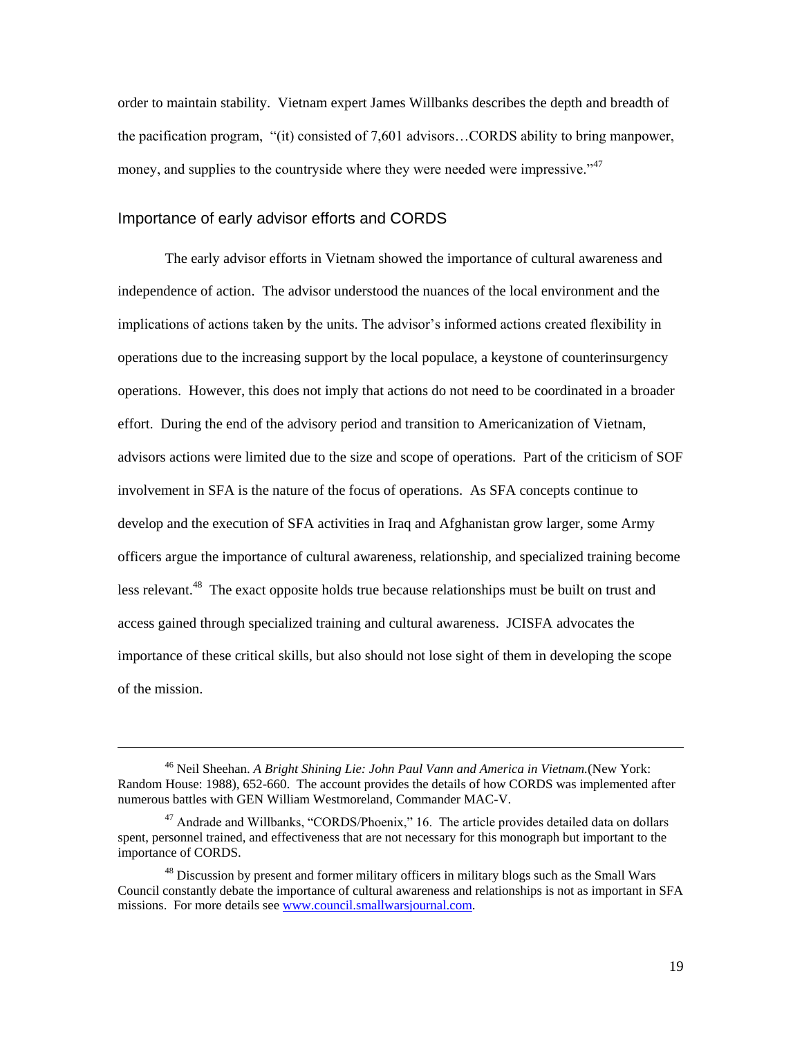order to maintain stability. Vietnam expert James Willbanks describes the depth and breadth of the pacification program, "(it) consisted of 7,601 advisors…CORDS ability to bring manpower, money, and supplies to the countryside where they were needed were impressive."[47]

## Importance of early advisor efforts and CORDS

The early advisor efforts in Vietnam showed the importance of cultural awareness and independence of action. The advisor understood the nuances of the local environment and the implications of actions taken by the units. The advisor's informed actions created flexibility in operations due to the increasing support by the local populace, a keystone of counterinsurgency operations. However, this does not imply that actions do not need to be coordinated in a broader effort. During the end of the advisory period and transition to Americanization of Vietnam, advisors actions were limited due to the size and scope of operations. Part of the criticism of SOF involvement in SFA is the nature of the focus of operations. As SFA concepts continue to develop and the execution of SFA activities in Iraq and Afghanistan grow larger, some Army officers argue the importance of cultural awareness, relationship, and specialized training become less relevant.[48] The exact opposite holds true because relationships must be built on trust and access gained through specialized training and cultural awareness. JCISFA advocates the importance of these critical skills, but also should not lose sight of them in developing the scope of the mission.

---

[46] Neil Sheehan. *A Bright Shining Lie: John Paul Vann and America in Vietnam.*(New York: Random House: 1988), 652-660. The account provides the details of how CORDS was implemented after numerous battles with GEN William Westmoreland, Commander MAC-V.

[47] Andrade and Willbanks, "CORDS/Phoenix," 16. The article provides detailed data on dollars spent, personnel trained, and effectiveness that are not necessary for this monograph but important to the importance of CORDS.

[48] Discussion by present and former military officers in military blogs such as the Small Wars Council constantly debate the importance of cultural awareness and relationships is not as important in SFA missions. For more details see www.council.smallwarsjournal.com.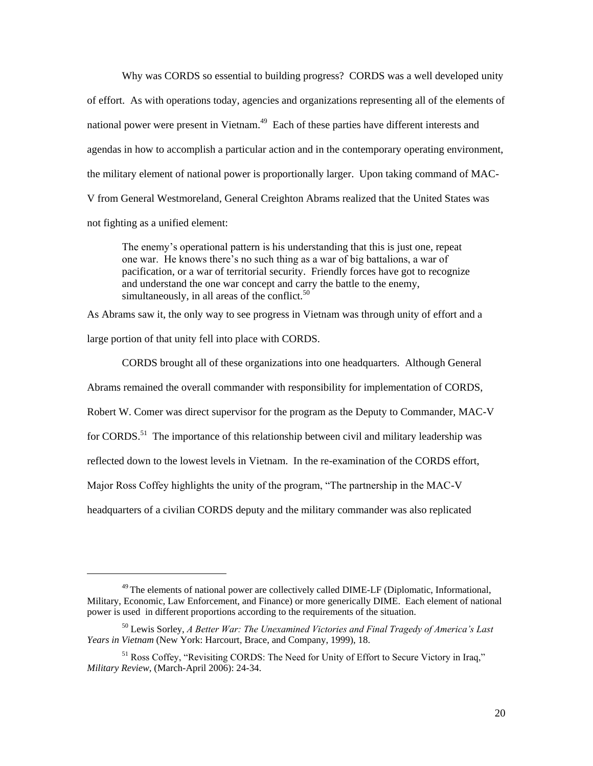Why was CORDS so essential to building progress? CORDS was a well developed unity of effort. As with operations today, agencies and organizations representing all of the elements of national power were present in Vietnam.[49] Each of these parties have different interests and agendas in how to accomplish a particular action and in the contemporary operating environment, the military element of national power is proportionally larger. Upon taking command of MAC-V from General Westmoreland, General Creighton Abrams realized that the United States was not fighting as a unified element:

> The enemy's operational pattern is his understanding that this is just one, repeat one war. He knows there's no such thing as a war of big battalions, a war of pacification, or a war of territorial security. Friendly forces have got to recognize and understand the one war concept and carry the battle to the enemy, simultaneously, in all areas of the conflict.[50]

As Abrams saw it, the only way to see progress in Vietnam was through unity of effort and a large portion of that unity fell into place with CORDS.

CORDS brought all of these organizations into one headquarters. Although General Abrams remained the overall commander with responsibility for implementation of CORDS, Robert W. Comer was direct supervisor for the program as the Deputy to Commander, MAC-V for CORDS.[51] The importance of this relationship between civil and military leadership was reflected down to the lowest levels in Vietnam. In the re-examination of the CORDS effort, Major Ross Coffey highlights the unity of the program, "The partnership in the MAC-V headquarters of a civilian CORDS deputy and the military commander was also replicated

---

[49] The elements of national power are collectively called DIME-LF (Diplomatic, Informational, Military, Economic, Law Enforcement, and Finance) or more generically DIME. Each element of national power is used in different proportions according to the requirements of the situation.

[50] Lewis Sorley, *A Better War: The Unexamined Victories and Final Tragedy of America's Last Years in Vietnam* (New York: Harcourt, Brace, and Company, 1999), 18.

[51] Ross Coffey, "Revisiting CORDS: The Need for Unity of Effort to Secure Victory in Iraq," *Military Review*, (March-April 2006): 24-34.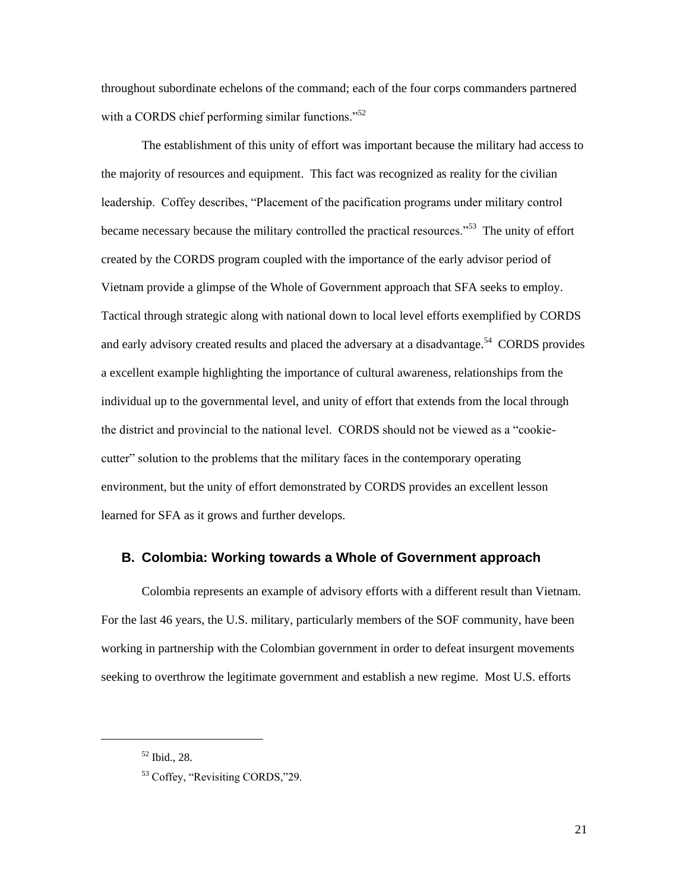throughout subordinate echelons of the command; each of the four corps commanders partnered with a CORDS chief performing similar functions."[52]

The establishment of this unity of effort was important because the military had access to the majority of resources and equipment. This fact was recognized as reality for the civilian leadership. Coffey describes, "Placement of the pacification programs under military control became necessary because the military controlled the practical resources."[53] The unity of effort created by the CORDS program coupled with the importance of the early advisor period of Vietnam provide a glimpse of the Whole of Government approach that SFA seeks to employ. Tactical through strategic along with national down to local level efforts exemplified by CORDS and early advisory created results and placed the adversary at a disadvantage.[54] CORDS provides a excellent example highlighting the importance of cultural awareness, relationships from the individual up to the governmental level, and unity of effort that extends from the local through the district and provincial to the national level. CORDS should not be viewed as a "cookie-cutter" solution to the problems that the military faces in the contemporary operating environment, but the unity of effort demonstrated by CORDS provides an excellent lesson learned for SFA as it grows and further develops.

### B. Colombia: Working towards a Whole of Government approach

Colombia represents an example of advisory efforts with a different result than Vietnam. For the last 46 years, the U.S. military, particularly members of the SOF community, have been working in partnership with the Colombian government in order to defeat insurgent movements seeking to overthrow the legitimate government and establish a new regime. Most U.S. efforts

---

[52] Ibid., 28.

[53] Coffey, "Revisiting CORDS,"29.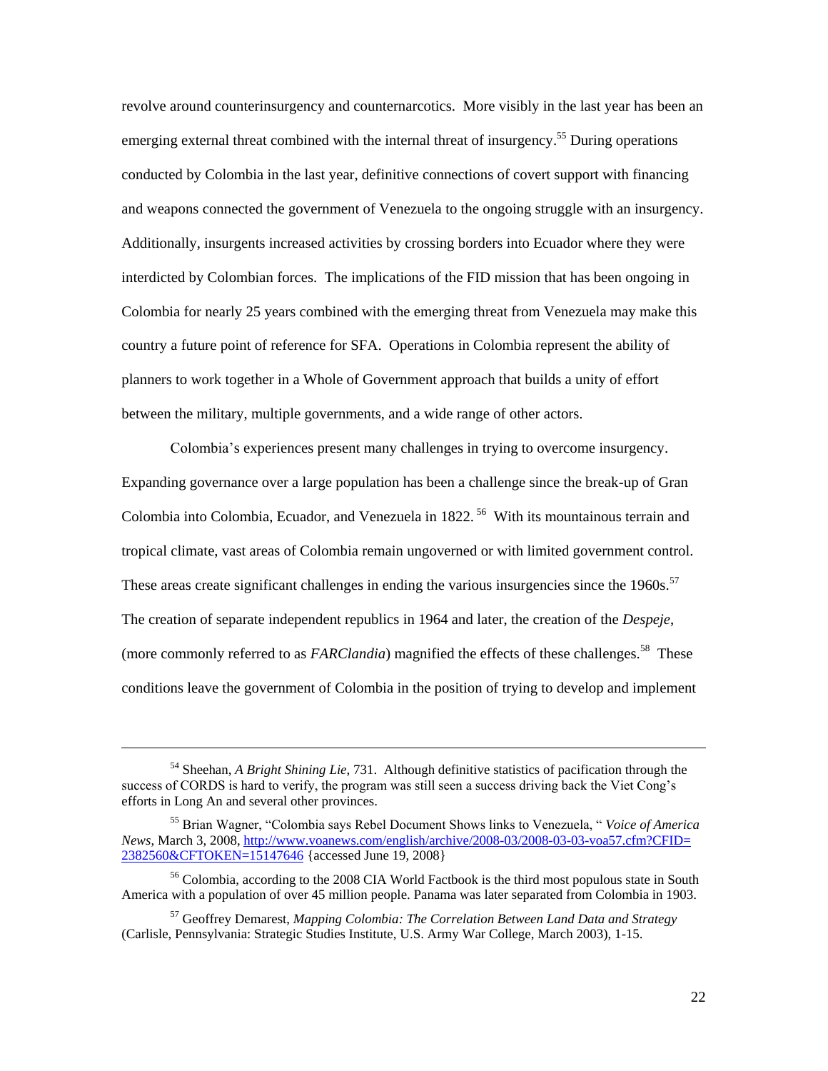revolve around counterinsurgency and counternarcotics. More visibly in the last year has been an emerging external threat combined with the internal threat of insurgency.[55] During operations conducted by Colombia in the last year, definitive connections of covert support with financing and weapons connected the government of Venezuela to the ongoing struggle with an insurgency. Additionally, insurgents increased activities by crossing borders into Ecuador where they were interdicted by Colombian forces. The implications of the FID mission that has been ongoing in Colombia for nearly 25 years combined with the emerging threat from Venezuela may make this country a future point of reference for SFA. Operations in Colombia represent the ability of planners to work together in a Whole of Government approach that builds a unity of effort between the military, multiple governments, and a wide range of other actors.

Colombia's experiences present many challenges in trying to overcome insurgency. Expanding governance over a large population has been a challenge since the break-up of Gran Colombia into Colombia, Ecuador, and Venezuela in 1822.[56] With its mountainous terrain and tropical climate, vast areas of Colombia remain ungoverned or with limited government control. These areas create significant challenges in ending the various insurgencies since the 1960s.[57] The creation of separate independent republics in 1964 and later, the creation of the *Despeje*, (more commonly referred to as *FARClandia*) magnified the effects of these challenges.[58] These conditions leave the government of Colombia in the position of trying to develop and implement

---

[54] Sheehan, *A Bright Shining Lie*, 731. Although definitive statistics of pacification through the success of CORDS is hard to verify, the program was still seen a success driving back the Viet Cong's efforts in Long An and several other provinces.

[55] Brian Wagner, "Colombia says Rebel Document Shows links to Venezuela, " *Voice of America News*, March 3, 2008, http://www.voanews.com/english/archive/2008-03/2008-03-03-voa57.cfm?CFID=2382560&CFTOKEN=15147646 {accessed June 19, 2008}

[56] Colombia, according to the 2008 CIA World Factbook is the third most populous state in South America with a population of over 45 million people. Panama was later separated from Colombia in 1903.

[57] Geoffrey Demarest, *Mapping Colombia: The Correlation Between Land Data and Strategy* (Carlisle, Pennsylvania: Strategic Studies Institute, U.S. Army War College, March 2003), 1-15.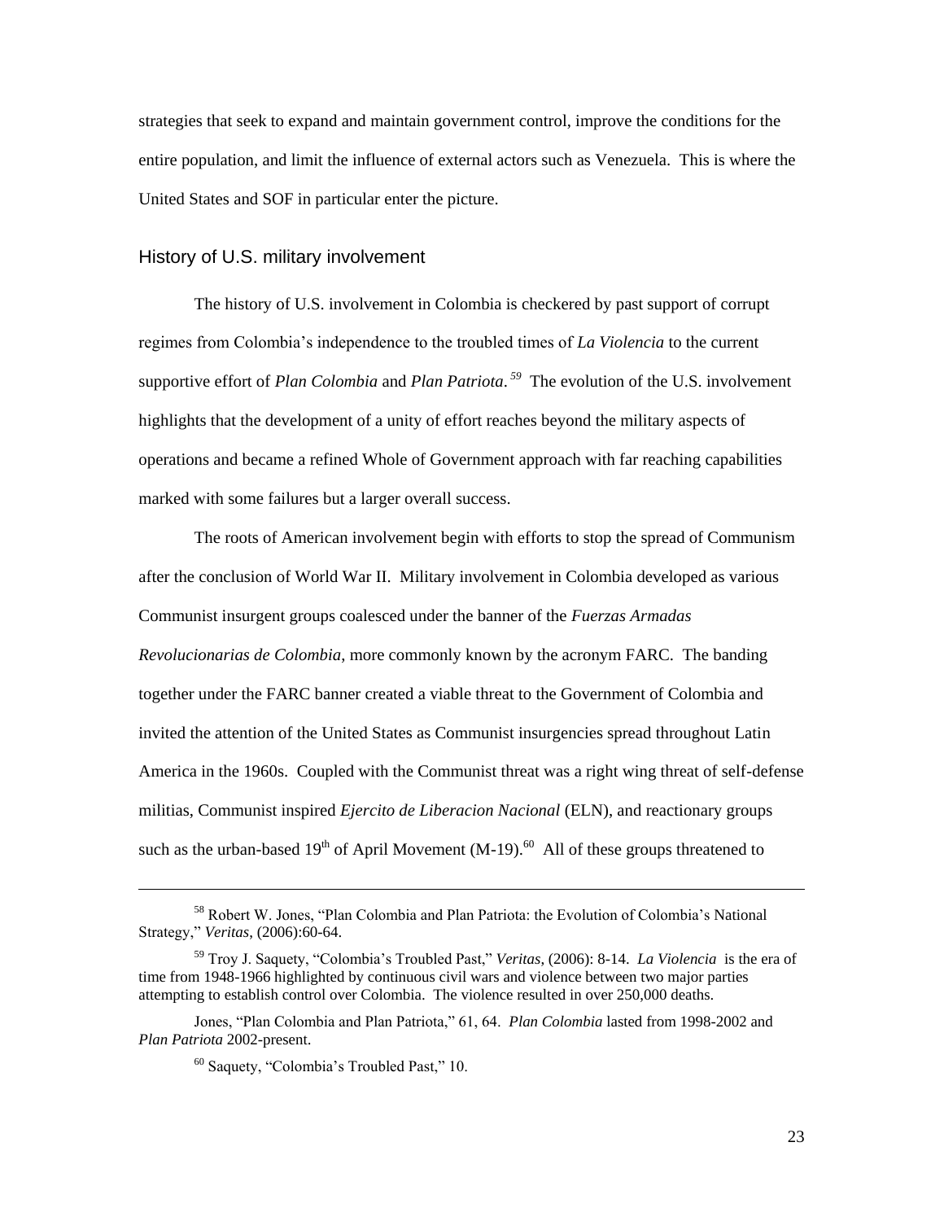strategies that seek to expand and maintain government control, improve the conditions for the entire population, and limit the influence of external actors such as Venezuela. This is where the United States and SOF in particular enter the picture.

## History of U.S. military involvement

The history of U.S. involvement in Colombia is checkered by past support of corrupt regimes from Colombia's independence to the troubled times of *La Violencia* to the current supportive effort of *Plan Colombia* and *Plan Patriota*.[59] The evolution of the U.S. involvement highlights that the development of a unity of effort reaches beyond the military aspects of operations and became a refined Whole of Government approach with far reaching capabilities marked with some failures but a larger overall success.

The roots of American involvement begin with efforts to stop the spread of Communism after the conclusion of World War II. Military involvement in Colombia developed as various Communist insurgent groups coalesced under the banner of the *Fuerzas Armadas Revolucionarias de Colombia*, more commonly known by the acronym FARC. The banding together under the FARC banner created a viable threat to the Government of Colombia and invited the attention of the United States as Communist insurgencies spread throughout Latin America in the 1960s. Coupled with the Communist threat was a right wing threat of self-defense militias, Communist inspired *Ejercito de Liberacion Nacional* (ELN), and reactionary groups such as the urban-based 19th of April Movement (M-19).[60] All of these groups threatened to

---

[58] Robert W. Jones, "Plan Colombia and Plan Patriota: the Evolution of Colombia's National Strategy," *Veritas,* (2006):60-64.

[59] Troy J. Saquety, "Colombia's Troubled Past," *Veritas*, (2006): 8-14. *La Violencia* is the era of time from 1948-1966 highlighted by continuous civil wars and violence between two major parties attempting to establish control over Colombia. The violence resulted in over 250,000 deaths.

Jones, "Plan Colombia and Plan Patriota," 61, 64. *Plan Colombia* lasted from 1998-2002 and *Plan Patriota* 2002-present.

[60] Saquety, "Colombia's Troubled Past," 10.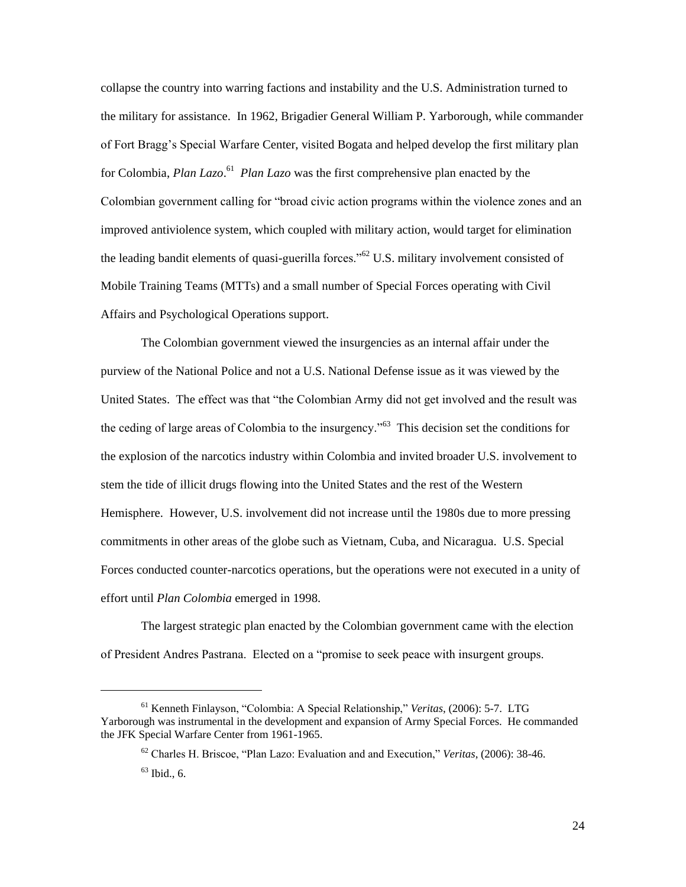collapse the country into warring factions and instability and the U.S. Administration turned to the military for assistance. In 1962, Brigadier General William P. Yarborough, while commander of Fort Bragg's Special Warfare Center, visited Bogata and helped develop the first military plan for Colombia, *Plan Lazo*.[61] *Plan Lazo* was the first comprehensive plan enacted by the Colombian government calling for "broad civic action programs within the violence zones and an improved antiviolence system, which coupled with military action, would target for elimination the leading bandit elements of quasi-guerilla forces."[62] U.S. military involvement consisted of Mobile Training Teams (MTTs) and a small number of Special Forces operating with Civil Affairs and Psychological Operations support.

The Colombian government viewed the insurgencies as an internal affair under the purview of the National Police and not a U.S. National Defense issue as it was viewed by the United States. The effect was that "the Colombian Army did not get involved and the result was the ceding of large areas of Colombia to the insurgency."[63] This decision set the conditions for the explosion of the narcotics industry within Colombia and invited broader U.S. involvement to stem the tide of illicit drugs flowing into the United States and the rest of the Western Hemisphere. However, U.S. involvement did not increase until the 1980s due to more pressing commitments in other areas of the globe such as Vietnam, Cuba, and Nicaragua. U.S. Special Forces conducted counter-narcotics operations, but the operations were not executed in a unity of effort until *Plan Colombia* emerged in 1998.

The largest strategic plan enacted by the Colombian government came with the election of President Andres Pastrana. Elected on a "promise to seek peace with insurgent groups.

---

[61] Kenneth Finlayson, "Colombia: A Special Relationship," *Veritas*, (2006): 5-7. LTG Yarborough was instrumental in the development and expansion of Army Special Forces. He commanded the JFK Special Warfare Center from 1961-1965.

[62] Charles H. Briscoe, "Plan Lazo: Evaluation and and Execution," *Veritas*, (2006): 38-46.

[63] Ibid., 6.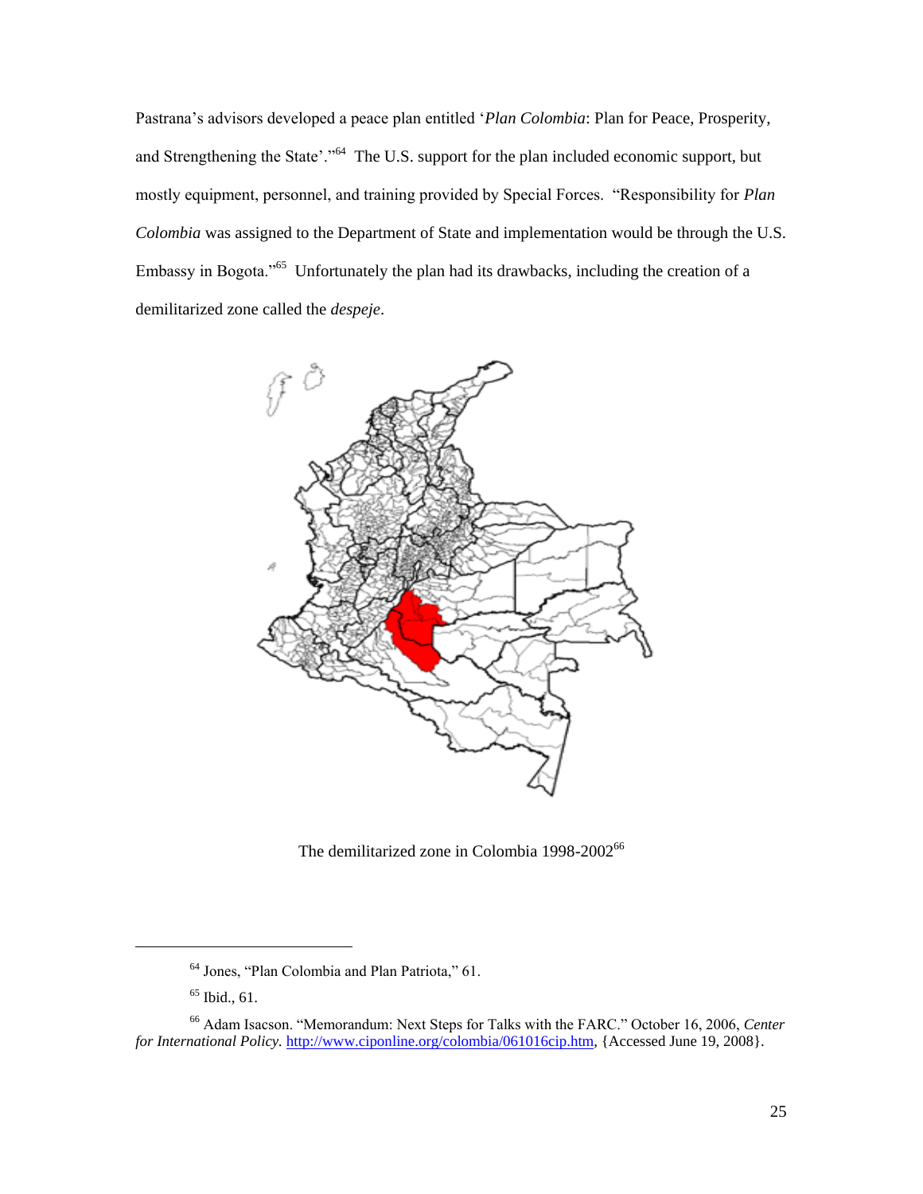Pastrana's advisors developed a peace plan entitled '*Plan Colombia*: Plan for Peace, Prosperity, and Strengthening the State'."[64] The U.S. support for the plan included economic support, but mostly equipment, personnel, and training provided by Special Forces. "Responsibility for *Plan Colombia* was assigned to the Department of State and implementation would be through the U.S. Embassy in Bogota."[65] Unfortunately the plan had its drawbacks, including the creation of a demilitarized zone called the *despeje*.

The demilitarized zone in Colombia 1998-2002[66]

---

[64] Jones, "Plan Colombia and Plan Patriota," 61.

[65] Ibid., 61.

[66] Adam Isacson. "Memorandum: Next Steps for Talks with the FARC." October 16, 2006, *Center for International Policy.* http://www.ciponline.org/colombia/061016cip.htm, {Accessed June 19, 2008}.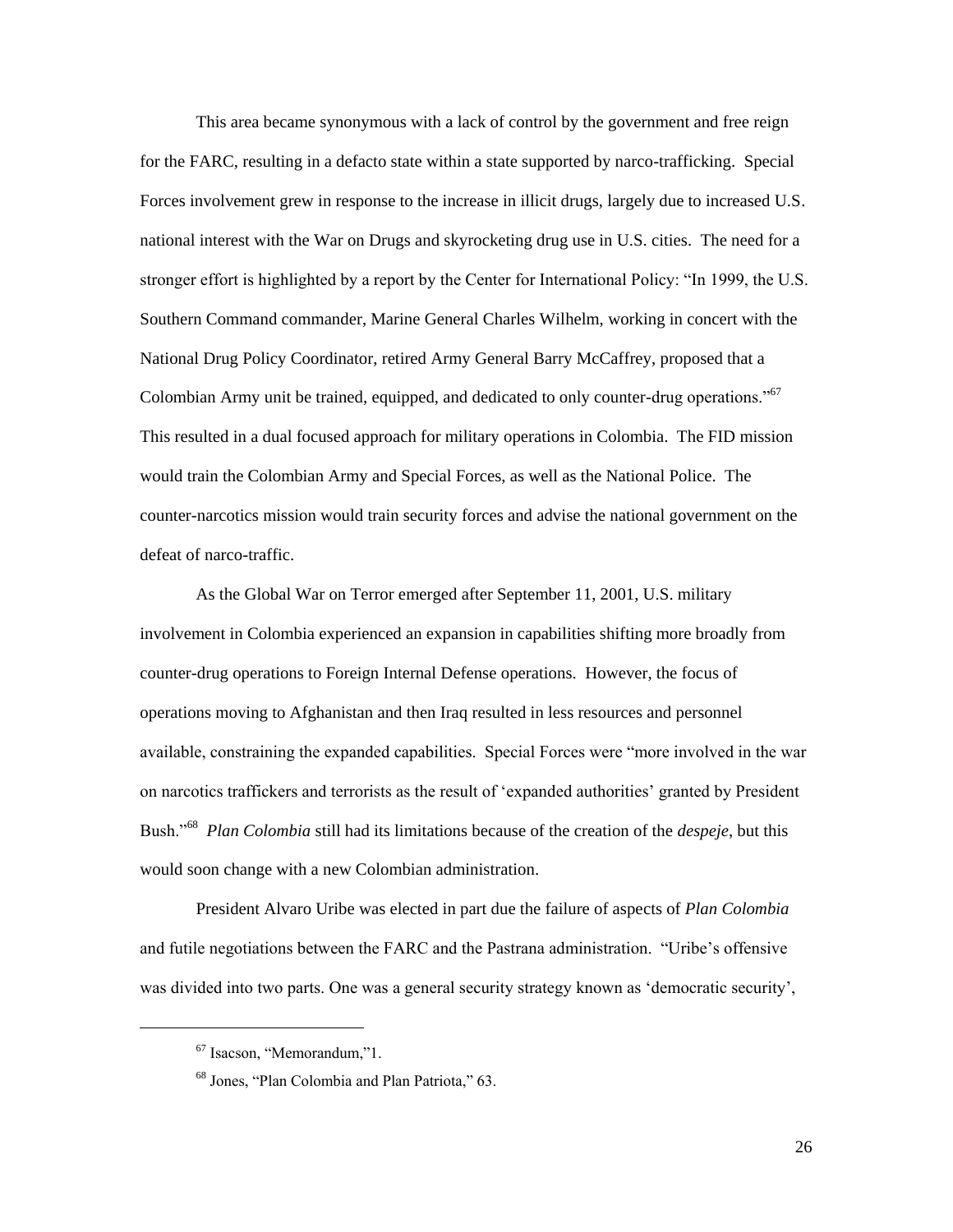This area became synonymous with a lack of control by the government and free reign for the FARC, resulting in a defacto state within a state supported by narco-trafficking. Special Forces involvement grew in response to the increase in illicit drugs, largely due to increased U.S. national interest with the War on Drugs and skyrocketing drug use in U.S. cities. The need for a stronger effort is highlighted by a report by the Center for International Policy: "In 1999, the U.S. Southern Command commander, Marine General Charles Wilhelm, working in concert with the National Drug Policy Coordinator, retired Army General Barry McCaffrey, proposed that a Colombian Army unit be trained, equipped, and dedicated to only counter-drug operations."[67] This resulted in a dual focused approach for military operations in Colombia. The FID mission would train the Colombian Army and Special Forces, as well as the National Police. The counter-narcotics mission would train security forces and advise the national government on the defeat of narco-traffic.

As the Global War on Terror emerged after September 11, 2001, U.S. military involvement in Colombia experienced an expansion in capabilities shifting more broadly from counter-drug operations to Foreign Internal Defense operations. However, the focus of operations moving to Afghanistan and then Iraq resulted in less resources and personnel available, constraining the expanded capabilities. Special Forces were "more involved in the war on narcotics traffickers and terrorists as the result of 'expanded authorities' granted by President Bush."[68] *Plan Colombia* still had its limitations because of the creation of the *despeje*, but this would soon change with a new Colombian administration.

President Alvaro Uribe was elected in part due the failure of aspects of *Plan Colombia* and futile negotiations between the FARC and the Pastrana administration. "Uribe's offensive was divided into two parts. One was a general security strategy known as 'democratic security',

---

[67] Isacson, "Memorandum,"1.

[68] Jones, "Plan Colombia and Plan Patriota," 63.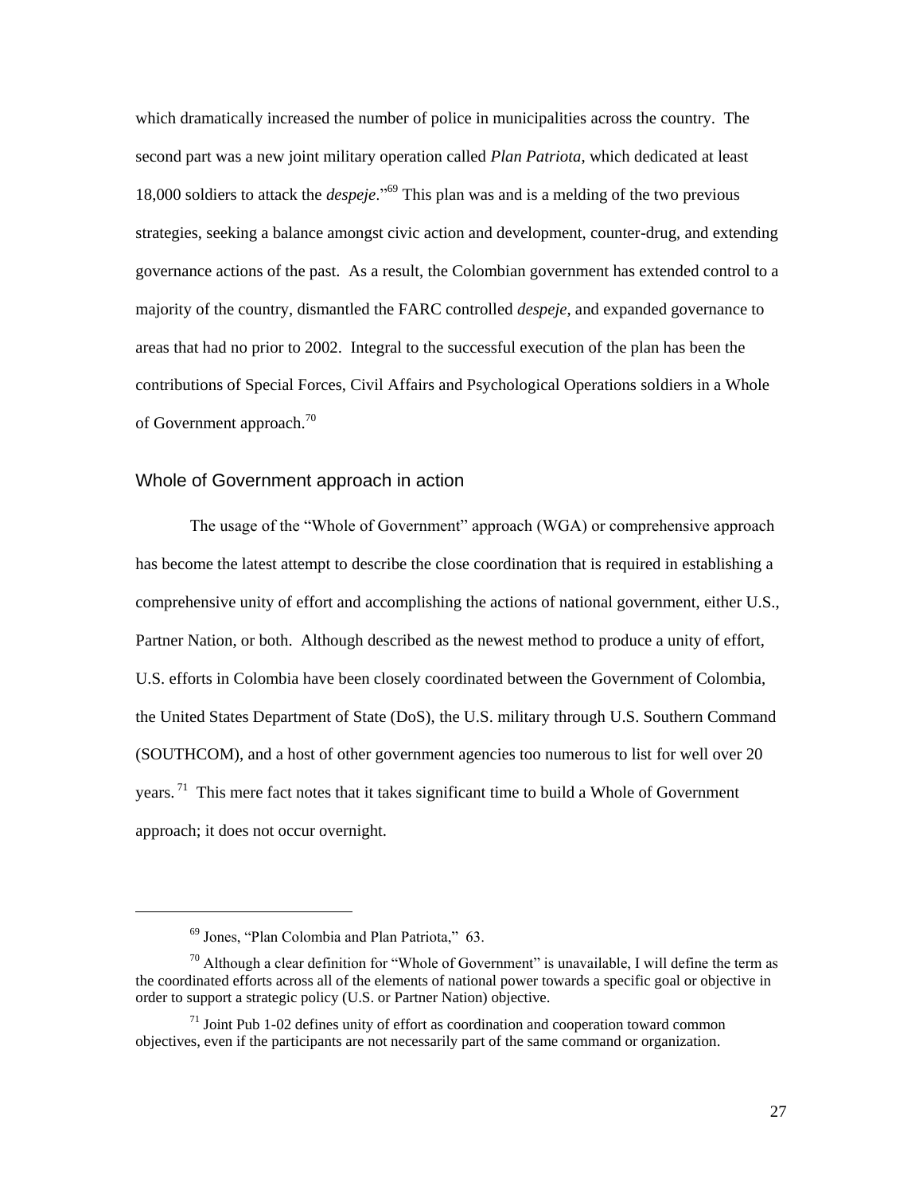which dramatically increased the number of police in municipalities across the country. The second part was a new joint military operation called *Plan Patriota*, which dedicated at least 18,000 soldiers to attack the *despeje*."[69] This plan was and is a melding of the two previous strategies, seeking a balance amongst civic action and development, counter-drug, and extending governance actions of the past. As a result, the Colombian government has extended control to a majority of the country, dismantled the FARC controlled *despeje*, and expanded governance to areas that had no prior to 2002. Integral to the successful execution of the plan has been the contributions of Special Forces, Civil Affairs and Psychological Operations soldiers in a Whole of Government approach.[70]

## Whole of Government approach in action

The usage of the "Whole of Government" approach (WGA) or comprehensive approach has become the latest attempt to describe the close coordination that is required in establishing a comprehensive unity of effort and accomplishing the actions of national government, either U.S., Partner Nation, or both. Although described as the newest method to produce a unity of effort, U.S. efforts in Colombia have been closely coordinated between the Government of Colombia, the United States Department of State (DoS), the U.S. military through U.S. Southern Command (SOUTHCOM), and a host of other government agencies too numerous to list for well over 20 years.[71] This mere fact notes that it takes significant time to build a Whole of Government approach; it does not occur overnight.

---

[69] Jones, "Plan Colombia and Plan Patriota," 63.

[70] Although a clear definition for "Whole of Government" is unavailable, I will define the term as the coordinated efforts across all of the elements of national power towards a specific goal or objective in order to support a strategic policy (U.S. or Partner Nation) objective.

[71] Joint Pub 1-02 defines unity of effort as coordination and cooperation toward common objectives, even if the participants are not necessarily part of the same command or organization.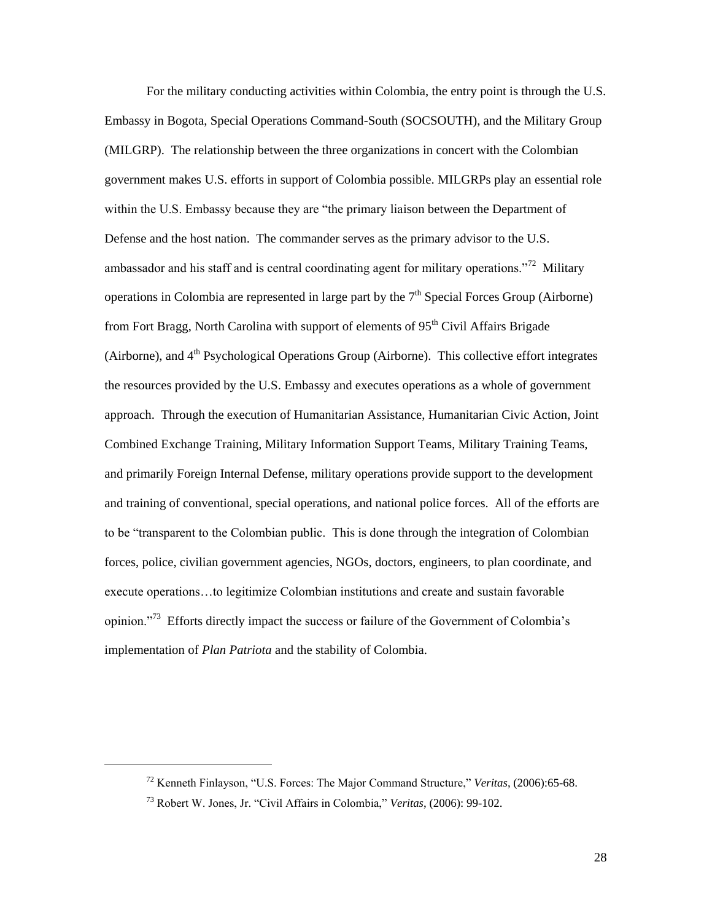For the military conducting activities within Colombia, the entry point is through the U.S. Embassy in Bogota, Special Operations Command-South (SOCSOUTH), and the Military Group (MILGRP). The relationship between the three organizations in concert with the Colombian government makes U.S. efforts in support of Colombia possible. MILGRPs play an essential role within the U.S. Embassy because they are "the primary liaison between the Department of Defense and the host nation. The commander serves as the primary advisor to the U.S. ambassador and his staff and is central coordinating agent for military operations."[72] Military operations in Colombia are represented in large part by the 7th Special Forces Group (Airborne) from Fort Bragg, North Carolina with support of elements of 95th Civil Affairs Brigade (Airborne), and 4th Psychological Operations Group (Airborne). This collective effort integrates the resources provided by the U.S. Embassy and executes operations as a whole of government approach. Through the execution of Humanitarian Assistance, Humanitarian Civic Action, Joint Combined Exchange Training, Military Information Support Teams, Military Training Teams, and primarily Foreign Internal Defense, military operations provide support to the development and training of conventional, special operations, and national police forces. All of the efforts are to be "transparent to the Colombian public. This is done through the integration of Colombian forces, police, civilian government agencies, NGOs, doctors, engineers, to plan coordinate, and execute operations…to legitimize Colombian institutions and create and sustain favorable opinion."[73] Efforts directly impact the success or failure of the Government of Colombia's implementation of *Plan Patriota* and the stability of Colombia.

---

[72] Kenneth Finlayson, "U.S. Forces: The Major Command Structure," *Veritas*, (2006):65-68.

[73] Robert W. Jones, Jr. "Civil Affairs in Colombia," *Veritas*, (2006): 99-102.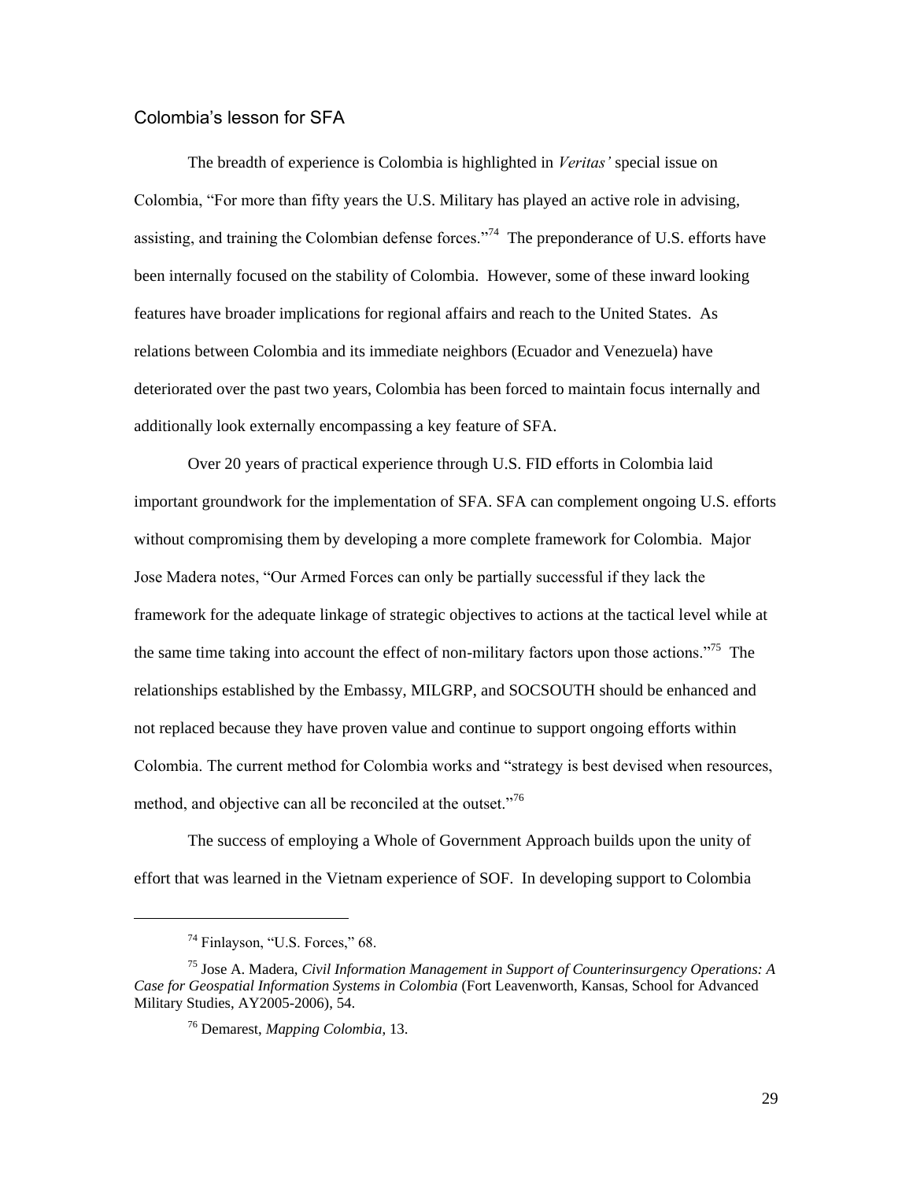## Colombia's lesson for SFA

The breadth of experience is Colombia is highlighted in *Veritas'* special issue on Colombia, "For more than fifty years the U.S. Military has played an active role in advising, assisting, and training the Colombian defense forces."[74] The preponderance of U.S. efforts have been internally focused on the stability of Colombia. However, some of these inward looking features have broader implications for regional affairs and reach to the United States. As relations between Colombia and its immediate neighbors (Ecuador and Venezuela) have deteriorated over the past two years, Colombia has been forced to maintain focus internally and additionally look externally encompassing a key feature of SFA.

Over 20 years of practical experience through U.S. FID efforts in Colombia laid important groundwork for the implementation of SFA. SFA can complement ongoing U.S. efforts without compromising them by developing a more complete framework for Colombia. Major Jose Madera notes, "Our Armed Forces can only be partially successful if they lack the framework for the adequate linkage of strategic objectives to actions at the tactical level while at the same time taking into account the effect of non-military factors upon those actions."[75] The relationships established by the Embassy, MILGRP, and SOCSOUTH should be enhanced and not replaced because they have proven value and continue to support ongoing efforts within Colombia. The current method for Colombia works and "strategy is best devised when resources, method, and objective can all be reconciled at the outset."[76]

The success of employing a Whole of Government Approach builds upon the unity of effort that was learned in the Vietnam experience of SOF. In developing support to Colombia

---

[74] Finlayson, "U.S. Forces," 68.

[75] Jose A. Madera, *Civil Information Management in Support of Counterinsurgency Operations: A Case for Geospatial Information Systems in Colombia* (Fort Leavenworth, Kansas, School for Advanced Military Studies, AY2005-2006), 54.

[76] Demarest, *Mapping Colombia*, 13.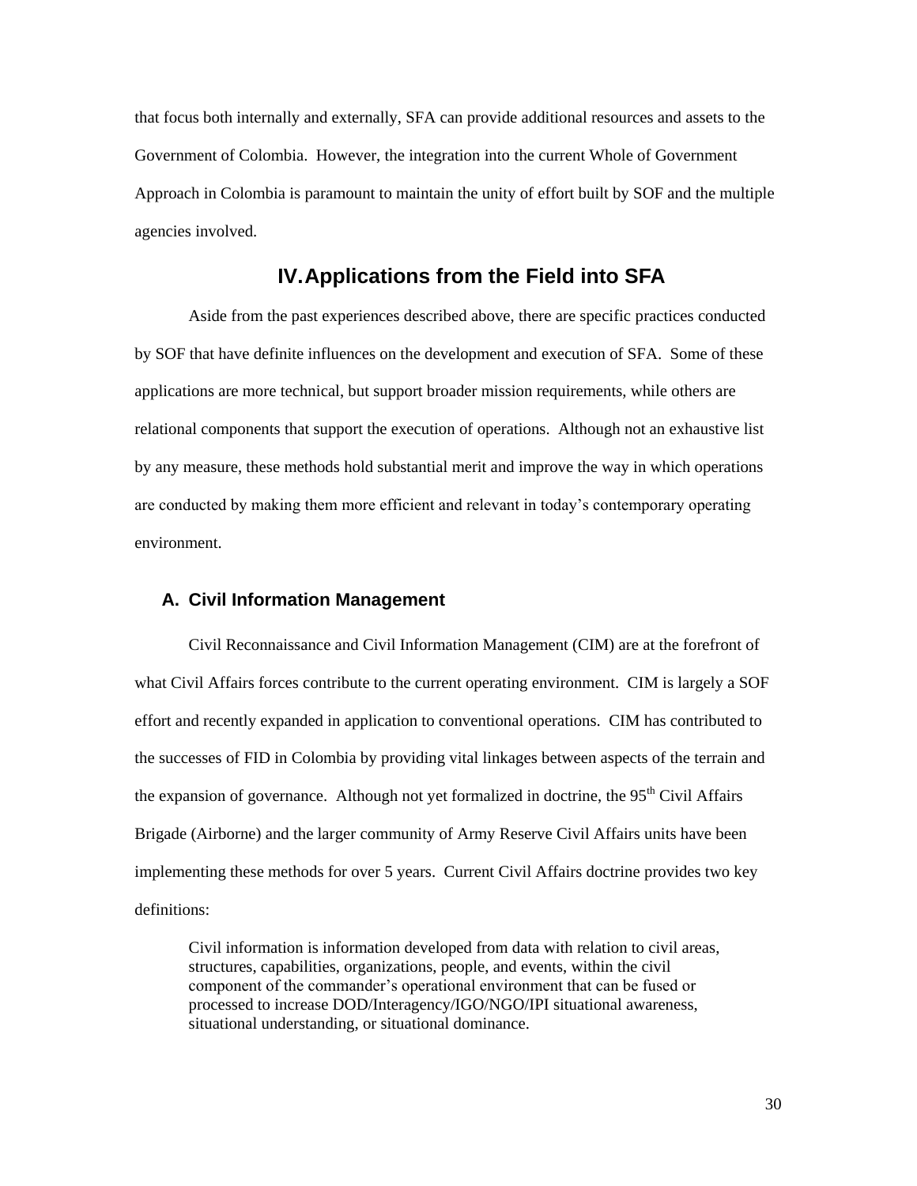that focus both internally and externally, SFA can provide additional resources and assets to the Government of Colombia. However, the integration into the current Whole of Government Approach in Colombia is paramount to maintain the unity of effort built by SOF and the multiple agencies involved.

## IV. Applications from the Field into SFA

Aside from the past experiences described above, there are specific practices conducted by SOF that have definite influences on the development and execution of SFA. Some of these applications are more technical, but support broader mission requirements, while others are relational components that support the execution of operations. Although not an exhaustive list by any measure, these methods hold substantial merit and improve the way in which operations are conducted by making them more efficient and relevant in today's contemporary operating environment.

### A. Civil Information Management

Civil Reconnaissance and Civil Information Management (CIM) are at the forefront of what Civil Affairs forces contribute to the current operating environment. CIM is largely a SOF effort and recently expanded in application to conventional operations. CIM has contributed to the successes of FID in Colombia by providing vital linkages between aspects of the terrain and the expansion of governance. Although not yet formalized in doctrine, the 95th Civil Affairs Brigade (Airborne) and the larger community of Army Reserve Civil Affairs units have been implementing these methods for over 5 years. Current Civil Affairs doctrine provides two key definitions:

> Civil information is information developed from data with relation to civil areas, structures, capabilities, organizations, people, and events, within the civil component of the commander's operational environment that can be fused or processed to increase DOD/Interagency/IGO/NGO/IPI situational awareness, situational understanding, or situational dominance.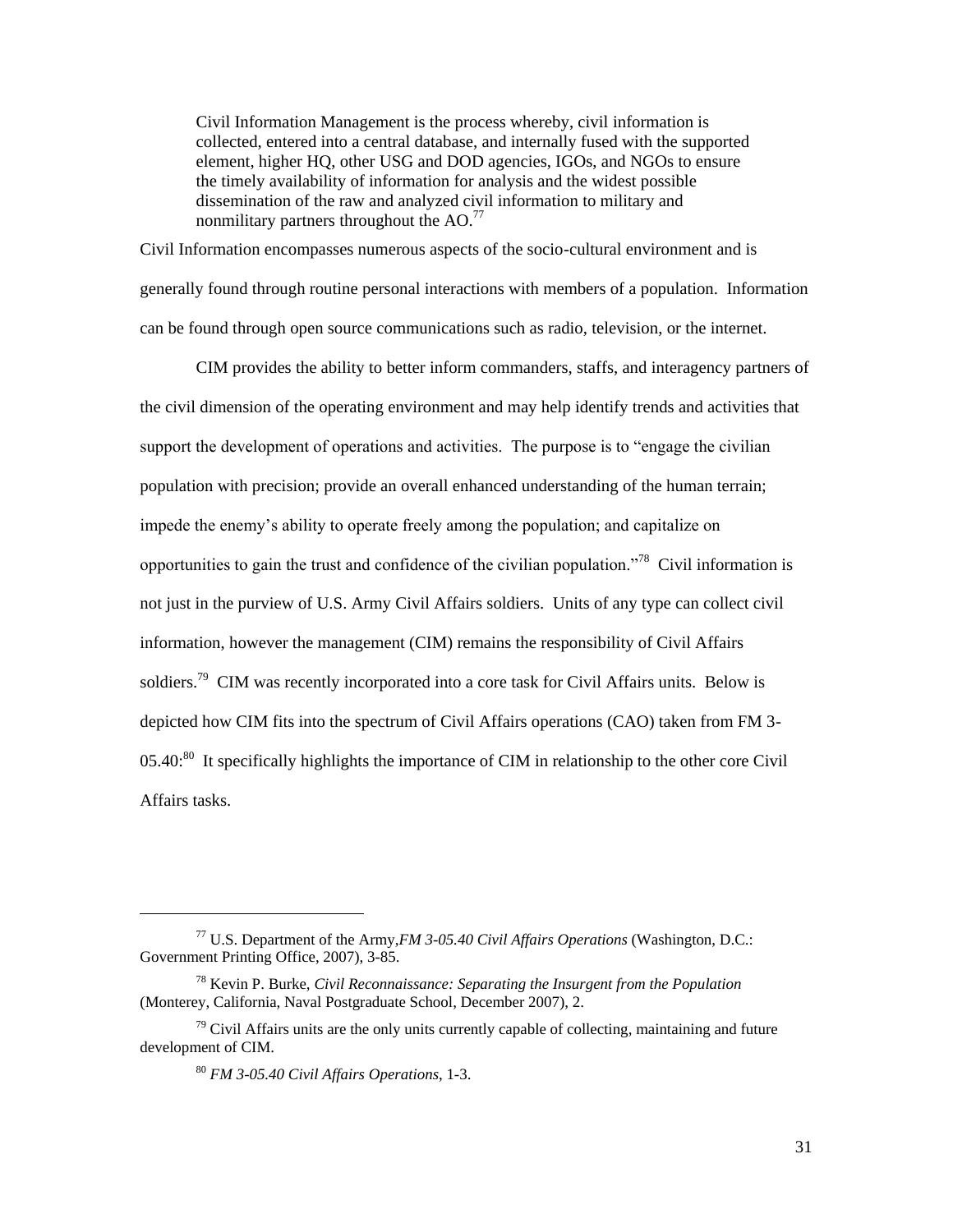> Civil Information Management is the process whereby, civil information is collected, entered into a central database, and internally fused with the supported element, higher HQ, other USG and DOD agencies, IGOs, and NGOs to ensure the timely availability of information for analysis and the widest possible dissemination of the raw and analyzed civil information to military and nonmilitary partners throughout the AO.[77]

Civil Information encompasses numerous aspects of the socio-cultural environment and is generally found through routine personal interactions with members of a population. Information can be found through open source communications such as radio, television, or the internet.

CIM provides the ability to better inform commanders, staffs, and interagency partners of the civil dimension of the operating environment and may help identify trends and activities that support the development of operations and activities. The purpose is to "engage the civilian population with precision; provide an overall enhanced understanding of the human terrain; impede the enemy's ability to operate freely among the population; and capitalize on opportunities to gain the trust and confidence of the civilian population."[78] Civil information is not just in the purview of U.S. Army Civil Affairs soldiers. Units of any type can collect civil information, however the management (CIM) remains the responsibility of Civil Affairs soldiers.[79] CIM was recently incorporated into a core task for Civil Affairs units. Below is depicted how CIM fits into the spectrum of Civil Affairs operations (CAO) taken from FM 3-05.40:[80] It specifically highlights the importance of CIM in relationship to the other core Civil Affairs tasks.

---

[77] U.S. Department of the Army, *FM 3-05.40 Civil Affairs Operations* (Washington, D.C.: Government Printing Office, 2007), 3-85.

[78] Kevin P. Burke, *Civil Reconnaissance: Separating the Insurgent from the Population* (Monterey, California, Naval Postgraduate School, December 2007), 2.

[79] Civil Affairs units are the only units currently capable of collecting, maintaining and future development of CIM.

[80] *FM 3-05.40 Civil Affairs Operations*, 1-3.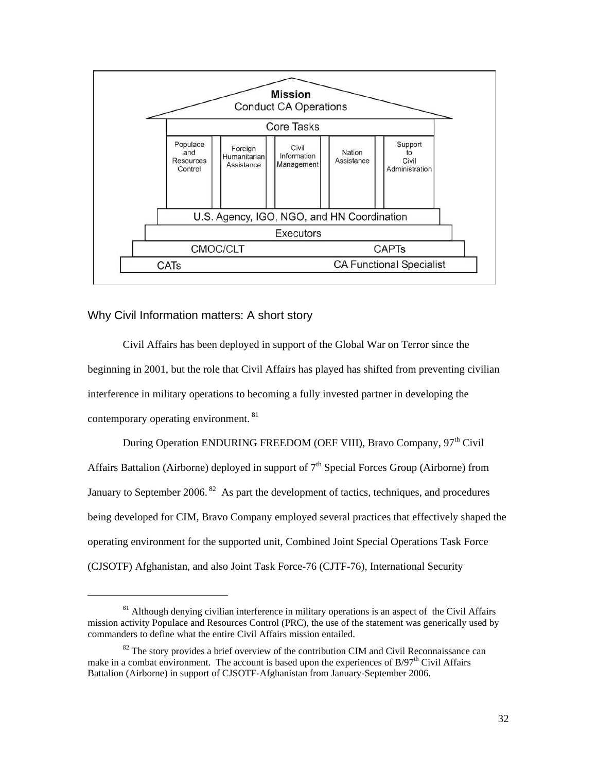**Mission**
Conduct CA Operations

| Core Tasks | | | | |
|---|---|---|---|---|
| Populace and Resources Control | Foreign Humanitarian Assistance | Civil Information Management | Nation Assistance | Support to Civil Administration |

U.S. Agency, IGO, NGO, and HN Coordination

Executors

CMOC/CLT — CAPTs

CATs — CA Functional Specialist

## Why Civil Information matters: A short story

Civil Affairs has been deployed in support of the Global War on Terror since the beginning in 2001, but the role that Civil Affairs has played has shifted from preventing civilian interference in military operations to becoming a fully invested partner in developing the contemporary operating environment.[81]

During Operation ENDURING FREEDOM (OEF VIII), Bravo Company, 97th Civil Affairs Battalion (Airborne) deployed in support of 7th Special Forces Group (Airborne) from January to September 2006.[82] As part the development of tactics, techniques, and procedures being developed for CIM, Bravo Company employed several practices that effectively shaped the operating environment for the supported unit, Combined Joint Special Operations Task Force (CJSOTF) Afghanistan, and also Joint Task Force-76 (CJTF-76), International Security

---

[81] Although denying civilian interference in military operations is an aspect of the Civil Affairs mission activity Populace and Resources Control (PRC), the use of the statement was generically used by commanders to define what the entire Civil Affairs mission entailed.

[82] The story provides a brief overview of the contribution CIM and Civil Reconnaissance can make in a combat environment. The account is based upon the experiences of B/97th Civil Affairs Battalion (Airborne) in support of CJSOTF-Afghanistan from January-September 2006.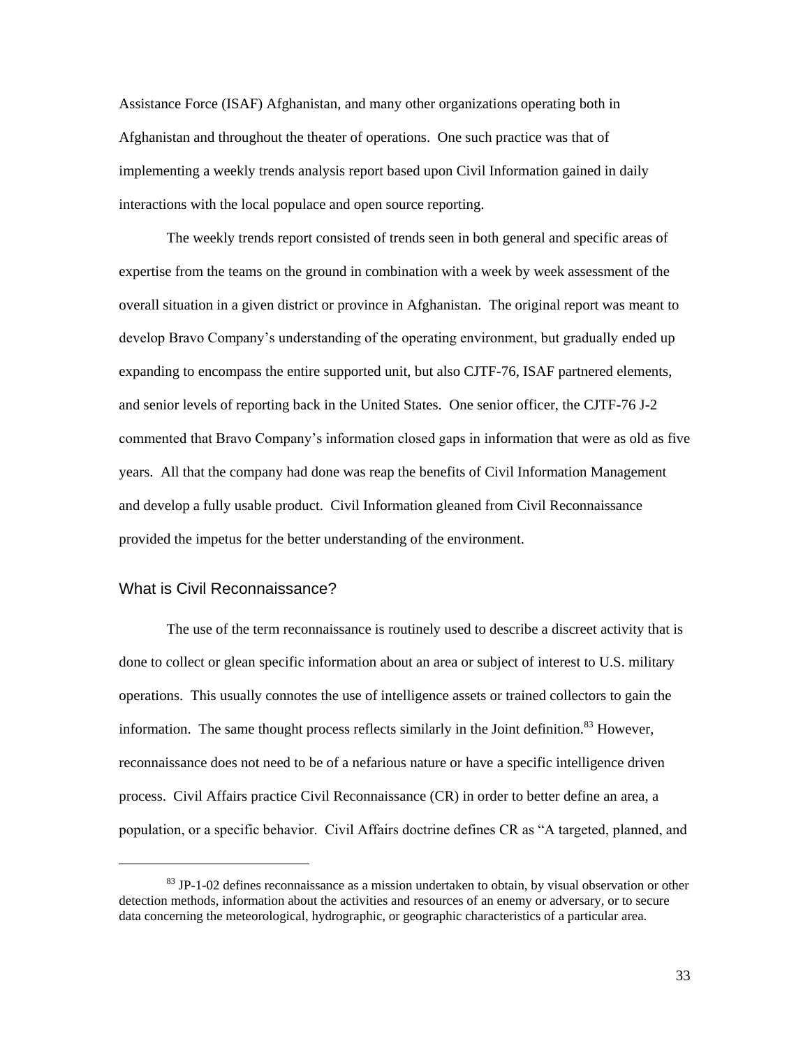Assistance Force (ISAF) Afghanistan, and many other organizations operating both in Afghanistan and throughout the theater of operations. One such practice was that of implementing a weekly trends analysis report based upon Civil Information gained in daily interactions with the local populace and open source reporting.

The weekly trends report consisted of trends seen in both general and specific areas of expertise from the teams on the ground in combination with a week by week assessment of the overall situation in a given district or province in Afghanistan. The original report was meant to develop Bravo Company's understanding of the operating environment, but gradually ended up expanding to encompass the entire supported unit, but also CJTF-76, ISAF partnered elements, and senior levels of reporting back in the United States. One senior officer, the CJTF-76 J-2 commented that Bravo Company's information closed gaps in information that were as old as five years. All that the company had done was reap the benefits of Civil Information Management and develop a fully usable product. Civil Information gleaned from Civil Reconnaissance provided the impetus for the better understanding of the environment.

## What is Civil Reconnaissance?

The use of the term reconnaissance is routinely used to describe a discreet activity that is done to collect or glean specific information about an area or subject of interest to U.S. military operations. This usually connotes the use of intelligence assets or trained collectors to gain the information. The same thought process reflects similarly in the Joint definition.[83] However, reconnaissance does not need to be of a nefarious nature or have a specific intelligence driven process. Civil Affairs practice Civil Reconnaissance (CR) in order to better define an area, a population, or a specific behavior. Civil Affairs doctrine defines CR as "A targeted, planned, and

[83] JP-1-02 defines reconnaissance as a mission undertaken to obtain, by visual observation or other detection methods, information about the activities and resources of an enemy or adversary, or to secure data concerning the meteorological, hydrographic, or geographic characteristics of a particular area.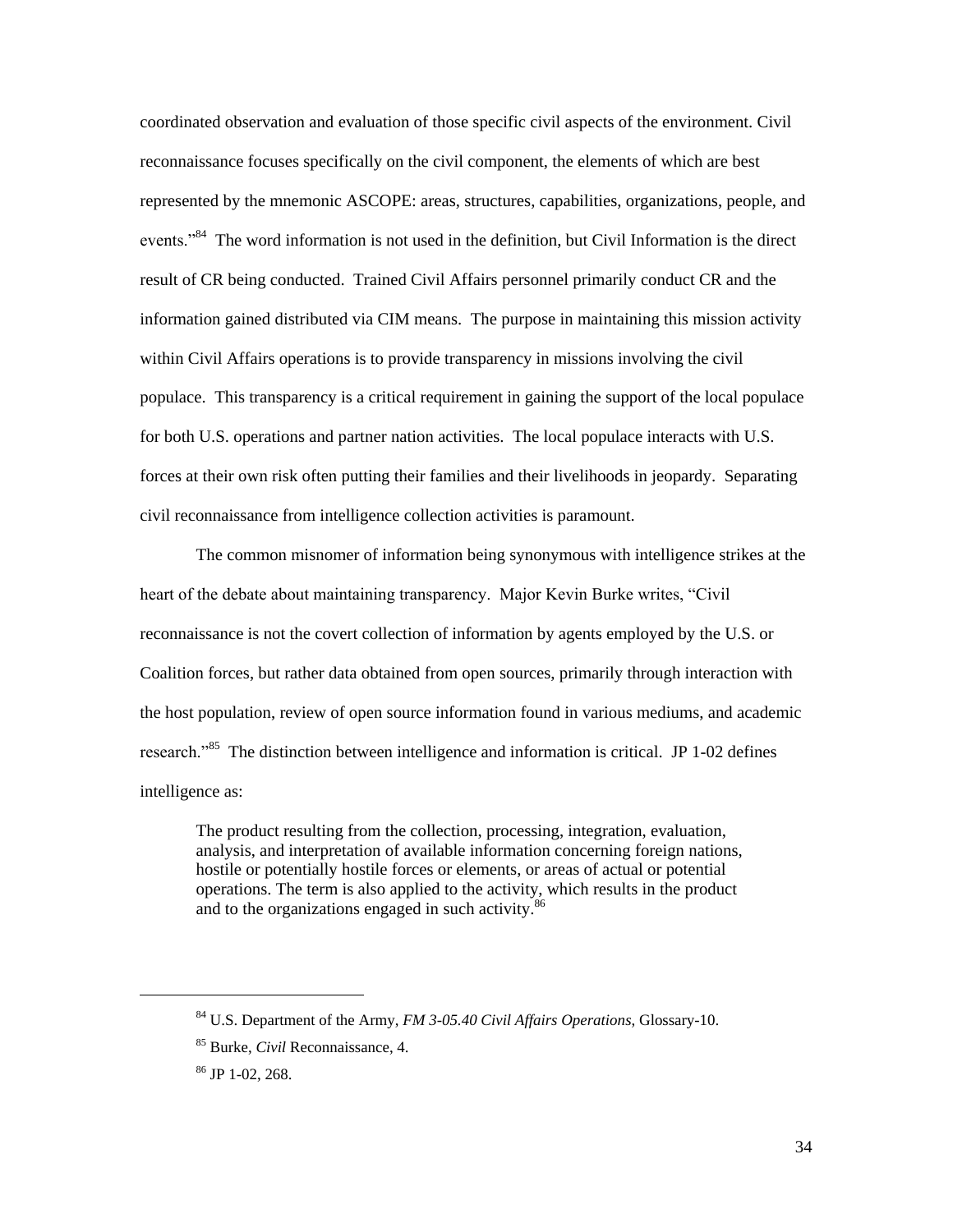coordinated observation and evaluation of those specific civil aspects of the environment. Civil reconnaissance focuses specifically on the civil component, the elements of which are best represented by the mnemonic ASCOPE: areas, structures, capabilities, organizations, people, and events."[84] The word information is not used in the definition, but Civil Information is the direct result of CR being conducted. Trained Civil Affairs personnel primarily conduct CR and the information gained distributed via CIM means. The purpose in maintaining this mission activity within Civil Affairs operations is to provide transparency in missions involving the civil populace. This transparency is a critical requirement in gaining the support of the local populace for both U.S. operations and partner nation activities. The local populace interacts with U.S. forces at their own risk often putting their families and their livelihoods in jeopardy. Separating civil reconnaissance from intelligence collection activities is paramount.

The common misnomer of information being synonymous with intelligence strikes at the heart of the debate about maintaining transparency. Major Kevin Burke writes, "Civil reconnaissance is not the covert collection of information by agents employed by the U.S. or Coalition forces, but rather data obtained from open sources, primarily through interaction with the host population, review of open source information found in various mediums, and academic research."[85] The distinction between intelligence and information is critical. JP 1-02 defines intelligence as:

> The product resulting from the collection, processing, integration, evaluation, analysis, and interpretation of available information concerning foreign nations, hostile or potentially hostile forces or elements, or areas of actual or potential operations. The term is also applied to the activity, which results in the product and to the organizations engaged in such activity.[86]

---

[84] U.S. Department of the Army, *FM 3-05.40 Civil Affairs Operations,* Glossary-10.

[85] Burke, *Civil* Reconnaissance, 4.

[86] JP 1-02, 268.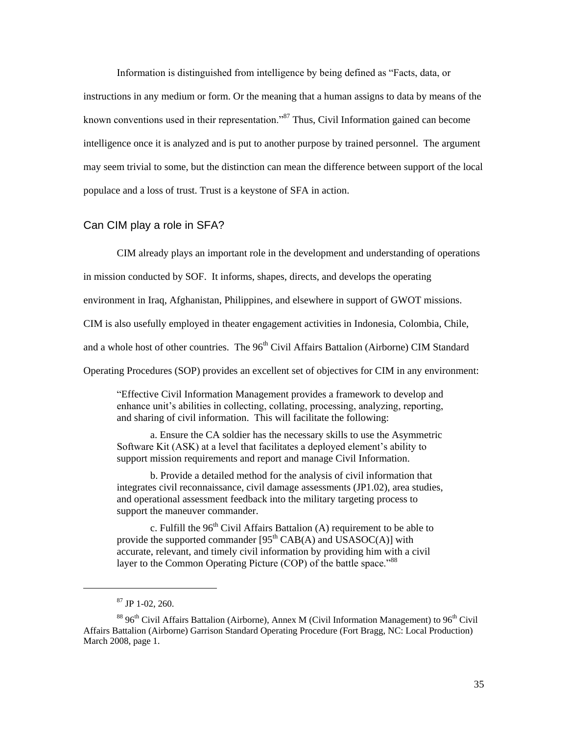Information is distinguished from intelligence by being defined as "Facts, data, or instructions in any medium or form. Or the meaning that a human assigns to data by means of the known conventions used in their representation."[87] Thus, Civil Information gained can become intelligence once it is analyzed and is put to another purpose by trained personnel. The argument may seem trivial to some, but the distinction can mean the difference between support of the local populace and a loss of trust. Trust is a keystone of SFA in action.

## Can CIM play a role in SFA?

CIM already plays an important role in the development and understanding of operations in mission conducted by SOF. It informs, shapes, directs, and develops the operating environment in Iraq, Afghanistan, Philippines, and elsewhere in support of GWOT missions. CIM is also usefully employed in theater engagement activities in Indonesia, Colombia, Chile, and a whole host of other countries. The 96th Civil Affairs Battalion (Airborne) CIM Standard Operating Procedures (SOP) provides an excellent set of objectives for CIM in any environment:

> "Effective Civil Information Management provides a framework to develop and enhance unit's abilities in collecting, collating, processing, analyzing, reporting, and sharing of civil information. This will facilitate the following:
>
> a. Ensure the CA soldier has the necessary skills to use the Asymmetric Software Kit (ASK) at a level that facilitates a deployed element's ability to support mission requirements and report and manage Civil Information.
>
> b. Provide a detailed method for the analysis of civil information that integrates civil reconnaissance, civil damage assessments (JP1.02), area studies, and operational assessment feedback into the military targeting process to support the maneuver commander.
>
> c. Fulfill the 96th Civil Affairs Battalion (A) requirement to be able to provide the supported commander [95th CAB(A) and USASOC(A)] with accurate, relevant, and timely civil information by providing him with a civil layer to the Common Operating Picture (COP) of the battle space."[88]

---

[87] JP 1-02, 260.

[88] 96th Civil Affairs Battalion (Airborne), Annex M (Civil Information Management) to 96th Civil Affairs Battalion (Airborne) Garrison Standard Operating Procedure (Fort Bragg, NC: Local Production) March 2008, page 1.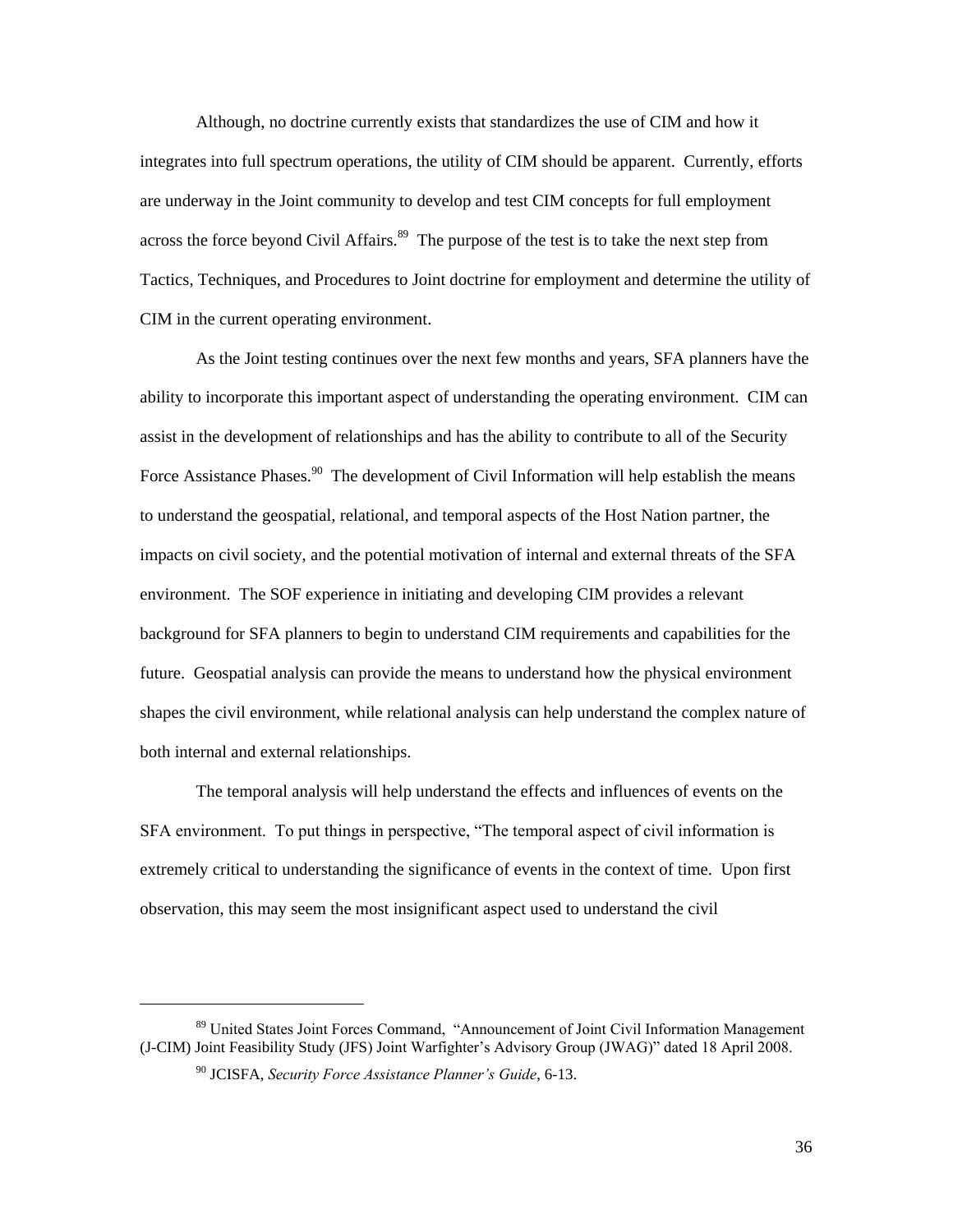Although, no doctrine currently exists that standardizes the use of CIM and how it integrates into full spectrum operations, the utility of CIM should be apparent. Currently, efforts are underway in the Joint community to develop and test CIM concepts for full employment across the force beyond Civil Affairs.[89] The purpose of the test is to take the next step from Tactics, Techniques, and Procedures to Joint doctrine for employment and determine the utility of CIM in the current operating environment.

As the Joint testing continues over the next few months and years, SFA planners have the ability to incorporate this important aspect of understanding the operating environment. CIM can assist in the development of relationships and has the ability to contribute to all of the Security Force Assistance Phases.[90] The development of Civil Information will help establish the means to understand the geospatial, relational, and temporal aspects of the Host Nation partner, the impacts on civil society, and the potential motivation of internal and external threats of the SFA environment. The SOF experience in initiating and developing CIM provides a relevant background for SFA planners to begin to understand CIM requirements and capabilities for the future. Geospatial analysis can provide the means to understand how the physical environment shapes the civil environment, while relational analysis can help understand the complex nature of both internal and external relationships.

The temporal analysis will help understand the effects and influences of events on the SFA environment. To put things in perspective, "The temporal aspect of civil information is extremely critical to understanding the significance of events in the context of time. Upon first observation, this may seem the most insignificant aspect used to understand the civil

---

[89] United States Joint Forces Command, "Announcement of Joint Civil Information Management (J-CIM) Joint Feasibility Study (JFS) Joint Warfighter's Advisory Group (JWAG)" dated 18 April 2008.

[90] JCISFA, *Security Force Assistance Planner's Guide*, 6-13.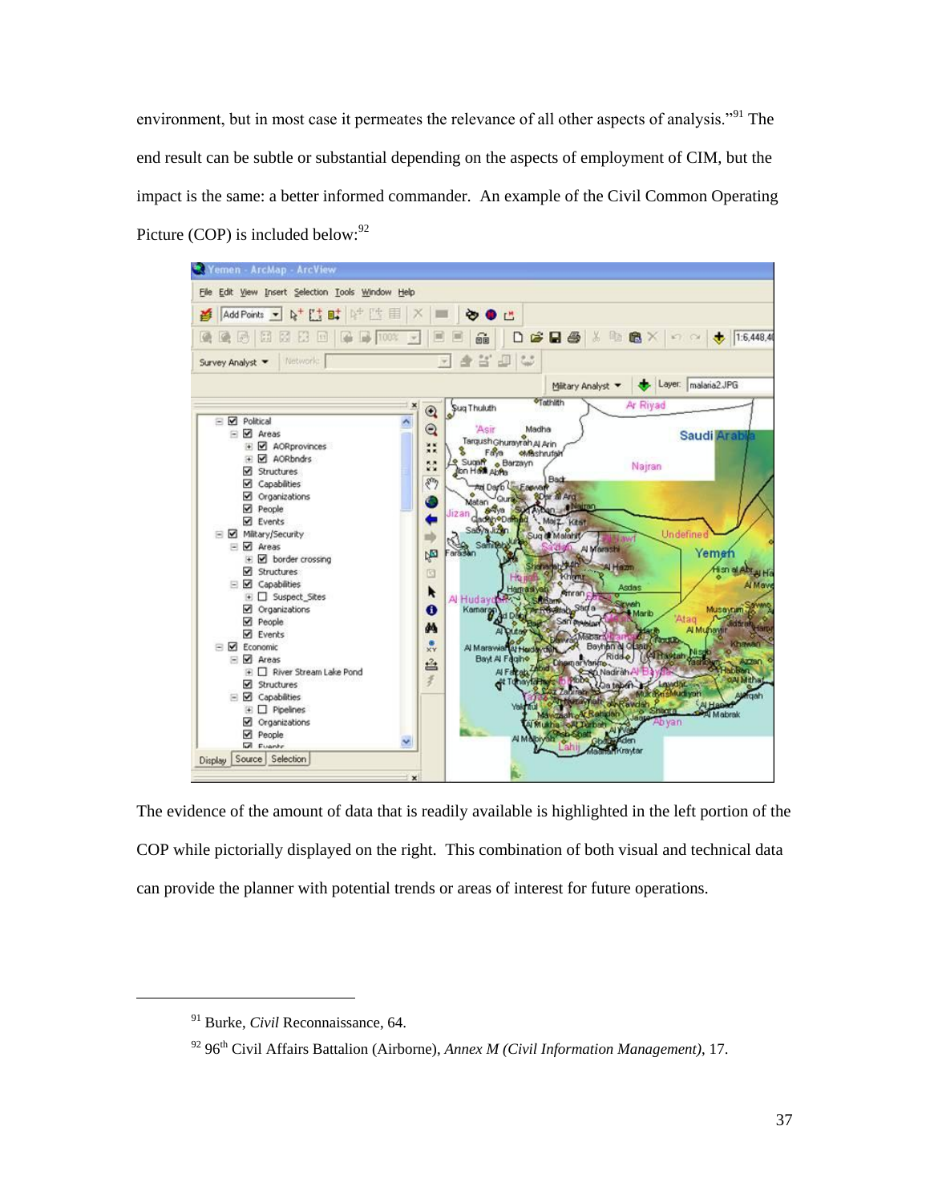environment, but in most case it permeates the relevance of all other aspects of analysis."[91] The end result can be subtle or substantial depending on the aspects of employment of CIM, but the impact is the same: a better informed commander. An example of the Civil Common Operating Picture (COP) is included below:[92]

The evidence of the amount of data that is readily available is highlighted in the left portion of the COP while pictorially displayed on the right. This combination of both visual and technical data can provide the planner with potential trends or areas of interest for future operations.

---

[91] Burke, *Civil* Reconnaissance, 64.

[92] 96th Civil Affairs Battalion (Airborne), *Annex M (Civil Information Management)*, 17.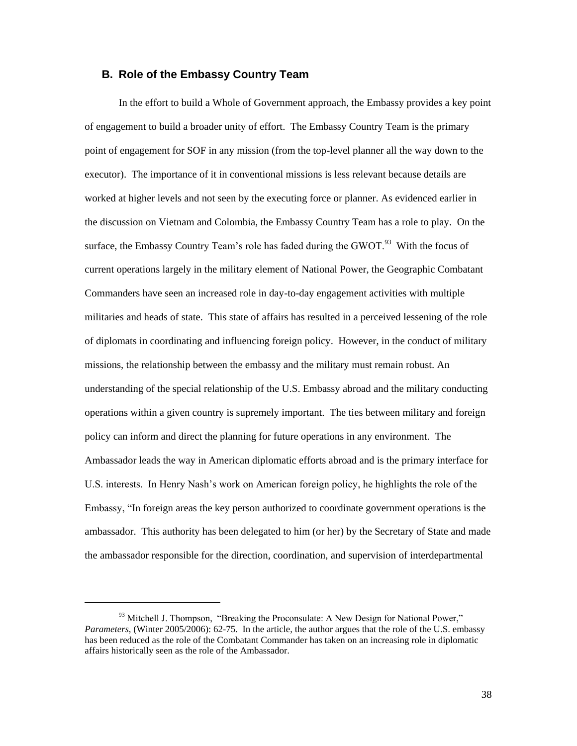## B. Role of the Embassy Country Team

In the effort to build a Whole of Government approach, the Embassy provides a key point of engagement to build a broader unity of effort. The Embassy Country Team is the primary point of engagement for SOF in any mission (from the top-level planner all the way down to the executor). The importance of it in conventional missions is less relevant because details are worked at higher levels and not seen by the executing force or planner. As evidenced earlier in the discussion on Vietnam and Colombia, the Embassy Country Team has a role to play. On the surface, the Embassy Country Team's role has faded during the GWOT.[93] With the focus of current operations largely in the military element of National Power, the Geographic Combatant Commanders have seen an increased role in day-to-day engagement activities with multiple militaries and heads of state. This state of affairs has resulted in a perceived lessening of the role of diplomats in coordinating and influencing foreign policy. However, in the conduct of military missions, the relationship between the embassy and the military must remain robust. An understanding of the special relationship of the U.S. Embassy abroad and the military conducting operations within a given country is supremely important. The ties between military and foreign policy can inform and direct the planning for future operations in any environment. The Ambassador leads the way in American diplomatic efforts abroad and is the primary interface for U.S. interests. In Henry Nash's work on American foreign policy, he highlights the role of the Embassy, "In foreign areas the key person authorized to coordinate government operations is the ambassador. This authority has been delegated to him (or her) by the Secretary of State and made the ambassador responsible for the direction, coordination, and supervision of interdepartmental

---

[93] Mitchell J. Thompson, "Breaking the Proconsulate: A New Design for National Power," *Parameters*, (Winter 2005/2006): 62-75. In the article, the author argues that the role of the U.S. embassy has been reduced as the role of the Combatant Commander has taken on an increasing role in diplomatic affairs historically seen as the role of the Ambassador.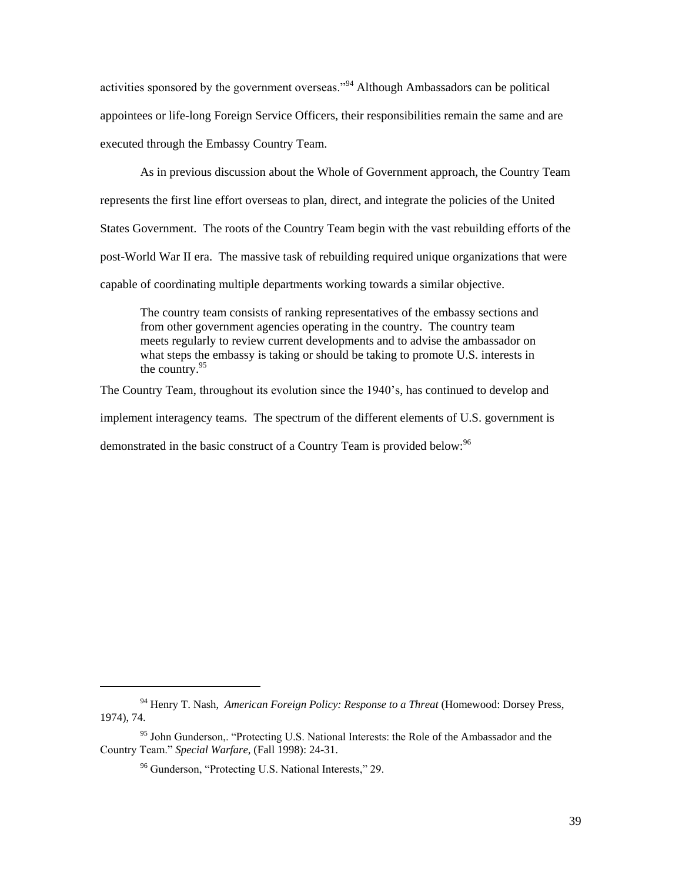activities sponsored by the government overseas."[94] Although Ambassadors can be political appointees or life-long Foreign Service Officers, their responsibilities remain the same and are executed through the Embassy Country Team.

As in previous discussion about the Whole of Government approach, the Country Team represents the first line effort overseas to plan, direct, and integrate the policies of the United States Government. The roots of the Country Team begin with the vast rebuilding efforts of the post-World War II era. The massive task of rebuilding required unique organizations that were capable of coordinating multiple departments working towards a similar objective.

> The country team consists of ranking representatives of the embassy sections and from other government agencies operating in the country. The country team meets regularly to review current developments and to advise the ambassador on what steps the embassy is taking or should be taking to promote U.S. interests in the country.[95]

The Country Team, throughout its evolution since the 1940's, has continued to develop and implement interagency teams. The spectrum of the different elements of U.S. government is demonstrated in the basic construct of a Country Team is provided below:[96]

---

[94] Henry T. Nash, *American Foreign Policy: Response to a Threat* (Homewood: Dorsey Press, 1974), 74.

[95] John Gunderson,. "Protecting U.S. National Interests: the Role of the Ambassador and the Country Team." *Special Warfare*, (Fall 1998): 24-31.

[96] Gunderson, "Protecting U.S. National Interests," 29.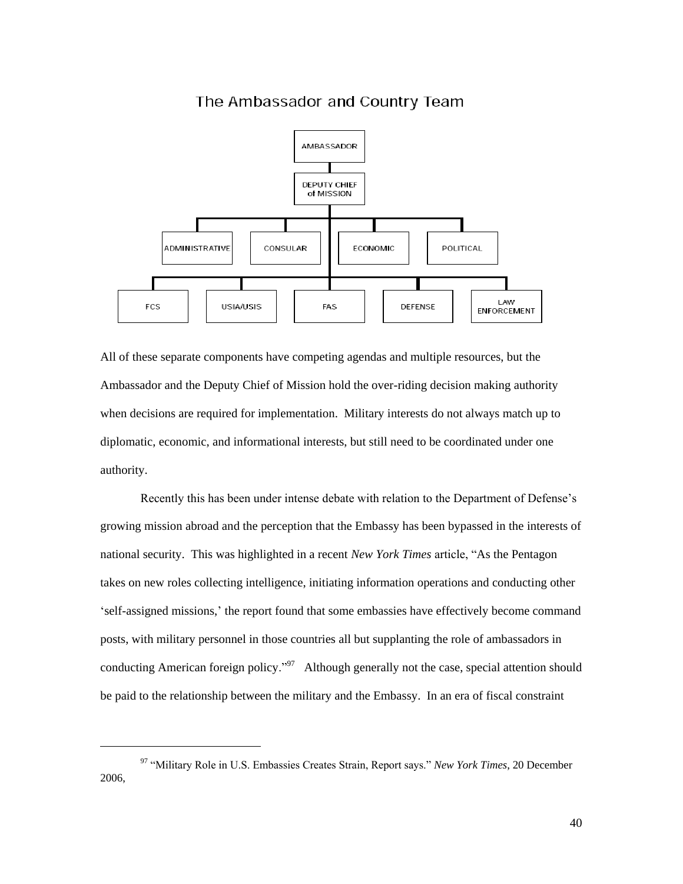The Ambassador and Country Team

AMBASSADOR

DEPUTY CHIEF of MISSION

ADMINISTRATIVE | CONSULAR | ECONOMIC | POLITICAL

FCS | USIA/USIS | FAS | DEFENSE | LAW ENFORCEMENT

All of these separate components have competing agendas and multiple resources, but the Ambassador and the Deputy Chief of Mission hold the over-riding decision making authority when decisions are required for implementation. Military interests do not always match up to diplomatic, economic, and informational interests, but still need to be coordinated under one authority.

Recently this has been under intense debate with relation to the Department of Defense's growing mission abroad and the perception that the Embassy has been bypassed in the interests of national security. This was highlighted in a recent *New York Times* article, "As the Pentagon takes on new roles collecting intelligence, initiating information operations and conducting other 'self-assigned missions,' the report found that some embassies have effectively become command posts, with military personnel in those countries all but supplanting the role of ambassadors in conducting American foreign policy."[97] Although generally not the case, special attention should be paid to the relationship between the military and the Embassy. In an era of fiscal constraint

---

[97] "Military Role in U.S. Embassies Creates Strain, Report says." *New York Times*, 20 December 2006,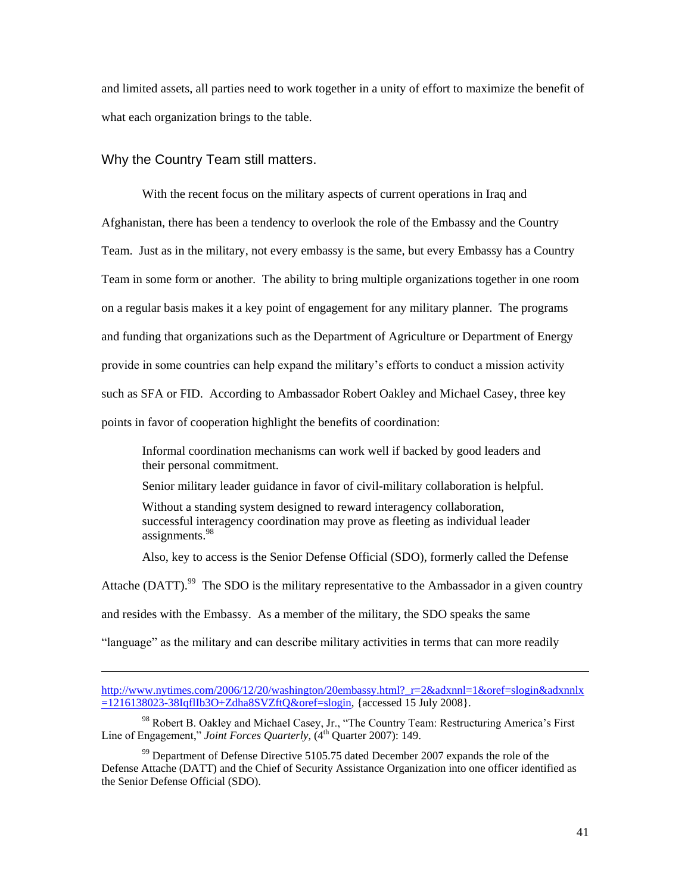and limited assets, all parties need to work together in a unity of effort to maximize the benefit of what each organization brings to the table.

## Why the Country Team still matters.

With the recent focus on the military aspects of current operations in Iraq and Afghanistan, there has been a tendency to overlook the role of the Embassy and the Country Team. Just as in the military, not every embassy is the same, but every Embassy has a Country Team in some form or another. The ability to bring multiple organizations together in one room on a regular basis makes it a key point of engagement for any military planner. The programs and funding that organizations such as the Department of Agriculture or Department of Energy provide in some countries can help expand the military's efforts to conduct a mission activity such as SFA or FID. According to Ambassador Robert Oakley and Michael Casey, three key points in favor of cooperation highlight the benefits of coordination:

> Informal coordination mechanisms can work well if backed by good leaders and their personal commitment.
>
> Senior military leader guidance in favor of civil-military collaboration is helpful.
>
> Without a standing system designed to reward interagency collaboration, successful interagency coordination may prove as fleeting as individual leader assignments.[98]

Also, key to access is the Senior Defense Official (SDO), formerly called the Defense Attache (DATT).[99] The SDO is the military representative to the Ambassador in a given country and resides with the Embassy. As a member of the military, the SDO speaks the same "language" as the military and can describe military activities in terms that can more readily

---

http://www.nytimes.com/2006/12/20/washington/20embassy.html?_r=2&adxnnl=1&oref=slogin&adxnnlx=1216138023-38IqflIb3O+Zdha8SVZftQ&oref=slogin, {accessed 15 July 2008}.

[98] Robert B. Oakley and Michael Casey, Jr., "The Country Team: Restructuring America's First Line of Engagement," *Joint Forces Quarterly*, (4th Quarter 2007): 149.

[99] Department of Defense Directive 5105.75 dated December 2007 expands the role of the Defense Attache (DATT) and the Chief of Security Assistance Organization into one officer identified as the Senior Defense Official (SDO).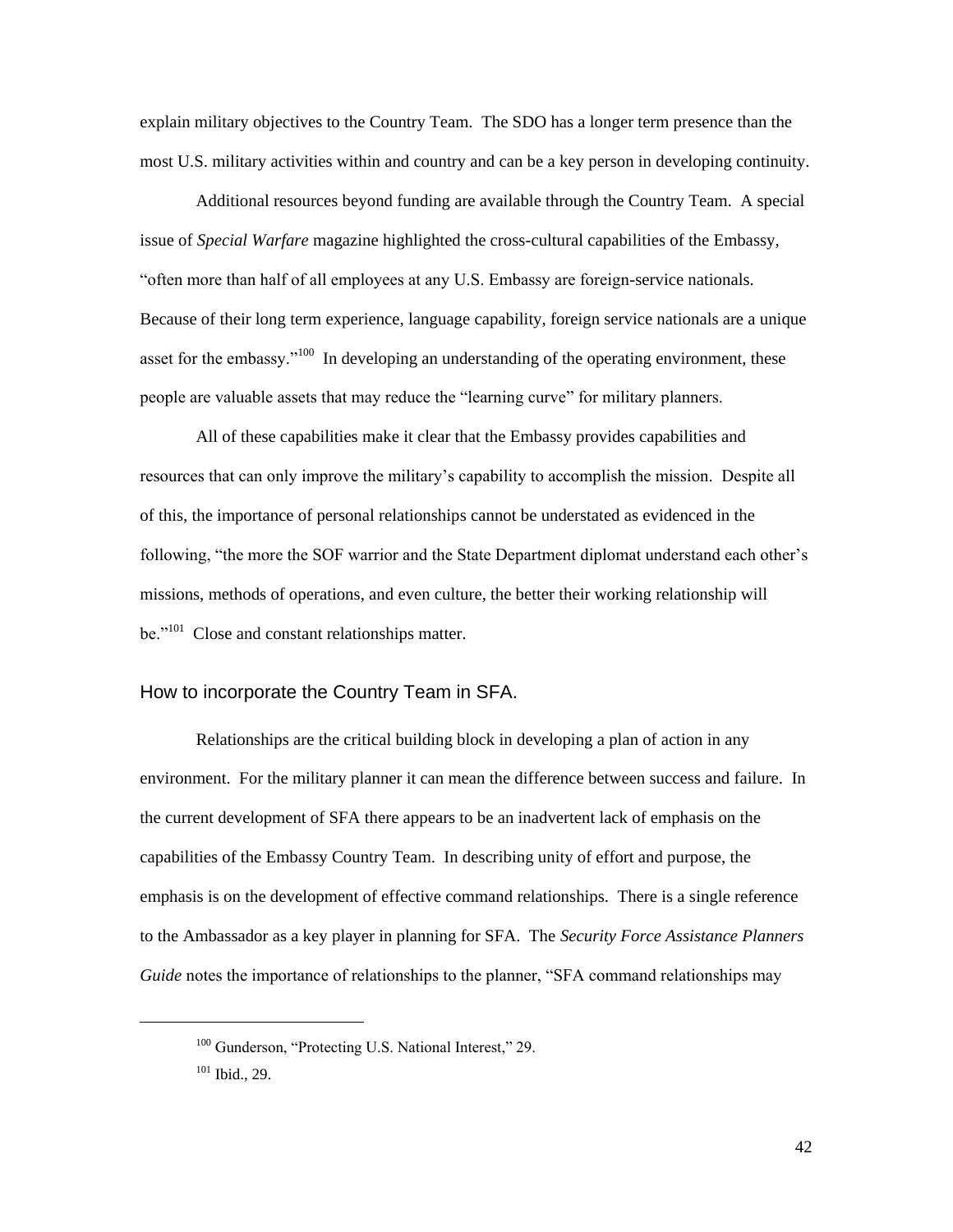explain military objectives to the Country Team. The SDO has a longer term presence than the most U.S. military activities within and country and can be a key person in developing continuity.

Additional resources beyond funding are available through the Country Team. A special issue of *Special Warfare* magazine highlighted the cross-cultural capabilities of the Embassy, "often more than half of all employees at any U.S. Embassy are foreign-service nationals. Because of their long term experience, language capability, foreign service nationals are a unique asset for the embassy."[100] In developing an understanding of the operating environment, these people are valuable assets that may reduce the "learning curve" for military planners.

All of these capabilities make it clear that the Embassy provides capabilities and resources that can only improve the military's capability to accomplish the mission. Despite all of this, the importance of personal relationships cannot be understated as evidenced in the following, "the more the SOF warrior and the State Department diplomat understand each other's missions, methods of operations, and even culture, the better their working relationship will be."[101] Close and constant relationships matter.

## How to incorporate the Country Team in SFA.

Relationships are the critical building block in developing a plan of action in any environment. For the military planner it can mean the difference between success and failure. In the current development of SFA there appears to be an inadvertent lack of emphasis on the capabilities of the Embassy Country Team. In describing unity of effort and purpose, the emphasis is on the development of effective command relationships. There is a single reference to the Ambassador as a key player in planning for SFA. The *Security Force Assistance Planners Guide* notes the importance of relationships to the planner, "SFA command relationships may

---

[100] Gunderson, "Protecting U.S. National Interest," 29.

[101] Ibid., 29.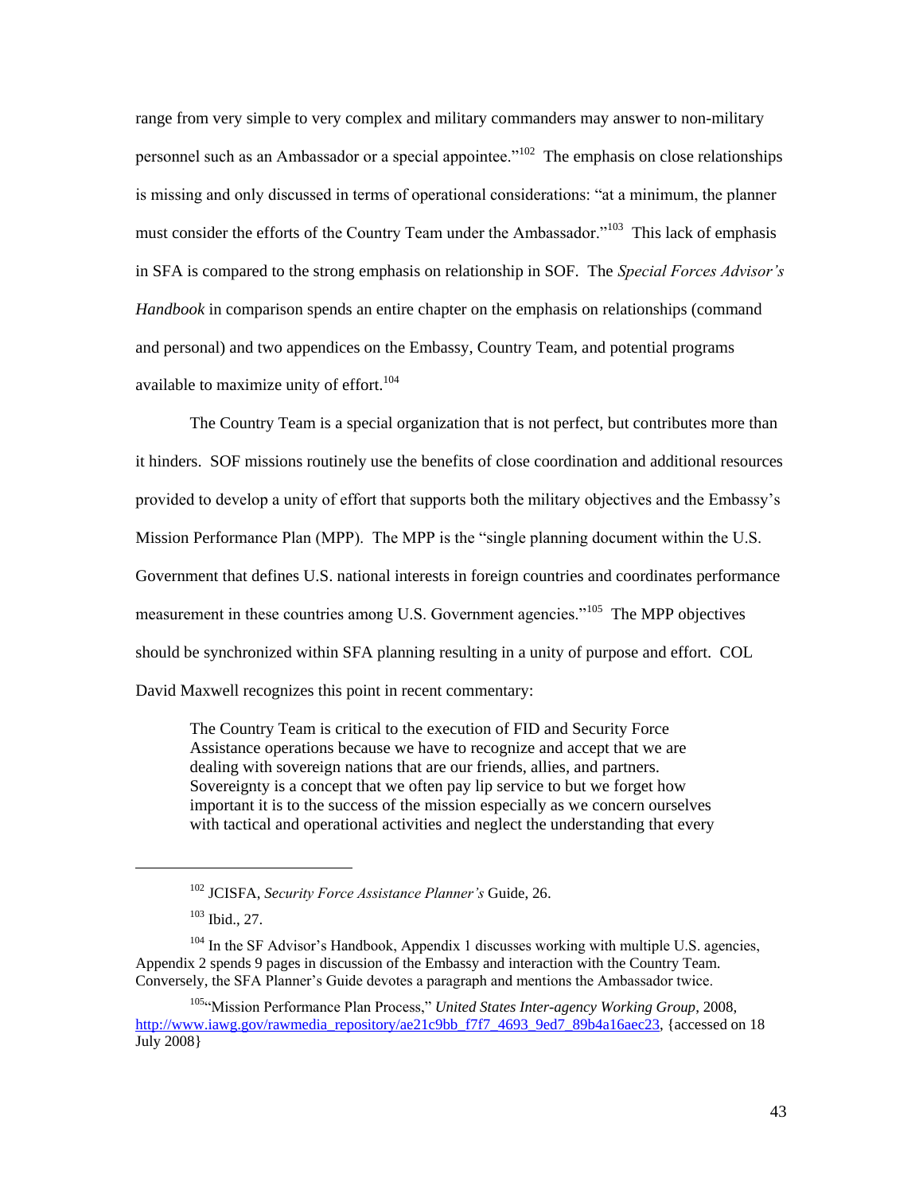range from very simple to very complex and military commanders may answer to non-military personnel such as an Ambassador or a special appointee."[102] The emphasis on close relationships is missing and only discussed in terms of operational considerations: "at a minimum, the planner must consider the efforts of the Country Team under the Ambassador."[103] This lack of emphasis in SFA is compared to the strong emphasis on relationship in SOF. The *Special Forces Advisor's Handbook* in comparison spends an entire chapter on the emphasis on relationships (command and personal) and two appendices on the Embassy, Country Team, and potential programs available to maximize unity of effort.[104]

The Country Team is a special organization that is not perfect, but contributes more than it hinders. SOF missions routinely use the benefits of close coordination and additional resources provided to develop a unity of effort that supports both the military objectives and the Embassy's Mission Performance Plan (MPP). The MPP is the "single planning document within the U.S. Government that defines U.S. national interests in foreign countries and coordinates performance measurement in these countries among U.S. Government agencies."[105] The MPP objectives should be synchronized within SFA planning resulting in a unity of purpose and effort. COL David Maxwell recognizes this point in recent commentary:

> The Country Team is critical to the execution of FID and Security Force Assistance operations because we have to recognize and accept that we are dealing with sovereign nations that are our friends, allies, and partners. Sovereignty is a concept that we often pay lip service to but we forget how important it is to the success of the mission especially as we concern ourselves with tactical and operational activities and neglect the understanding that every

---

[102] JCISFA, *Security Force Assistance Planner's* Guide, 26.

[103] Ibid., 27.

[104] In the SF Advisor's Handbook, Appendix 1 discusses working with multiple U.S. agencies, Appendix 2 spends 9 pages in discussion of the Embassy and interaction with the Country Team. Conversely, the SFA Planner's Guide devotes a paragraph and mentions the Ambassador twice.

[105] "Mission Performance Plan Process," *United States Inter-agency Working Group*, 2008, http://www.iawg.gov/rawmedia_repository/ae21c9bb_f7f7_4693_9ed7_89b4a16aec23, {accessed on 18 July 2008}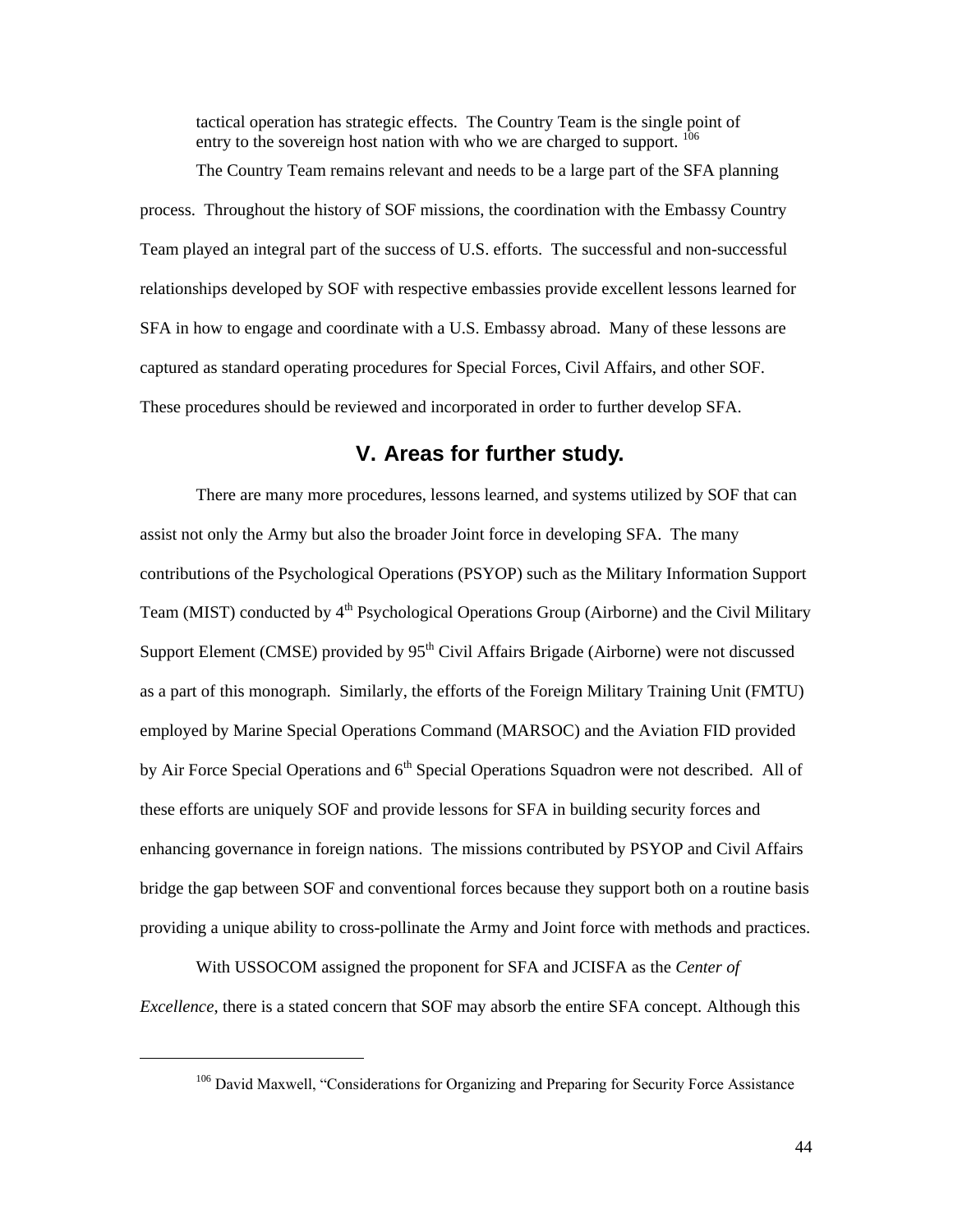tactical operation has strategic effects. The Country Team is the single point of entry to the sovereign host nation with who we are charged to support. [106]

The Country Team remains relevant and needs to be a large part of the SFA planning process. Throughout the history of SOF missions, the coordination with the Embassy Country Team played an integral part of the success of U.S. efforts. The successful and non-successful relationships developed by SOF with respective embassies provide excellent lessons learned for SFA in how to engage and coordinate with a U.S. Embassy abroad. Many of these lessons are captured as standard operating procedures for Special Forces, Civil Affairs, and other SOF. These procedures should be reviewed and incorporated in order to further develop SFA.

## V. Areas for further study.

There are many more procedures, lessons learned, and systems utilized by SOF that can assist not only the Army but also the broader Joint force in developing SFA. The many contributions of the Psychological Operations (PSYOP) such as the Military Information Support Team (MIST) conducted by 4th Psychological Operations Group (Airborne) and the Civil Military Support Element (CMSE) provided by 95th Civil Affairs Brigade (Airborne) were not discussed as a part of this monograph. Similarly, the efforts of the Foreign Military Training Unit (FMTU) employed by Marine Special Operations Command (MARSOC) and the Aviation FID provided by Air Force Special Operations and 6th Special Operations Squadron were not described. All of these efforts are uniquely SOF and provide lessons for SFA in building security forces and enhancing governance in foreign nations. The missions contributed by PSYOP and Civil Affairs bridge the gap between SOF and conventional forces because they support both on a routine basis providing a unique ability to cross-pollinate the Army and Joint force with methods and practices.

With USSOCOM assigned the proponent for SFA and JCISFA as the *Center of Excellence*, there is a stated concern that SOF may absorb the entire SFA concept. Although this

---

[106] David Maxwell, "Considerations for Organizing and Preparing for Security Force Assistance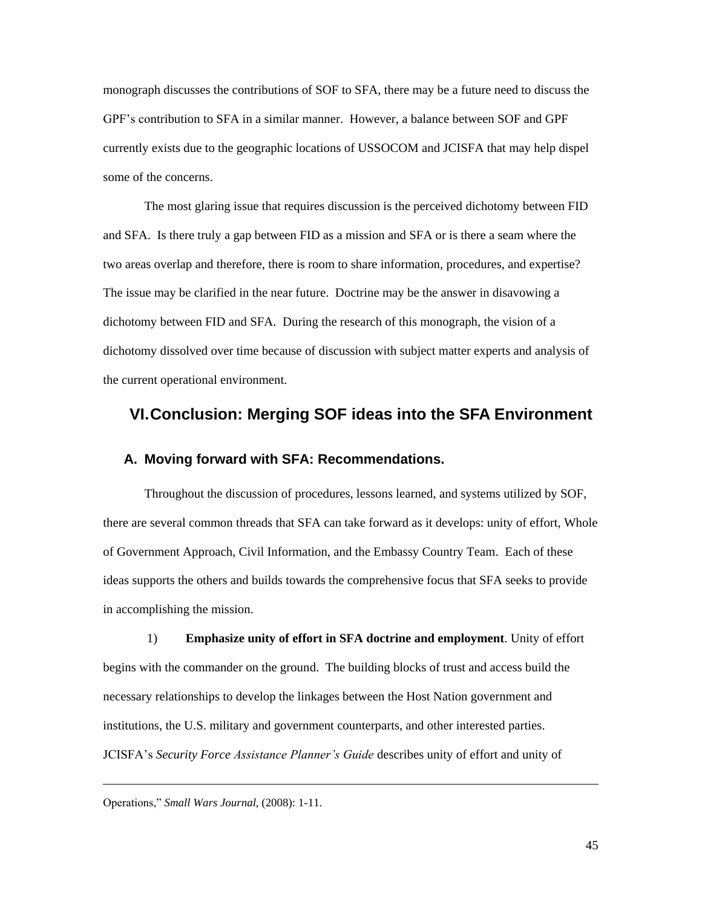monograph discusses the contributions of SOF to SFA, there may be a future need to discuss the GPF's contribution to SFA in a similar manner. However, a balance between SOF and GPF currently exists due to the geographic locations of USSOCOM and JCISFA that may help dispel some of the concerns.

The most glaring issue that requires discussion is the perceived dichotomy between FID and SFA. Is there truly a gap between FID as a mission and SFA or is there a seam where the two areas overlap and therefore, there is room to share information, procedures, and expertise? The issue may be clarified in the near future. Doctrine may be the answer in disavowing a dichotomy between FID and SFA. During the research of this monograph, the vision of a dichotomy dissolved over time because of discussion with subject matter experts and analysis of the current operational environment.

# VI. Conclusion: Merging SOF ideas into the SFA Environment

## A. Moving forward with SFA: Recommendations.

Throughout the discussion of procedures, lessons learned, and systems utilized by SOF, there are several common threads that SFA can take forward as it develops: unity of effort, Whole of Government Approach, Civil Information, and the Embassy Country Team. Each of these ideas supports the others and builds towards the comprehensive focus that SFA seeks to provide in accomplishing the mission.

1) **Emphasize unity of effort in SFA doctrine and employment**. Unity of effort begins with the commander on the ground. The building blocks of trust and access build the necessary relationships to develop the linkages between the Host Nation government and institutions, the U.S. military and government counterparts, and other interested parties. JCISFA's *Security Force Assistance Planner's Guide* describes unity of effort and unity of

---

Operations," *Small Wars Journal*, (2008): 1-11.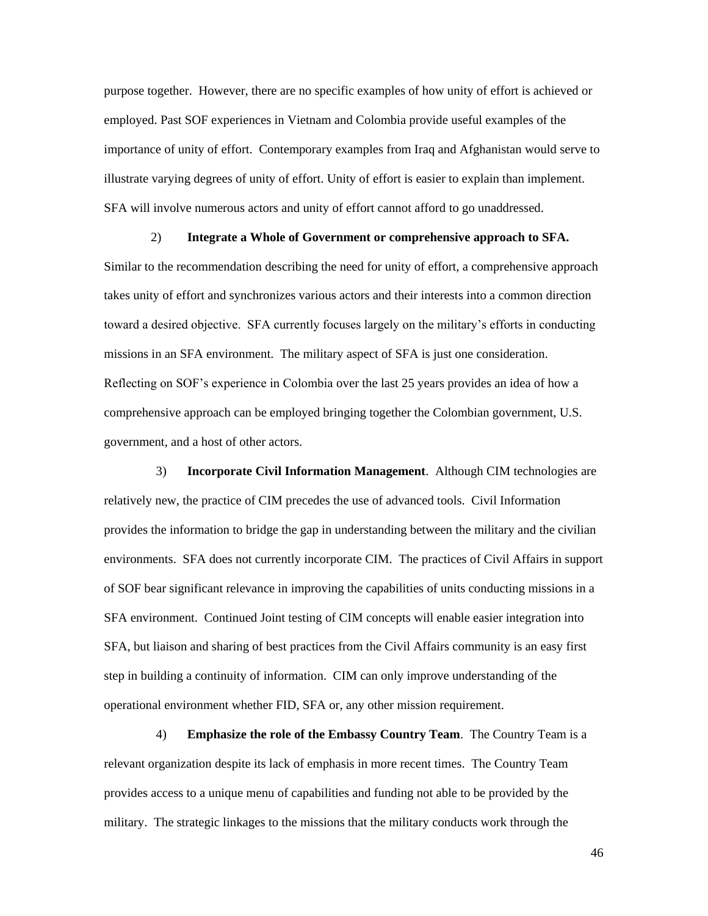purpose together. However, there are no specific examples of how unity of effort is achieved or employed. Past SOF experiences in Vietnam and Colombia provide useful examples of the importance of unity of effort. Contemporary examples from Iraq and Afghanistan would serve to illustrate varying degrees of unity of effort. Unity of effort is easier to explain than implement. SFA will involve numerous actors and unity of effort cannot afford to go unaddressed.

2) **Integrate a Whole of Government or comprehensive approach to SFA.** Similar to the recommendation describing the need for unity of effort, a comprehensive approach takes unity of effort and synchronizes various actors and their interests into a common direction toward a desired objective. SFA currently focuses largely on the military's efforts in conducting missions in an SFA environment. The military aspect of SFA is just one consideration. Reflecting on SOF's experience in Colombia over the last 25 years provides an idea of how a comprehensive approach can be employed bringing together the Colombian government, U.S. government, and a host of other actors.

3) **Incorporate Civil Information Management**. Although CIM technologies are relatively new, the practice of CIM precedes the use of advanced tools. Civil Information provides the information to bridge the gap in understanding between the military and the civilian environments. SFA does not currently incorporate CIM. The practices of Civil Affairs in support of SOF bear significant relevance in improving the capabilities of units conducting missions in a SFA environment. Continued Joint testing of CIM concepts will enable easier integration into SFA, but liaison and sharing of best practices from the Civil Affairs community is an easy first step in building a continuity of information. CIM can only improve understanding of the operational environment whether FID, SFA or, any other mission requirement.

4) **Emphasize the role of the Embassy Country Team**. The Country Team is a relevant organization despite its lack of emphasis in more recent times. The Country Team provides access to a unique menu of capabilities and funding not able to be provided by the military. The strategic linkages to the missions that the military conducts work through the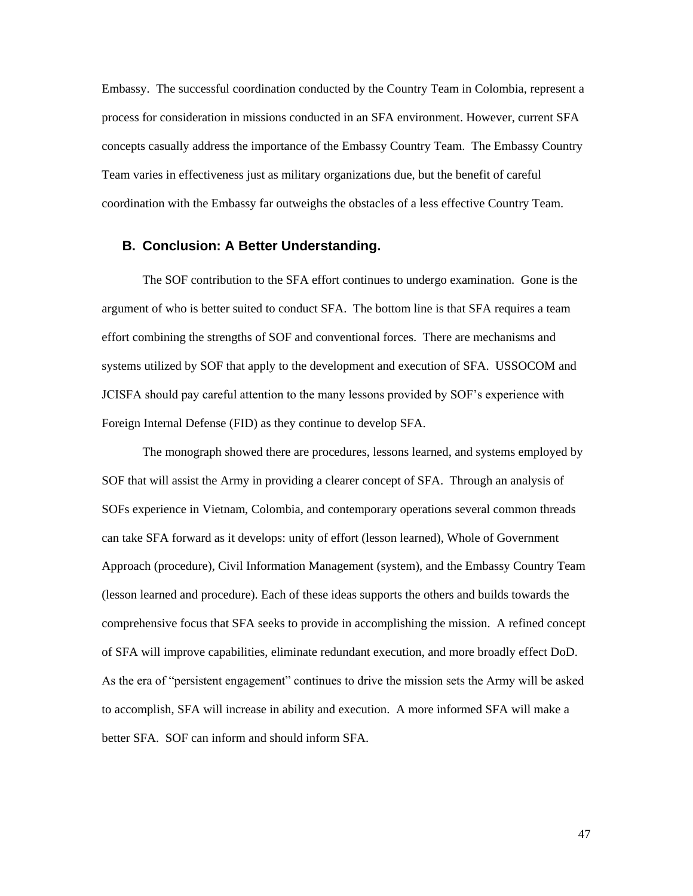Embassy. The successful coordination conducted by the Country Team in Colombia, represent a process for consideration in missions conducted in an SFA environment. However, current SFA concepts casually address the importance of the Embassy Country Team. The Embassy Country Team varies in effectiveness just as military organizations due, but the benefit of careful coordination with the Embassy far outweighs the obstacles of a less effective Country Team.

## B. Conclusion: A Better Understanding.

The SOF contribution to the SFA effort continues to undergo examination. Gone is the argument of who is better suited to conduct SFA. The bottom line is that SFA requires a team effort combining the strengths of SOF and conventional forces. There are mechanisms and systems utilized by SOF that apply to the development and execution of SFA. USSOCOM and JCISFA should pay careful attention to the many lessons provided by SOF's experience with Foreign Internal Defense (FID) as they continue to develop SFA.

The monograph showed there are procedures, lessons learned, and systems employed by SOF that will assist the Army in providing a clearer concept of SFA. Through an analysis of SOFs experience in Vietnam, Colombia, and contemporary operations several common threads can take SFA forward as it develops: unity of effort (lesson learned), Whole of Government Approach (procedure), Civil Information Management (system), and the Embassy Country Team (lesson learned and procedure). Each of these ideas supports the others and builds towards the comprehensive focus that SFA seeks to provide in accomplishing the mission. A refined concept of SFA will improve capabilities, eliminate redundant execution, and more broadly effect DoD. As the era of "persistent engagement" continues to drive the mission sets the Army will be asked to accomplish, SFA will increase in ability and execution. A more informed SFA will make a better SFA. SOF can inform and should inform SFA.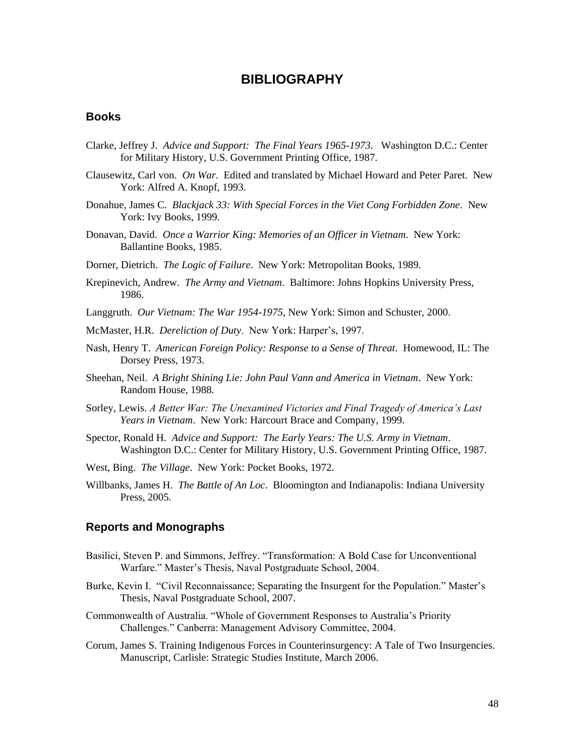# BIBLIOGRAPHY

## Books

Clarke, Jeffrey J. *Advice and Support: The Final Years 1965-1973*. Washington D.C.: Center for Military History, U.S. Government Printing Office, 1987.

Clausewitz, Carl von. *On War*. Edited and translated by Michael Howard and Peter Paret. New York: Alfred A. Knopf, 1993.

Donahue, James C. *Blackjack 33: With Special Forces in the Viet Cong Forbidden Zone*. New York: Ivy Books, 1999.

Donavan, David. *Once a Warrior King: Memories of an Officer in Vietnam*. New York: Ballantine Books, 1985.

Dorner, Dietrich. *The Logic of Failure*. New York: Metropolitan Books, 1989.

Krepinevich, Andrew. *The Army and Vietnam*. Baltimore: Johns Hopkins University Press, 1986.

Langgruth. *Our Vietnam: The War 1954-1975*, New York: Simon and Schuster, 2000.

McMaster, H.R. *Dereliction of Duty*. New York: Harper's, 1997.

Nash, Henry T. *American Foreign Policy: Response to a Sense of Threat*. Homewood, IL: The Dorsey Press, 1973.

Sheehan, Neil. *A Bright Shining Lie: John Paul Vann and America in Vietnam*. New York: Random House, 1988.

Sorley, Lewis. *A Better War: The Unexamined Victories and Final Tragedy of America's Last Years in Vietnam*. New York: Harcourt Brace and Company, 1999.

Spector, Ronald H. *Advice and Support: The Early Years: The U.S. Army in Vietnam*. Washington D.C.: Center for Military History, U.S. Government Printing Office, 1987.

West, Bing. *The Village*. New York: Pocket Books, 1972.

Willbanks, James H. *The Battle of An Loc*. Bloomington and Indianapolis: Indiana University Press, 2005.

## Reports and Monographs

Basilici, Steven P. and Simmons, Jeffrey. "Transformation: A Bold Case for Unconventional Warfare." Master's Thesis, Naval Postgraduate School, 2004.

Burke, Kevin I. "Civil Reconnaissance; Separating the Insurgent for the Population." Master's Thesis, Naval Postgraduate School, 2007.

Commonwealth of Australia. "Whole of Government Responses to Australia's Priority Challenges." Canberra: Management Advisory Committee, 2004.

Corum, James S. Training Indigenous Forces in Counterinsurgency: A Tale of Two Insurgencies. Manuscript, Carlisle: Strategic Studies Institute, March 2006.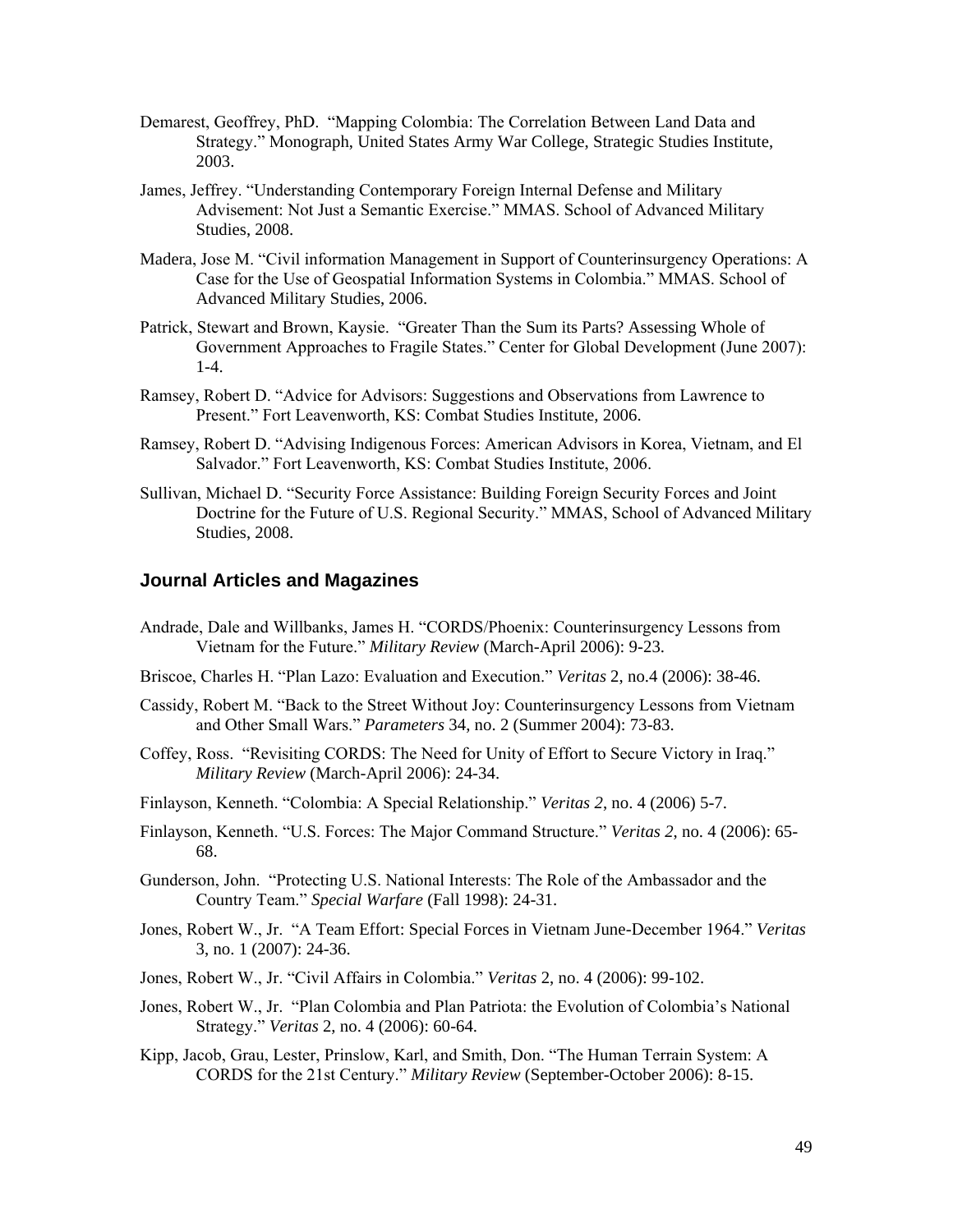Demarest, Geoffrey, PhD. "Mapping Colombia: The Correlation Between Land Data and Strategy." Monograph, United States Army War College, Strategic Studies Institute, 2003.

James, Jeffrey. "Understanding Contemporary Foreign Internal Defense and Military Advisement: Not Just a Semantic Exercise." MMAS. School of Advanced Military Studies, 2008.

Madera, Jose M. "Civil information Management in Support of Counterinsurgency Operations: A Case for the Use of Geospatial Information Systems in Colombia." MMAS. School of Advanced Military Studies, 2006.

Patrick, Stewart and Brown, Kaysie. "Greater Than the Sum its Parts? Assessing Whole of Government Approaches to Fragile States." Center for Global Development (June 2007): 1-4.

Ramsey, Robert D. "Advice for Advisors: Suggestions and Observations from Lawrence to Present." Fort Leavenworth, KS: Combat Studies Institute, 2006.

Ramsey, Robert D. "Advising Indigenous Forces: American Advisors in Korea, Vietnam, and El Salvador." Fort Leavenworth, KS: Combat Studies Institute, 2006.

Sullivan, Michael D. "Security Force Assistance: Building Foreign Security Forces and Joint Doctrine for the Future of U.S. Regional Security." MMAS, School of Advanced Military Studies, 2008.

## Journal Articles and Magazines

Andrade, Dale and Willbanks, James H. "CORDS/Phoenix: Counterinsurgency Lessons from Vietnam for the Future." *Military Review* (March-April 2006): 9-23.

Briscoe, Charles H. "Plan Lazo: Evaluation and Execution." *Veritas* 2, no.4 (2006): 38-46.

Cassidy, Robert M. "Back to the Street Without Joy: Counterinsurgency Lessons from Vietnam and Other Small Wars." *Parameters* 34, no. 2 (Summer 2004): 73-83.

Coffey, Ross. "Revisiting CORDS: The Need for Unity of Effort to Secure Victory in Iraq." *Military Review* (March-April 2006): 24-34.

Finlayson, Kenneth. "Colombia: A Special Relationship." *Veritas 2*, no. 4 (2006) 5-7.

Finlayson, Kenneth. "U.S. Forces: The Major Command Structure." *Veritas 2*, no. 4 (2006): 65-68.

Gunderson, John. "Protecting U.S. National Interests: The Role of the Ambassador and the Country Team." *Special Warfare* (Fall 1998): 24-31.

Jones, Robert W., Jr. "A Team Effort: Special Forces in Vietnam June-December 1964." *Veritas* 3, no. 1 (2007): 24-36.

Jones, Robert W., Jr. "Civil Affairs in Colombia." *Veritas* 2, no. 4 (2006): 99-102.

Jones, Robert W., Jr. "Plan Colombia and Plan Patriota: the Evolution of Colombia's National Strategy." *Veritas* 2, no. 4 (2006): 60-64.

Kipp, Jacob, Grau, Lester, Prinslow, Karl, and Smith, Don. "The Human Terrain System: A CORDS for the 21st Century." *Military Review* (September-October 2006): 8-15.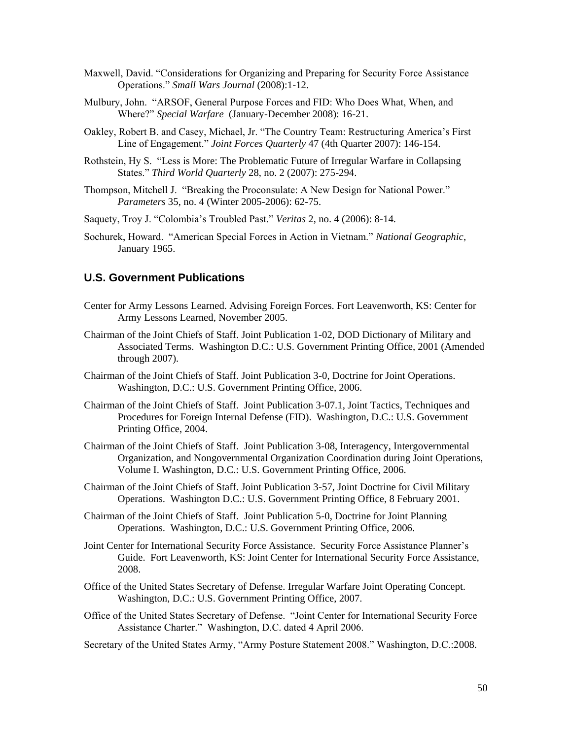Maxwell, David. "Considerations for Organizing and Preparing for Security Force Assistance Operations." *Small Wars Journal* (2008):1-12.

Mulbury, John. "ARSOF, General Purpose Forces and FID: Who Does What, When, and Where?" *Special Warfare* (January-December 2008): 16-21.

Oakley, Robert B. and Casey, Michael, Jr. "The Country Team: Restructuring America's First Line of Engagement." *Joint Forces Quarterly* 47 (4th Quarter 2007): 146-154.

Rothstein, Hy S. "Less is More: The Problematic Future of Irregular Warfare in Collapsing States." *Third World Quarterly* 28, no. 2 (2007): 275-294.

Thompson, Mitchell J. "Breaking the Proconsulate: A New Design for National Power." *Parameters* 35, no. 4 (Winter 2005-2006): 62-75.

Saquety, Troy J. "Colombia's Troubled Past." *Veritas* 2, no. 4 (2006): 8-14.

Sochurek, Howard. "American Special Forces in Action in Vietnam." *National Geographic*, January 1965.

## U.S. Government Publications

Center for Army Lessons Learned. Advising Foreign Forces. Fort Leavenworth, KS: Center for Army Lessons Learned, November 2005.

Chairman of the Joint Chiefs of Staff. Joint Publication 1-02, DOD Dictionary of Military and Associated Terms. Washington D.C.: U.S. Government Printing Office, 2001 (Amended through 2007).

Chairman of the Joint Chiefs of Staff. Joint Publication 3-0, Doctrine for Joint Operations. Washington, D.C.: U.S. Government Printing Office, 2006.

Chairman of the Joint Chiefs of Staff. Joint Publication 3-07.1, Joint Tactics, Techniques and Procedures for Foreign Internal Defense (FID). Washington, D.C.: U.S. Government Printing Office, 2004.

Chairman of the Joint Chiefs of Staff. Joint Publication 3-08, Interagency, Intergovernmental Organization, and Nongovernmental Organization Coordination during Joint Operations, Volume I. Washington, D.C.: U.S. Government Printing Office, 2006.

Chairman of the Joint Chiefs of Staff. Joint Publication 3-57, Joint Doctrine for Civil Military Operations. Washington D.C.: U.S. Government Printing Office, 8 February 2001.

Chairman of the Joint Chiefs of Staff. Joint Publication 5-0, Doctrine for Joint Planning Operations. Washington, D.C.: U.S. Government Printing Office, 2006.

Joint Center for International Security Force Assistance. Security Force Assistance Planner's Guide. Fort Leavenworth, KS: Joint Center for International Security Force Assistance, 2008.

Office of the United States Secretary of Defense. Irregular Warfare Joint Operating Concept. Washington, D.C.: U.S. Government Printing Office, 2007.

Office of the United States Secretary of Defense. "Joint Center for International Security Force Assistance Charter." Washington, D.C. dated 4 April 2006.

Secretary of the United States Army, "Army Posture Statement 2008." Washington, D.C.:2008.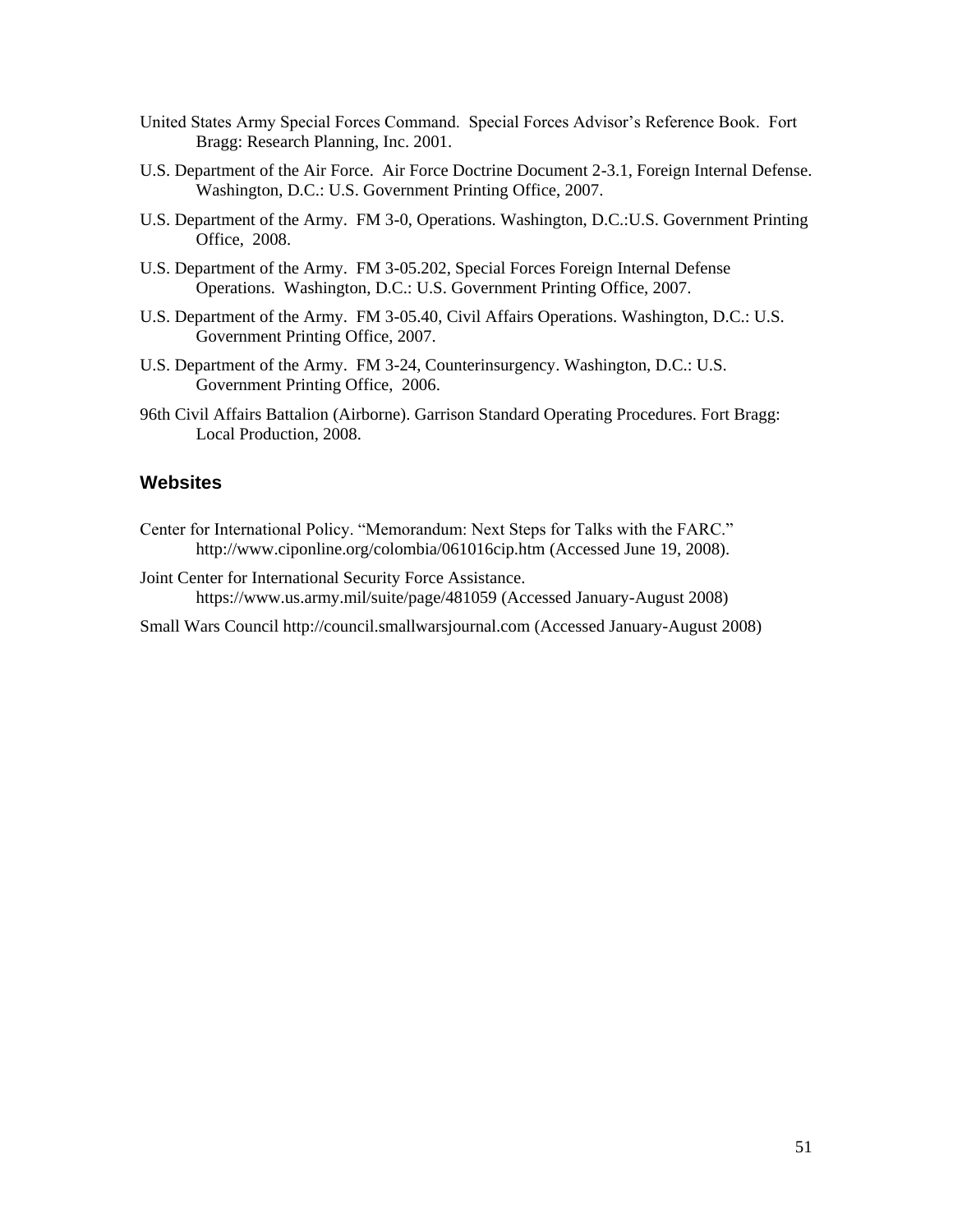United States Army Special Forces Command. Special Forces Advisor's Reference Book. Fort Bragg: Research Planning, Inc. 2001.

U.S. Department of the Air Force. Air Force Doctrine Document 2-3.1, Foreign Internal Defense. Washington, D.C.: U.S. Government Printing Office, 2007.

U.S. Department of the Army. FM 3-0, Operations. Washington, D.C.:U.S. Government Printing Office, 2008.

U.S. Department of the Army. FM 3-05.202, Special Forces Foreign Internal Defense Operations. Washington, D.C.: U.S. Government Printing Office, 2007.

U.S. Department of the Army. FM 3-05.40, Civil Affairs Operations. Washington, D.C.: U.S. Government Printing Office, 2007.

U.S. Department of the Army. FM 3-24, Counterinsurgency. Washington, D.C.: U.S. Government Printing Office, 2006.

96th Civil Affairs Battalion (Airborne). Garrison Standard Operating Procedures. Fort Bragg: Local Production, 2008.

## Websites

Center for International Policy. "Memorandum: Next Steps for Talks with the FARC." http://www.ciponline.org/colombia/061016cip.htm (Accessed June 19, 2008).

Joint Center for International Security Force Assistance. https://www.us.army.mil/suite/page/481059 (Accessed January-August 2008)

Small Wars Council http://council.smallwarsjournal.com (Accessed January-August 2008)